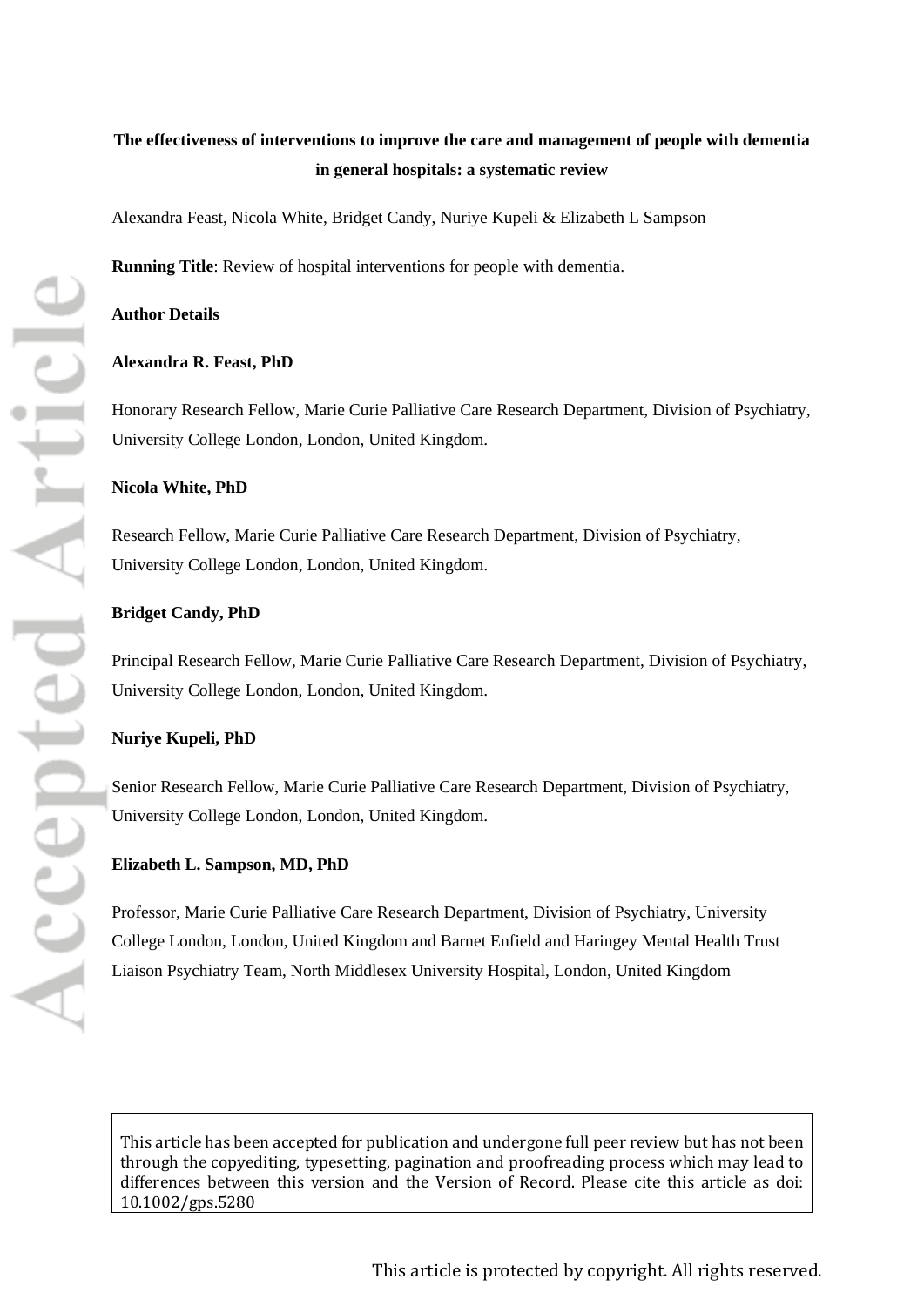# The effectiveness of interventions to improve the care and management of people with dementia in general hospitals: a systematic review

Alexandra Feast, Nicola White, Bridget Candy, Nuriye Kupeli & Elizabeth L Sampson

**Running Title**: Review of hospital interventions for people with dementia.

**Author Details**

**Alexandra R. Feast, PhD**

Honorary Research Fellow, Marie Curie Palliative Care Research Department, Division of Psychiatry, University College London, London, United Kingdom.

**Nicola White, PhD**

Research Fellow, Marie Curie Palliative Care Research Department, Division of Psychiatry, University College London, London, United Kingdom.

**Bridget Candy, PhD**

Principal Research Fellow, Marie Curie Palliative Care Research Department, Division of Psychiatry, University College London, London, United Kingdom.

**Nuriye Kupeli, PhD**

Senior Research Fellow, Marie Curie Palliative Care Research Department, Division of Psychiatry, University College London, London, United Kingdom.

**Elizabeth L. Sampson, MD, PhD**

Professor, Marie Curie Palliative Care Research Department, Division of Psychiatry, University College London, London, United Kingdom and Barnet Enfield and Haringey Mental Health Trust Liaison Psychiatry Team, North Middlesex University Hospital, London, United Kingdom

This article has been accepted for publication and undergone full peer review but has not been through the copyediting, typesetting, pagination and proofreading process which may lead to differences between this version and the Version of Record. Please cite this article as doi: 10.1002/gps.5280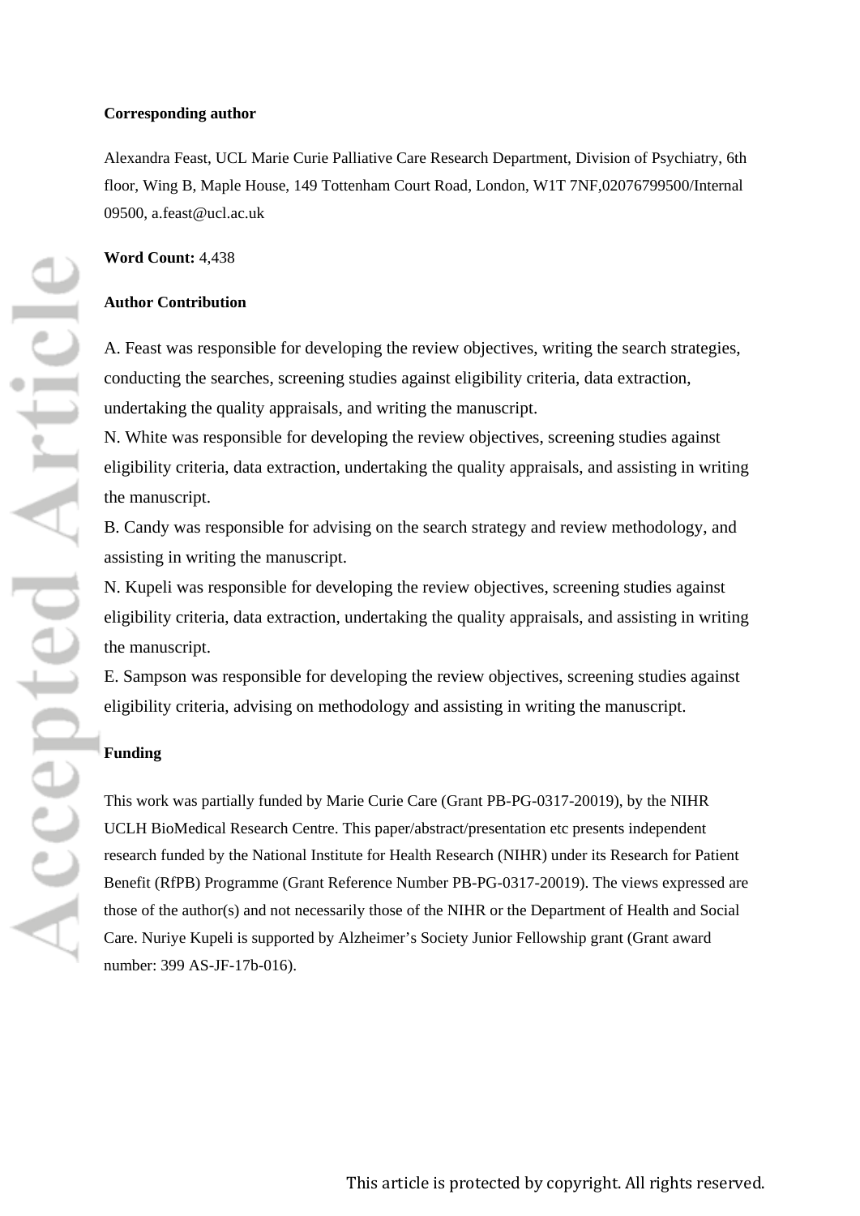**Corresponding author**

Alexandra Feast, UCL Marie Curie Palliative Care Research Department, Division of Psychiatry, 6th floor, Wing B, Maple House, 149 Tottenham Court Road, London, W1T 7NF,02076799500/Internal 09500, a.feast@ucl.ac.uk

**Word Count:** 4,438

**Author Contribution**

A. Feast was responsible for developing the review objectives, writing the search strategies, conducting the searches, screening studies against eligibility criteria, data extraction, undertaking the quality appraisals, and writing the manuscript.

N. White was responsible for developing the review objectives, screening studies against eligibility criteria, data extraction, undertaking the quality appraisals, and assisting in writing the manuscript.

B. Candy was responsible for advising on the search strategy and review methodology, and assisting in writing the manuscript.

N. Kupeli was responsible for developing the review objectives, screening studies against eligibility criteria, data extraction, undertaking the quality appraisals, and assisting in writing the manuscript.

E. Sampson was responsible for developing the review objectives, screening studies against eligibility criteria, advising on methodology and assisting in writing the manuscript.

**Funding**

This work was partially funded by Marie Curie Care (Grant PB-PG-0317-20019), by the NIHR UCLH BioMedical Research Centre. This paper/abstract/presentation etc presents independent research funded by the National Institute for Health Research (NIHR) under its Research for Patient Benefit (RfPB) Programme (Grant Reference Number PB-PG-0317-20019). The views expressed are those of the author(s) and not necessarily those of the NIHR or the Department of Health and Social Care. Nuriye Kupeli is supported by Alzheimer's Society Junior Fellowship grant (Grant award number: 399 AS-JF-17b-016).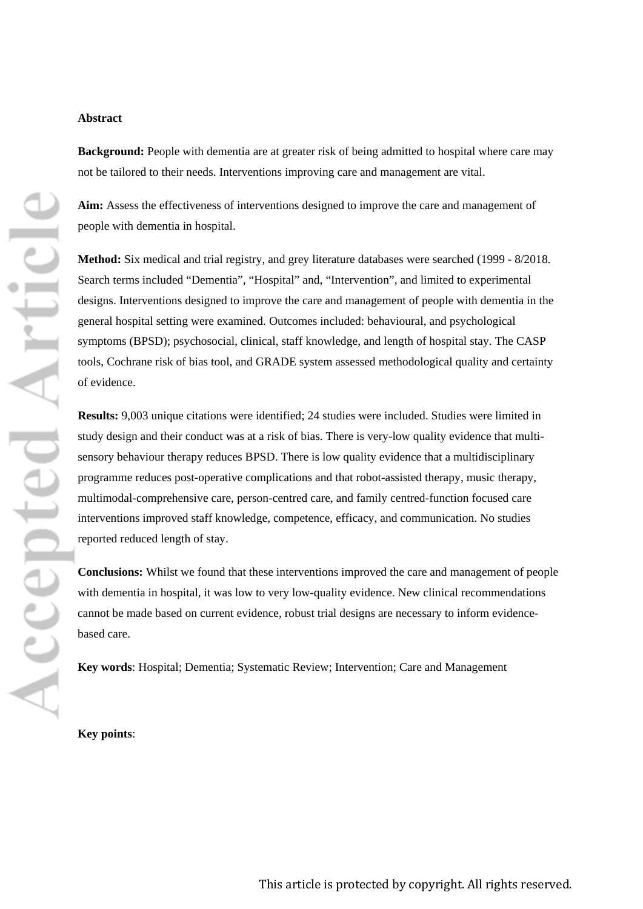**Abstract**

**Background:** People with dementia are at greater risk of being admitted to hospital where care may not be tailored to their needs. Interventions improving care and management are vital.

**Aim:** Assess the effectiveness of interventions designed to improve the care and management of people with dementia in hospital.

**Method:** Six medical and trial registry, and grey literature databases were searched (1999 - 8/2018. Search terms included "Dementia", "Hospital" and, "Intervention", and limited to experimental designs. Interventions designed to improve the care and management of people with dementia in the general hospital setting were examined. Outcomes included: behavioural, and psychological symptoms (BPSD); psychosocial, clinical, staff knowledge, and length of hospital stay. The CASP tools, Cochrane risk of bias tool, and GRADE system assessed methodological quality and certainty of evidence.

**Results:** 9,003 unique citations were identified; 24 studies were included. Studies were limited in study design and their conduct was at a risk of bias. There is very-low quality evidence that multi-sensory behaviour therapy reduces BPSD. There is low quality evidence that a multidisciplinary programme reduces post-operative complications and that robot-assisted therapy, music therapy, multimodal-comprehensive care, person-centred care, and family centred-function focused care interventions improved staff knowledge, competence, efficacy, and communication. No studies reported reduced length of stay.

**Conclusions:** Whilst we found that these interventions improved the care and management of people with dementia in hospital, it was low to very low-quality evidence. New clinical recommendations cannot be made based on current evidence, robust trial designs are necessary to inform evidence-based care.

**Key words**: Hospital; Dementia; Systematic Review; Intervention; Care and Management

**Key points**: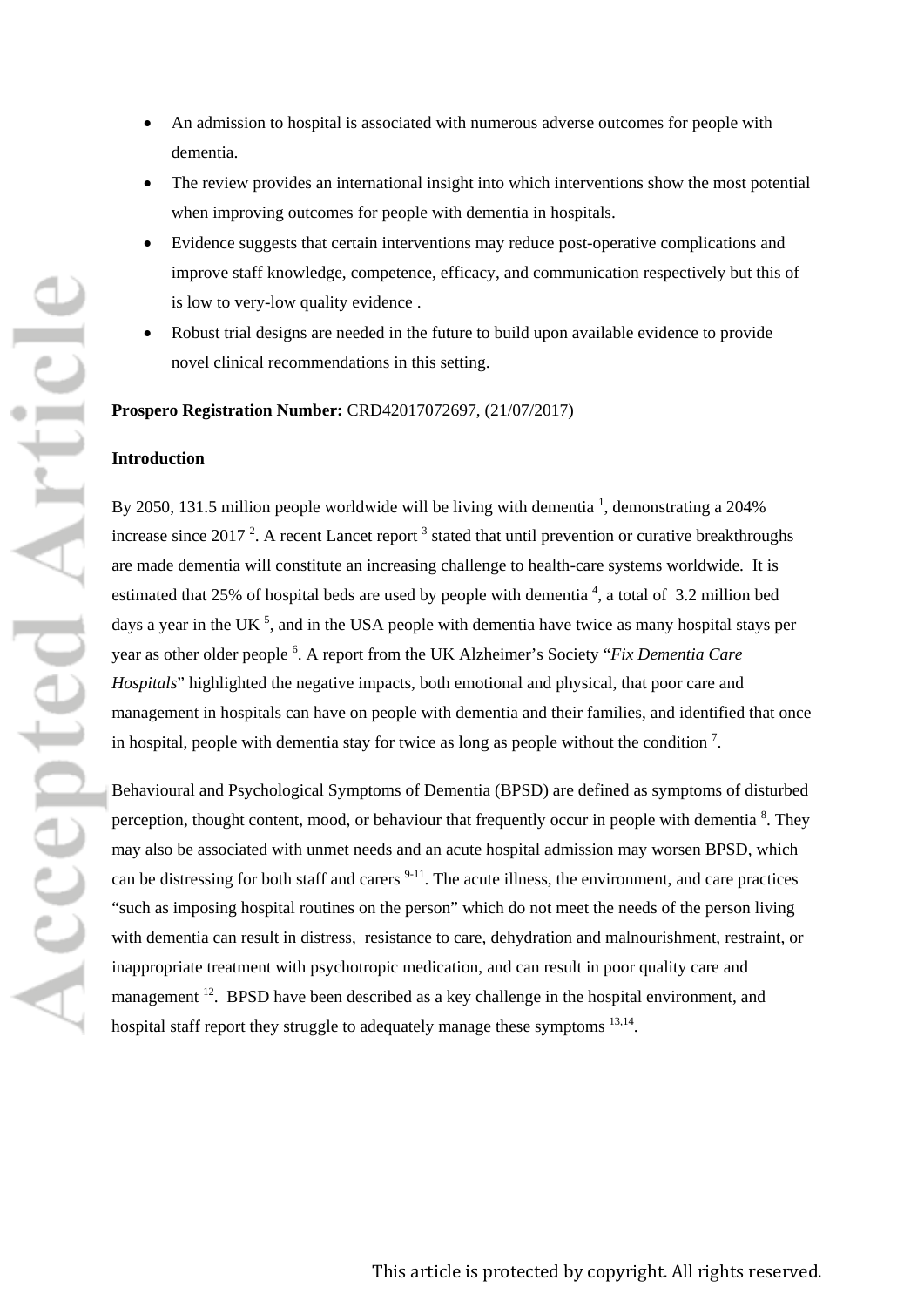- An admission to hospital is associated with numerous adverse outcomes for people with dementia.
- The review provides an international insight into which interventions show the most potential when improving outcomes for people with dementia in hospitals.
- Evidence suggests that certain interventions may reduce post-operative complications and improve staff knowledge, competence, efficacy, and communication respectively but this of is low to very-low quality evidence .
- Robust trial designs are needed in the future to build upon available evidence to provide novel clinical recommendations in this setting.

**Prospero Registration Number:** CRD42017072697, (21/07/2017)

## Introduction

By 2050, 131.5 million people worldwide will be living with dementia [1], demonstrating a 204% increase since 2017 [2]. A recent Lancet report [3] stated that until prevention or curative breakthroughs are made dementia will constitute an increasing challenge to health-care systems worldwide. It is estimated that 25% of hospital beds are used by people with dementia [4], a total of 3.2 million bed days a year in the UK [5], and in the USA people with dementia have twice as many hospital stays per year as other older people [6]. A report from the UK Alzheimer's Society "*Fix Dementia Care Hospitals*" highlighted the negative impacts, both emotional and physical, that poor care and management in hospitals can have on people with dementia and their families, and identified that once in hospital, people with dementia stay for twice as long as people without the condition [7].

Behavioural and Psychological Symptoms of Dementia (BPSD) are defined as symptoms of disturbed perception, thought content, mood, or behaviour that frequently occur in people with dementia [8]. They may also be associated with unmet needs and an acute hospital admission may worsen BPSD, which can be distressing for both staff and carers [9-11]. The acute illness, the environment, and care practices "such as imposing hospital routines on the person" which do not meet the needs of the person living with dementia can result in distress, resistance to care, dehydration and malnourishment, restraint, or inappropriate treatment with psychotropic medication, and can result in poor quality care and management [12]. BPSD have been described as a key challenge in the hospital environment, and hospital staff report they struggle to adequately manage these symptoms [13,14].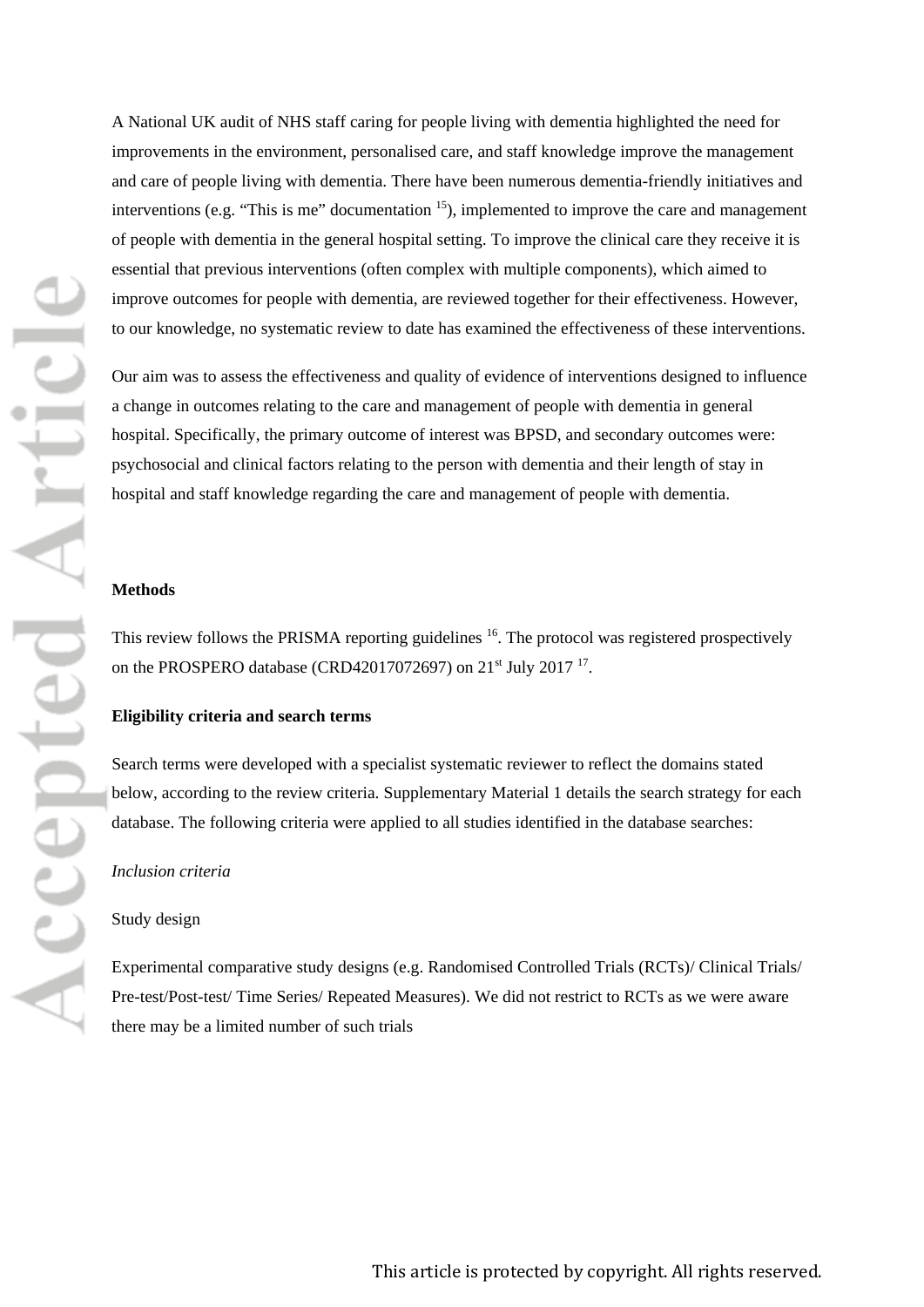A National UK audit of NHS staff caring for people living with dementia highlighted the need for improvements in the environment, personalised care, and staff knowledge improve the management and care of people living with dementia. There have been numerous dementia-friendly initiatives and interventions (e.g. “This is me” documentation [15]), implemented to improve the care and management of people with dementia in the general hospital setting. To improve the clinical care they receive it is essential that previous interventions (often complex with multiple components), which aimed to improve outcomes for people with dementia, are reviewed together for their effectiveness. However, to our knowledge, no systematic review to date has examined the effectiveness of these interventions.

Our aim was to assess the effectiveness and quality of evidence of interventions designed to influence a change in outcomes relating to the care and management of people with dementia in general hospital. Specifically, the primary outcome of interest was BPSD, and secondary outcomes were: psychosocial and clinical factors relating to the person with dementia and their length of stay in hospital and staff knowledge regarding the care and management of people with dementia.

## Methods

This review follows the PRISMA reporting guidelines [16]. The protocol was registered prospectively on the PROSPERO database (CRD42017072697) on 21st July 2017 [17].

### Eligibility criteria and search terms

Search terms were developed with a specialist systematic reviewer to reflect the domains stated below, according to the review criteria. Supplementary Material 1 details the search strategy for each database. The following criteria were applied to all studies identified in the database searches:

*Inclusion criteria*

Study design

Experimental comparative study designs (e.g. Randomised Controlled Trials (RCTs)/ Clinical Trials/ Pre-test/Post-test/ Time Series/ Repeated Measures). We did not restrict to RCTs as we were aware there may be a limited number of such trials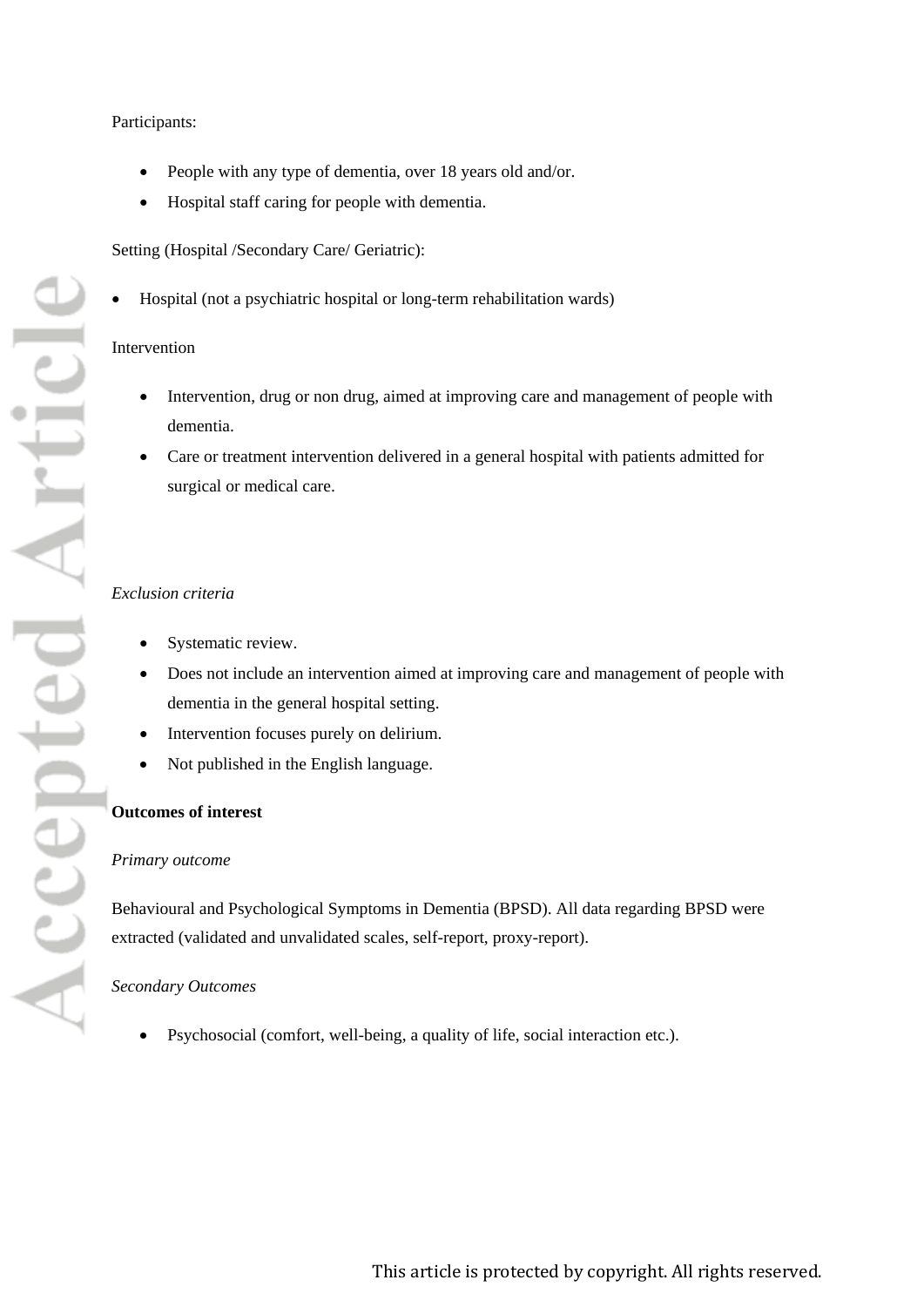Participants:

- People with any type of dementia, over 18 years old and/or.
- Hospital staff caring for people with dementia.

Setting (Hospital /Secondary Care/ Geriatric):

- Hospital (not a psychiatric hospital or long-term rehabilitation wards)

Intervention

- Intervention, drug or non drug, aimed at improving care and management of people with dementia.
- Care or treatment intervention delivered in a general hospital with patients admitted for surgical or medical care.

*Exclusion criteria*

- Systematic review.
- Does not include an intervention aimed at improving care and management of people with dementia in the general hospital setting.
- Intervention focuses purely on delirium.
- Not published in the English language.

**Outcomes of interest**

*Primary outcome*

Behavioural and Psychological Symptoms in Dementia (BPSD). All data regarding BPSD were extracted (validated and unvalidated scales, self-report, proxy-report).

*Secondary Outcomes*

- Psychosocial (comfort, well-being, a quality of life, social interaction etc.).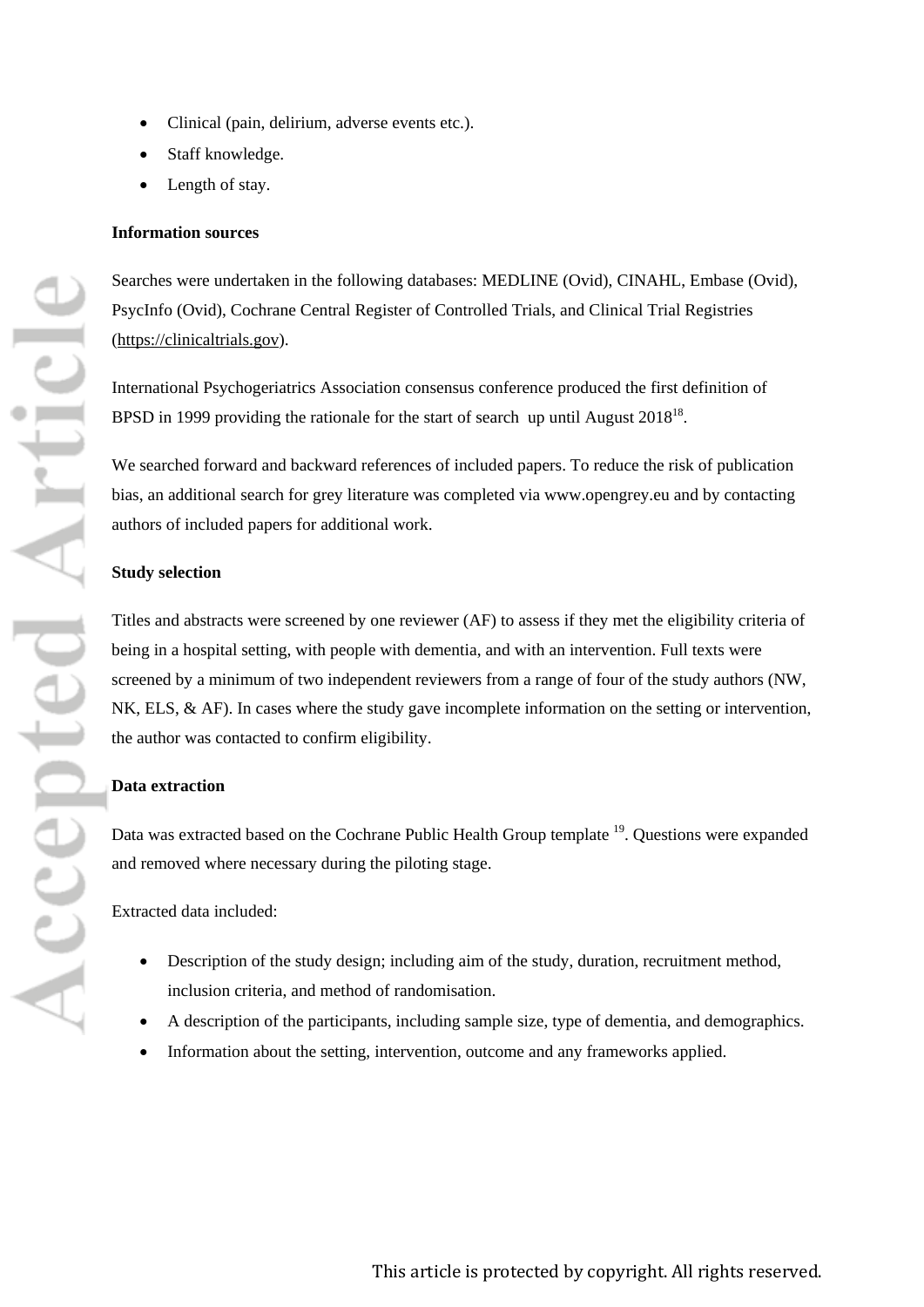- Clinical (pain, delirium, adverse events etc.).
- Staff knowledge.
- Length of stay.

**Information sources**

Searches were undertaken in the following databases: MEDLINE (Ovid), CINAHL, Embase (Ovid), PsycInfo (Ovid), Cochrane Central Register of Controlled Trials, and Clinical Trial Registries (https://clinicaltrials.gov).

International Psychogeriatrics Association consensus conference produced the first definition of BPSD in 1999 providing the rationale for the start of search up until August 2018[18].

We searched forward and backward references of included papers. To reduce the risk of publication bias, an additional search for grey literature was completed via www.opengrey.eu and by contacting authors of included papers for additional work.

**Study selection**

Titles and abstracts were screened by one reviewer (AF) to assess if they met the eligibility criteria of being in a hospital setting, with people with dementia, and with an intervention. Full texts were screened by a minimum of two independent reviewers from a range of four of the study authors (NW, NK, ELS, & AF). In cases where the study gave incomplete information on the setting or intervention, the author was contacted to confirm eligibility.

**Data extraction**

Data was extracted based on the Cochrane Public Health Group template [19]. Questions were expanded and removed where necessary during the piloting stage.

Extracted data included:

- Description of the study design; including aim of the study, duration, recruitment method, inclusion criteria, and method of randomisation.
- A description of the participants, including sample size, type of dementia, and demographics.
- Information about the setting, intervention, outcome and any frameworks applied.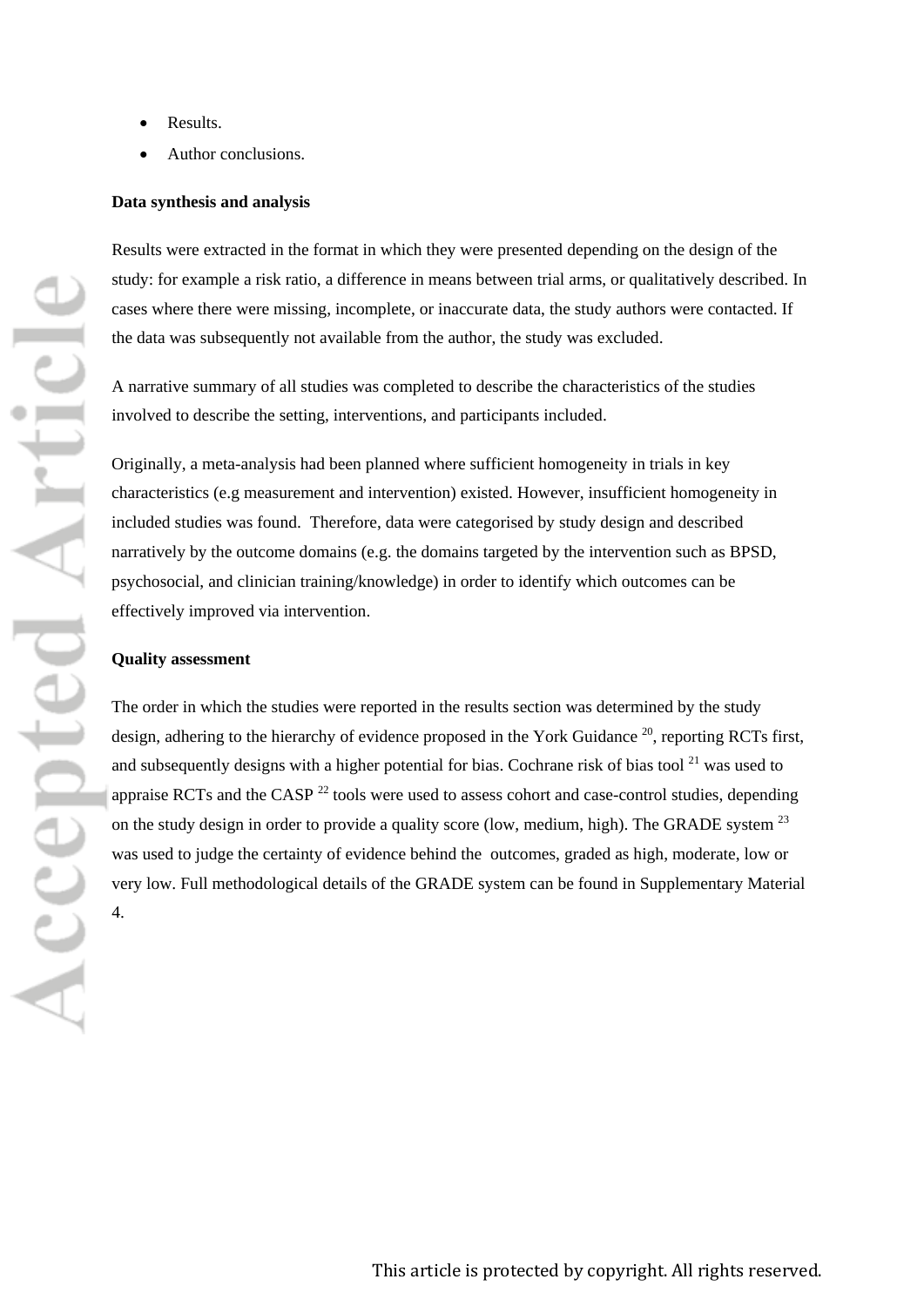- Results.
- Author conclusions.

**Data synthesis and analysis**

Results were extracted in the format in which they were presented depending on the design of the study: for example a risk ratio, a difference in means between trial arms, or qualitatively described. In cases where there were missing, incomplete, or inaccurate data, the study authors were contacted. If the data was subsequently not available from the author, the study was excluded.

A narrative summary of all studies was completed to describe the characteristics of the studies involved to describe the setting, interventions, and participants included.

Originally, a meta-analysis had been planned where sufficient homogeneity in trials in key characteristics (e.g measurement and intervention) existed. However, insufficient homogeneity in included studies was found. Therefore, data were categorised by study design and described narratively by the outcome domains (e.g. the domains targeted by the intervention such as BPSD, psychosocial, and clinician training/knowledge) in order to identify which outcomes can be effectively improved via intervention.

**Quality assessment**

The order in which the studies were reported in the results section was determined by the study design, adhering to the hierarchy of evidence proposed in the York Guidance [20], reporting RCTs first, and subsequently designs with a higher potential for bias. Cochrane risk of bias tool [21] was used to appraise RCTs and the CASP [22] tools were used to assess cohort and case-control studies, depending on the study design in order to provide a quality score (low, medium, high). The GRADE system [23] was used to judge the certainty of evidence behind the outcomes, graded as high, moderate, low or very low. Full methodological details of the GRADE system can be found in Supplementary Material 4.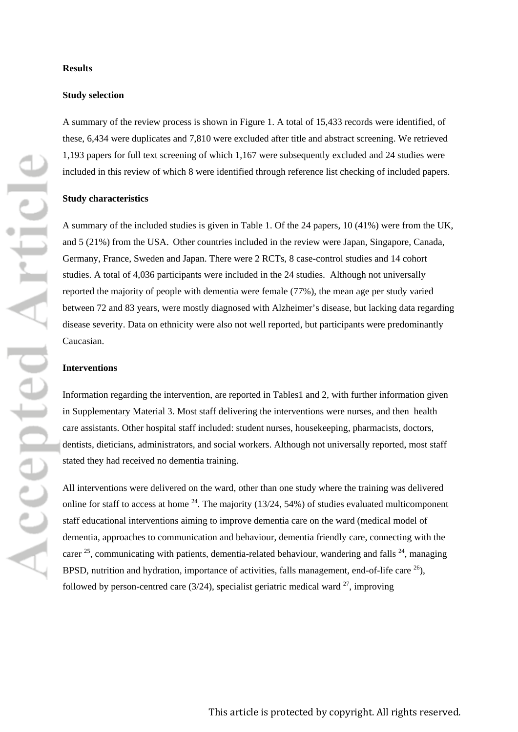## Results

### Study selection

A summary of the review process is shown in Figure 1. A total of 15,433 records were identified, of these, 6,434 were duplicates and 7,810 were excluded after title and abstract screening. We retrieved 1,193 papers for full text screening of which 1,167 were subsequently excluded and 24 studies were included in this review of which 8 were identified through reference list checking of included papers.

### Study characteristics

A summary of the included studies is given in Table 1. Of the 24 papers, 10 (41%) were from the UK, and 5 (21%) from the USA. Other countries included in the review were Japan, Singapore, Canada, Germany, France, Sweden and Japan. There were 2 RCTs, 8 case-control studies and 14 cohort studies. A total of 4,036 participants were included in the 24 studies. Although not universally reported the majority of people with dementia were female (77%), the mean age per study varied between 72 and 83 years, were mostly diagnosed with Alzheimer's disease, but lacking data regarding disease severity. Data on ethnicity were also not well reported, but participants were predominantly Caucasian.

### Interventions

Information regarding the intervention, are reported in Tables1 and 2, with further information given in Supplementary Material 3. Most staff delivering the interventions were nurses, and then health care assistants. Other hospital staff included: student nurses, housekeeping, pharmacists, doctors, dentists, dieticians, administrators, and social workers. Although not universally reported, most staff stated they had received no dementia training.

All interventions were delivered on the ward, other than one study where the training was delivered online for staff to access at home [24]. The majority (13/24, 54%) of studies evaluated multicomponent staff educational interventions aiming to improve dementia care on the ward (medical model of dementia, approaches to communication and behaviour, dementia friendly care, connecting with the carer [25], communicating with patients, dementia-related behaviour, wandering and falls [24], managing BPSD, nutrition and hydration, importance of activities, falls management, end-of-life care [26]), followed by person-centred care (3/24), specialist geriatric medical ward [27], improving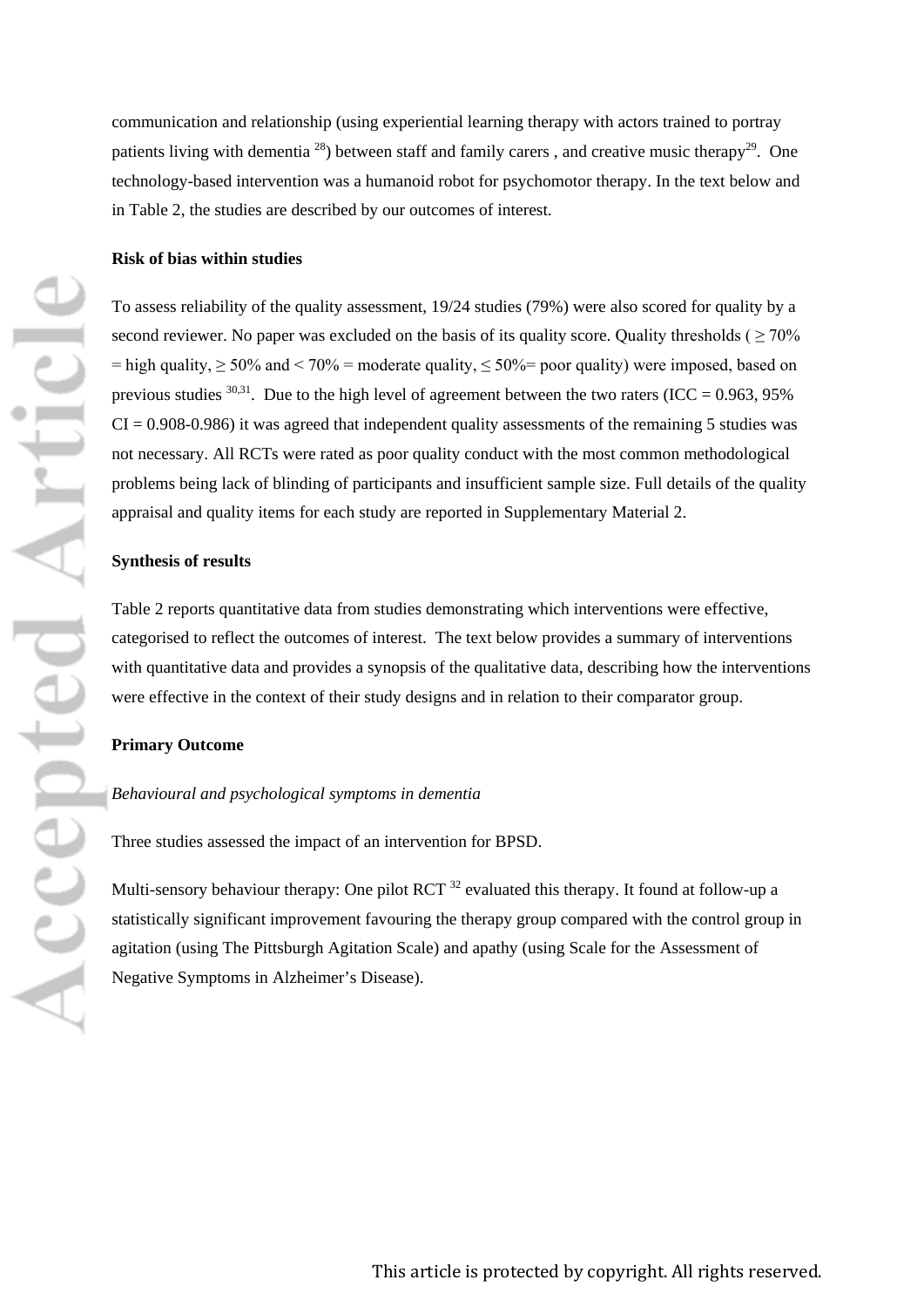communication and relationship (using experiential learning therapy with actors trained to portray patients living with dementia [28]) between staff and family carers , and creative music therapy[29]. One technology-based intervention was a humanoid robot for psychomotor therapy. In the text below and in Table 2, the studies are described by our outcomes of interest.

**Risk of bias within studies**

To assess reliability of the quality assessment, 19/24 studies (79%) were also scored for quality by a second reviewer. No paper was excluded on the basis of its quality score. Quality thresholds ( $\geq$ 70% = high quality, $\geq$ 50% and < 70% = moderate quality, $\leq$ 50%= poor quality) were imposed, based on previous studies [30,31]. Due to the high level of agreement between the two raters (ICC = 0.963, 95% CI = 0.908-0.986) it was agreed that independent quality assessments of the remaining 5 studies was not necessary. All RCTs were rated as poor quality conduct with the most common methodological problems being lack of blinding of participants and insufficient sample size. Full details of the quality appraisal and quality items for each study are reported in Supplementary Material 2.

**Synthesis of results**

Table 2 reports quantitative data from studies demonstrating which interventions were effective, categorised to reflect the outcomes of interest. The text below provides a summary of interventions with quantitative data and provides a synopsis of the qualitative data, describing how the interventions were effective in the context of their study designs and in relation to their comparator group.

**Primary Outcome**

*Behavioural and psychological symptoms in dementia*

Three studies assessed the impact of an intervention for BPSD.

Multi-sensory behaviour therapy: One pilot RCT [32] evaluated this therapy. It found at follow-up a statistically significant improvement favouring the therapy group compared with the control group in agitation (using The Pittsburgh Agitation Scale) and apathy (using Scale for the Assessment of Negative Symptoms in Alzheimer's Disease).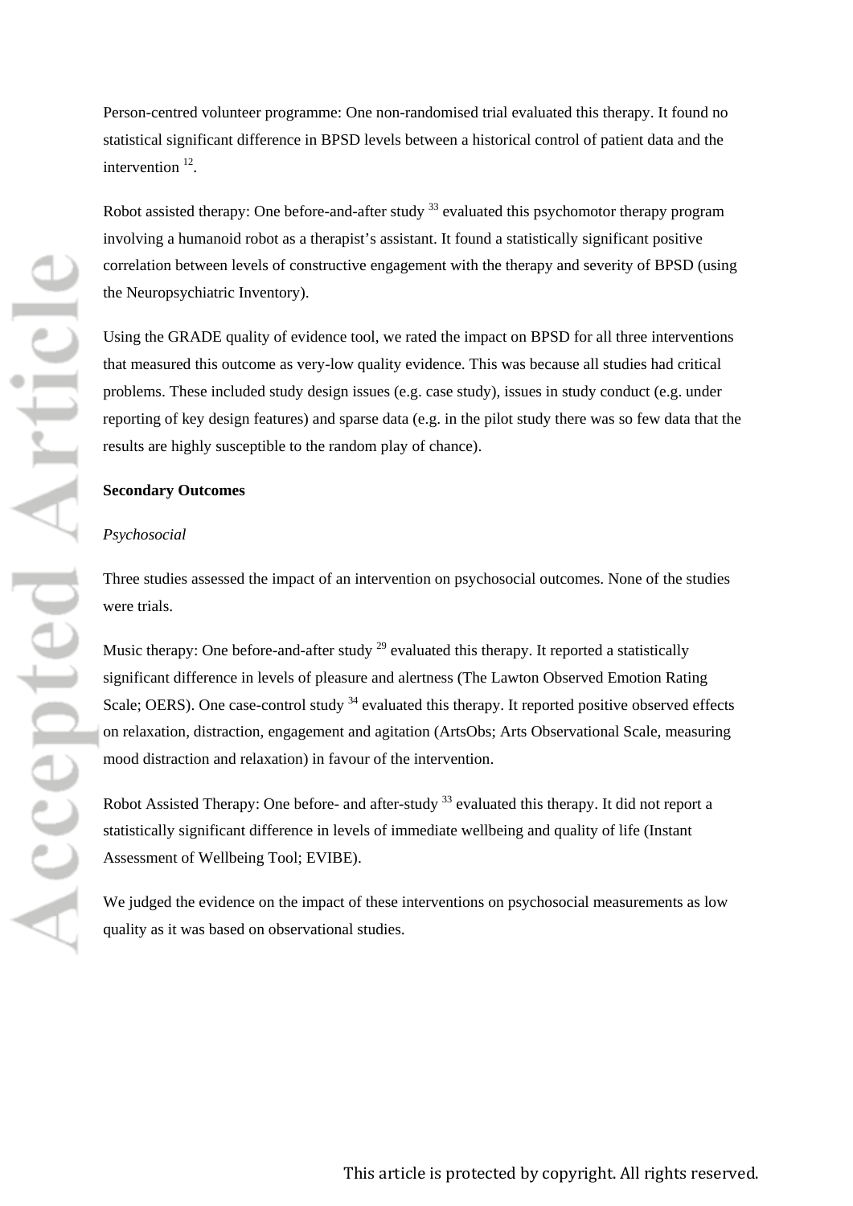Person-centred volunteer programme: One non-randomised trial evaluated this therapy. It found no statistical significant difference in BPSD levels between a historical control of patient data and the intervention [12].

Robot assisted therapy: One before-and-after study [33] evaluated this psychomotor therapy program involving a humanoid robot as a therapist's assistant. It found a statistically significant positive correlation between levels of constructive engagement with the therapy and severity of BPSD (using the Neuropsychiatric Inventory).

Using the GRADE quality of evidence tool, we rated the impact on BPSD for all three interventions that measured this outcome as very-low quality evidence. This was because all studies had critical problems. These included study design issues (e.g. case study), issues in study conduct (e.g. under reporting of key design features) and sparse data (e.g. in the pilot study there was so few data that the results are highly susceptible to the random play of chance).

**Secondary Outcomes**

*Psychosocial*

Three studies assessed the impact of an intervention on psychosocial outcomes. None of the studies were trials.

Music therapy: One before-and-after study [29] evaluated this therapy. It reported a statistically significant difference in levels of pleasure and alertness (The Lawton Observed Emotion Rating Scale; OERS). One case-control study [34] evaluated this therapy. It reported positive observed effects on relaxation, distraction, engagement and agitation (ArtsObs; Arts Observational Scale, measuring mood distraction and relaxation) in favour of the intervention.

Robot Assisted Therapy: One before- and after-study [33] evaluated this therapy. It did not report a statistically significant difference in levels of immediate wellbeing and quality of life (Instant Assessment of Wellbeing Tool; EVIBE).

We judged the evidence on the impact of these interventions on psychosocial measurements as low quality as it was based on observational studies.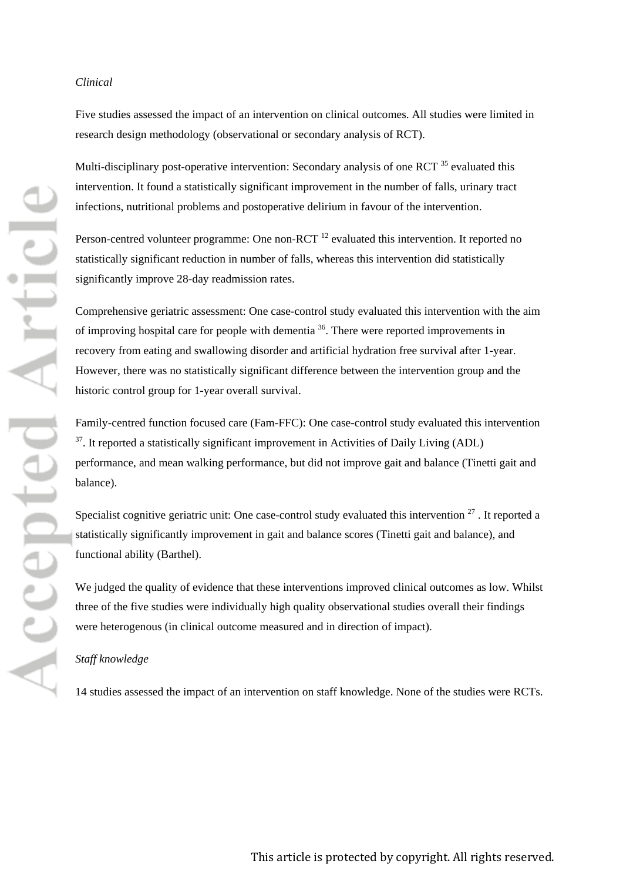*Clinical*

Five studies assessed the impact of an intervention on clinical outcomes. All studies were limited in research design methodology (observational or secondary analysis of RCT).

Multi-disciplinary post-operative intervention: Secondary analysis of one RCT [35] evaluated this intervention. It found a statistically significant improvement in the number of falls, urinary tract infections, nutritional problems and postoperative delirium in favour of the intervention.

Person-centred volunteer programme: One non-RCT [12] evaluated this intervention. It reported no statistically significant reduction in number of falls, whereas this intervention did statistically significantly improve 28-day readmission rates.

Comprehensive geriatric assessment: One case-control study evaluated this intervention with the aim of improving hospital care for people with dementia [36]. There were reported improvements in recovery from eating and swallowing disorder and artificial hydration free survival after 1-year. However, there was no statistically significant difference between the intervention group and the historic control group for 1-year overall survival.

Family-centred function focused care (Fam-FFC): One case-control study evaluated this intervention [37]. It reported a statistically significant improvement in Activities of Daily Living (ADL) performance, and mean walking performance, but did not improve gait and balance (Tinetti gait and balance).

Specialist cognitive geriatric unit: One case-control study evaluated this intervention [27] . It reported a statistically significantly improvement in gait and balance scores (Tinetti gait and balance), and functional ability (Barthel).

We judged the quality of evidence that these interventions improved clinical outcomes as low. Whilst three of the five studies were individually high quality observational studies overall their findings were heterogenous (in clinical outcome measured and in direction of impact).

*Staff knowledge*

14 studies assessed the impact of an intervention on staff knowledge. None of the studies were RCTs.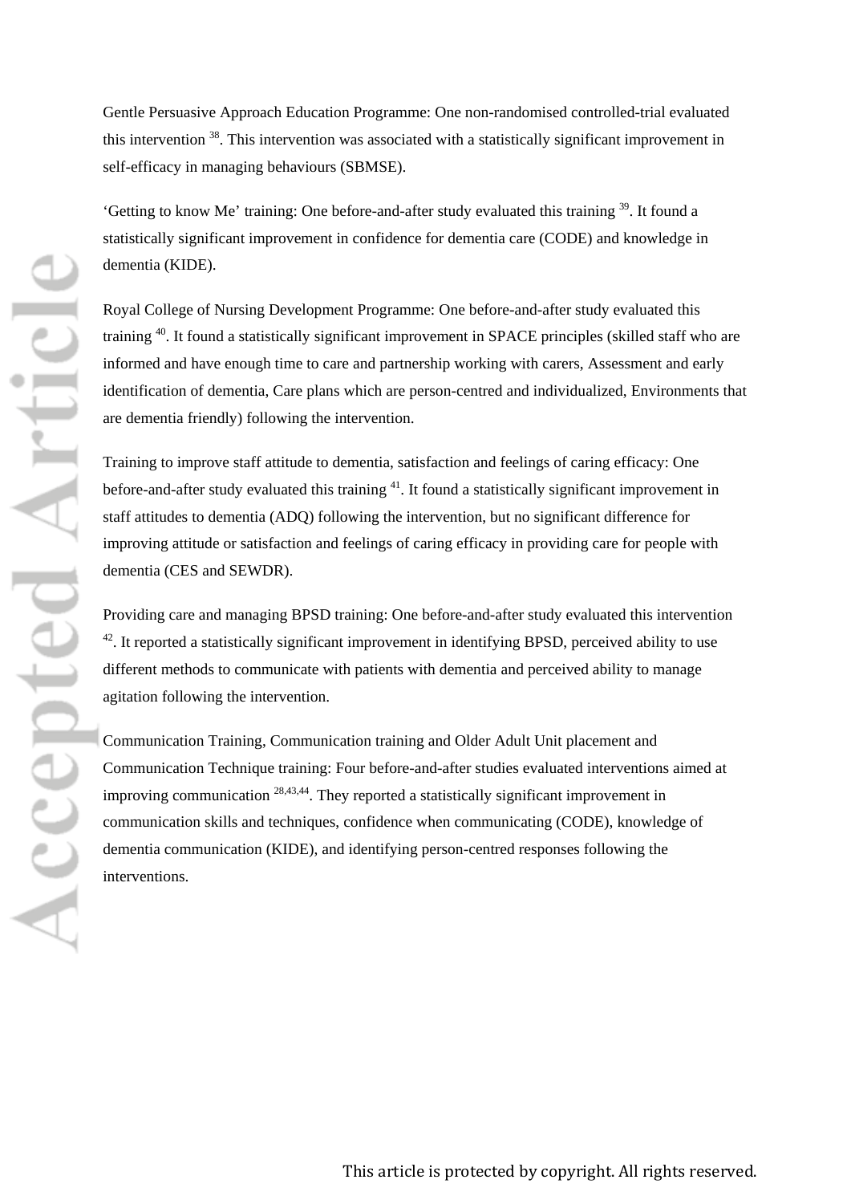Gentle Persuasive Approach Education Programme: One non-randomised controlled-trial evaluated this intervention [38]. This intervention was associated with a statistically significant improvement in self-efficacy in managing behaviours (SBMSE).

'Getting to know Me' training: One before-and-after study evaluated this training [39]. It found a statistically significant improvement in confidence for dementia care (CODE) and knowledge in dementia (KIDE).

Royal College of Nursing Development Programme: One before-and-after study evaluated this training [40]. It found a statistically significant improvement in SPACE principles (skilled staff who are informed and have enough time to care and partnership working with carers, Assessment and early identification of dementia, Care plans which are person-centred and individualized, Environments that are dementia friendly) following the intervention.

Training to improve staff attitude to dementia, satisfaction and feelings of caring efficacy: One before-and-after study evaluated this training [41]. It found a statistically significant improvement in staff attitudes to dementia (ADQ) following the intervention, but no significant difference for improving attitude or satisfaction and feelings of caring efficacy in providing care for people with dementia (CES and SEWDR).

Providing care and managing BPSD training: One before-and-after study evaluated this intervention [42]. It reported a statistically significant improvement in identifying BPSD, perceived ability to use different methods to communicate with patients with dementia and perceived ability to manage agitation following the intervention.

Communication Training, Communication training and Older Adult Unit placement and Communication Technique training: Four before-and-after studies evaluated interventions aimed at improving communication [28,43,44]. They reported a statistically significant improvement in communication skills and techniques, confidence when communicating (CODE), knowledge of dementia communication (KIDE), and identifying person-centred responses following the interventions.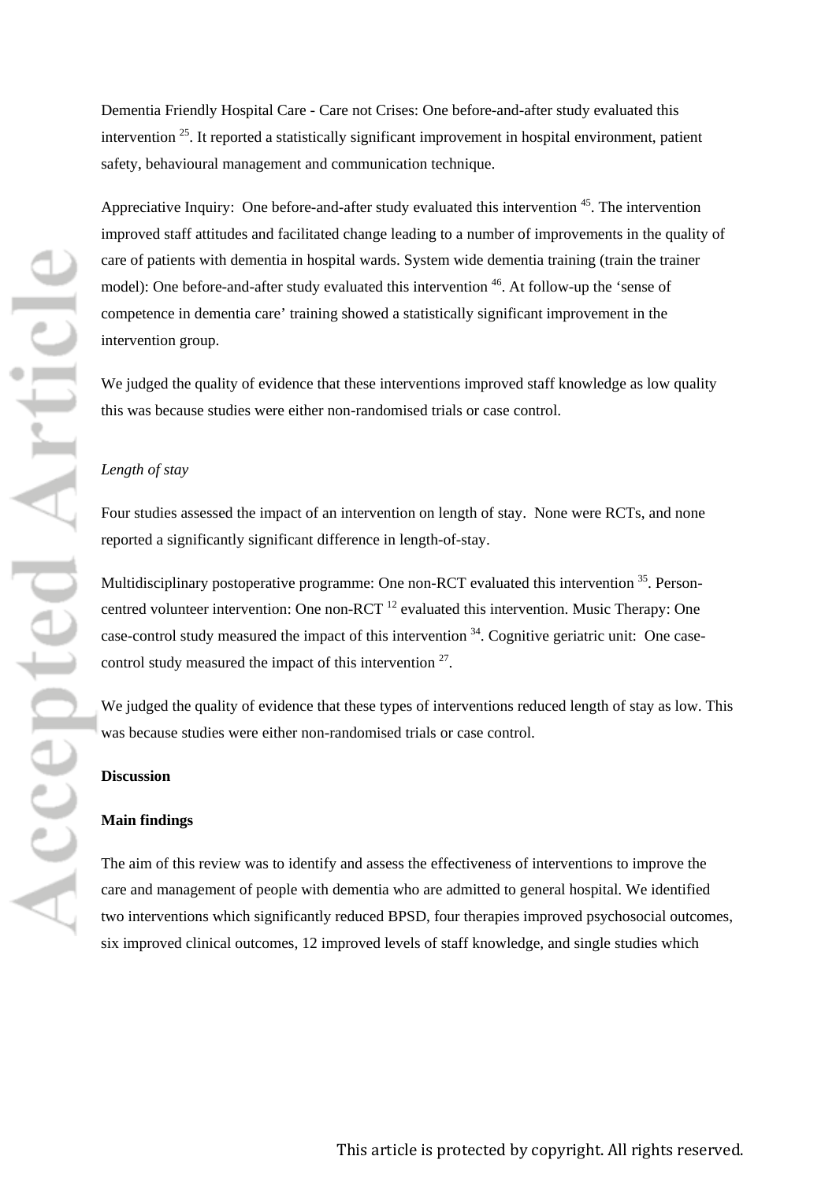Dementia Friendly Hospital Care - Care not Crises: One before-and-after study evaluated this intervention [25]. It reported a statistically significant improvement in hospital environment, patient safety, behavioural management and communication technique.

Appreciative Inquiry: One before-and-after study evaluated this intervention [45]. The intervention improved staff attitudes and facilitated change leading to a number of improvements in the quality of care of patients with dementia in hospital wards. System wide dementia training (train the trainer model): One before-and-after study evaluated this intervention [46]. At follow-up the 'sense of competence in dementia care' training showed a statistically significant improvement in the intervention group.

We judged the quality of evidence that these interventions improved staff knowledge as low quality this was because studies were either non-randomised trials or case control.

*Length of stay*

Four studies assessed the impact of an intervention on length of stay. None were RCTs, and none reported a significantly significant difference in length-of-stay.

Multidisciplinary postoperative programme: One non-RCT evaluated this intervention [35]. Person-centred volunteer intervention: One non-RCT [12] evaluated this intervention. Music Therapy: One case-control study measured the impact of this intervention [34]. Cognitive geriatric unit: One case-control study measured the impact of this intervention [27].

We judged the quality of evidence that these types of interventions reduced length of stay as low. This was because studies were either non-randomised trials or case control.

## Discussion

### Main findings

The aim of this review was to identify and assess the effectiveness of interventions to improve the care and management of people with dementia who are admitted to general hospital. We identified two interventions which significantly reduced BPSD, four therapies improved psychosocial outcomes, six improved clinical outcomes, 12 improved levels of staff knowledge, and single studies which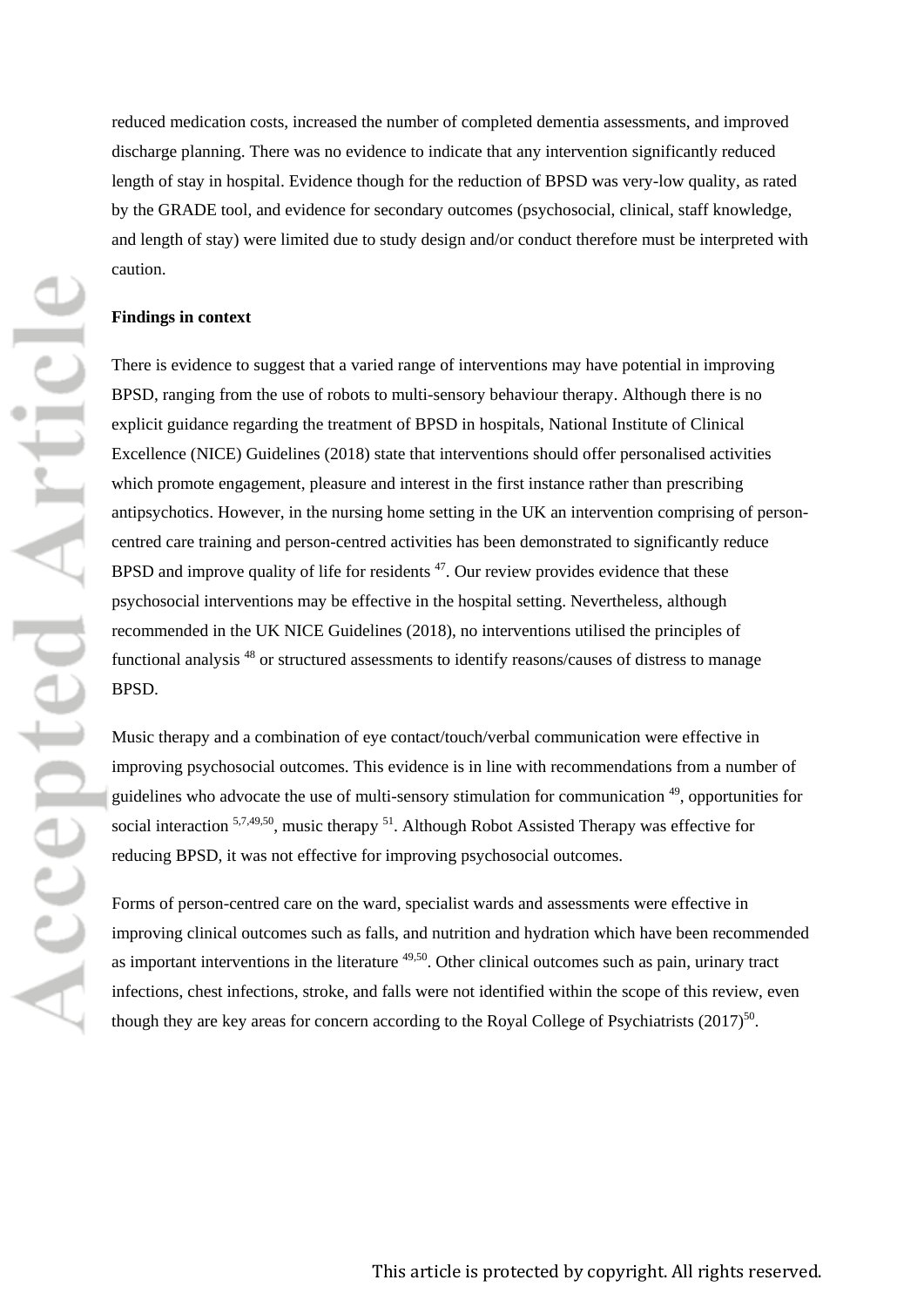reduced medication costs, increased the number of completed dementia assessments, and improved discharge planning. There was no evidence to indicate that any intervention significantly reduced length of stay in hospital. Evidence though for the reduction of BPSD was very-low quality, as rated by the GRADE tool, and evidence for secondary outcomes (psychosocial, clinical, staff knowledge, and length of stay) were limited due to study design and/or conduct therefore must be interpreted with caution.

**Findings in context**

There is evidence to suggest that a varied range of interventions may have potential in improving BPSD, ranging from the use of robots to multi-sensory behaviour therapy. Although there is no explicit guidance regarding the treatment of BPSD in hospitals, National Institute of Clinical Excellence (NICE) Guidelines (2018) state that interventions should offer personalised activities which promote engagement, pleasure and interest in the first instance rather than prescribing antipsychotics. However, in the nursing home setting in the UK an intervention comprising of person-centred care training and person-centred activities has been demonstrated to significantly reduce BPSD and improve quality of life for residents [47]. Our review provides evidence that these psychosocial interventions may be effective in the hospital setting. Nevertheless, although recommended in the UK NICE Guidelines (2018), no interventions utilised the principles of functional analysis [48] or structured assessments to identify reasons/causes of distress to manage BPSD.

Music therapy and a combination of eye contact/touch/verbal communication were effective in improving psychosocial outcomes. This evidence is in line with recommendations from a number of guidelines who advocate the use of multi-sensory stimulation for communication [49], opportunities for social interaction [5,7,49,50], music therapy [51]. Although Robot Assisted Therapy was effective for reducing BPSD, it was not effective for improving psychosocial outcomes.

Forms of person-centred care on the ward, specialist wards and assessments were effective in improving clinical outcomes such as falls, and nutrition and hydration which have been recommended as important interventions in the literature [49,50]. Other clinical outcomes such as pain, urinary tract infections, chest infections, stroke, and falls were not identified within the scope of this review, even though they are key areas for concern according to the Royal College of Psychiatrists (2017)[50].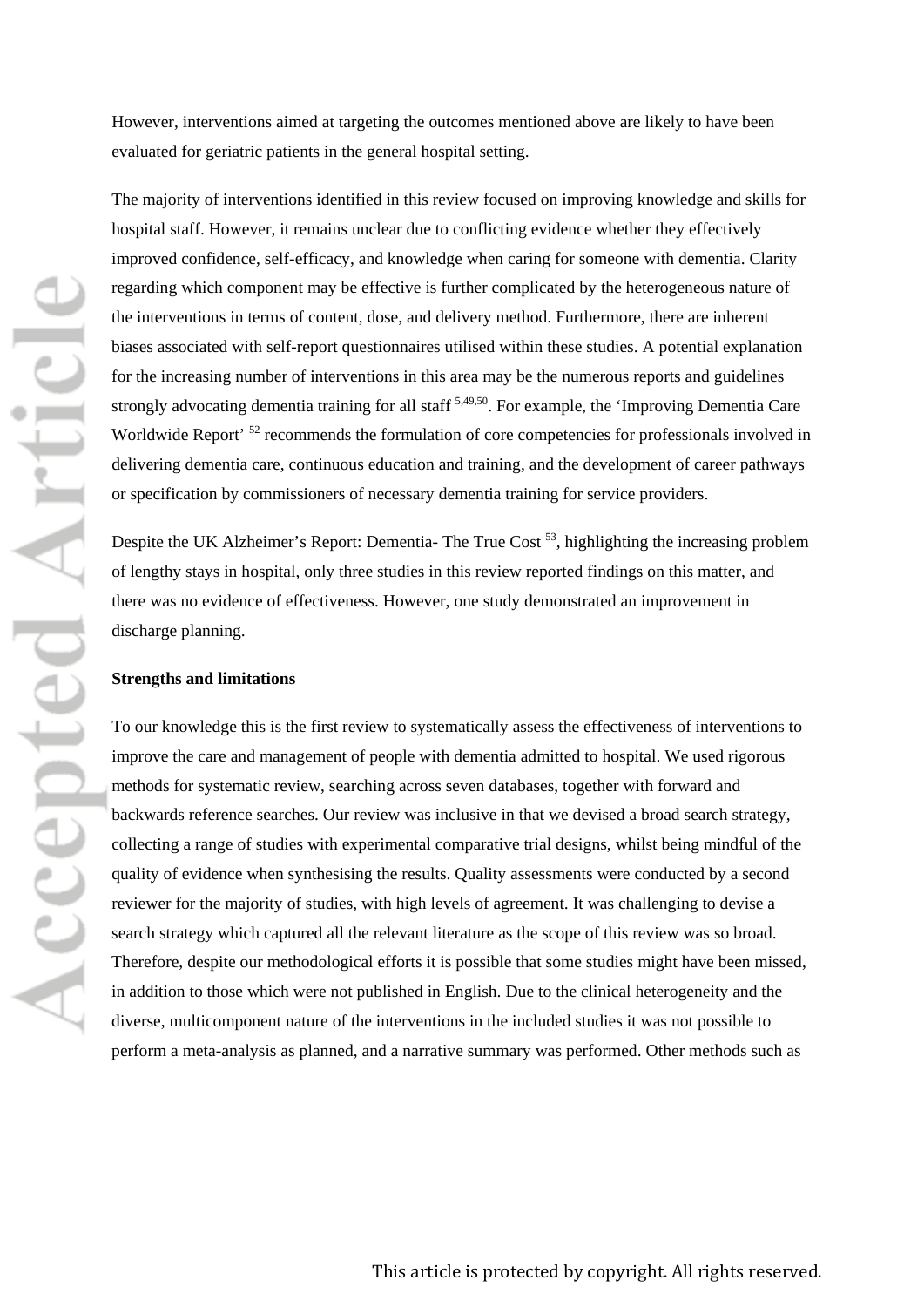However, interventions aimed at targeting the outcomes mentioned above are likely to have been evaluated for geriatric patients in the general hospital setting.

The majority of interventions identified in this review focused on improving knowledge and skills for hospital staff. However, it remains unclear due to conflicting evidence whether they effectively improved confidence, self-efficacy, and knowledge when caring for someone with dementia. Clarity regarding which component may be effective is further complicated by the heterogeneous nature of the interventions in terms of content, dose, and delivery method. Furthermore, there are inherent biases associated with self-report questionnaires utilised within these studies. A potential explanation for the increasing number of interventions in this area may be the numerous reports and guidelines strongly advocating dementia training for all staff [5,49,50]. For example, the 'Improving Dementia Care Worldwide Report' [52] recommends the formulation of core competencies for professionals involved in delivering dementia care, continuous education and training, and the development of career pathways or specification by commissioners of necessary dementia training for service providers.

Despite the UK Alzheimer's Report: Dementia- The True Cost [53], highlighting the increasing problem of lengthy stays in hospital, only three studies in this review reported findings on this matter, and there was no evidence of effectiveness. However, one study demonstrated an improvement in discharge planning.

**Strengths and limitations**

To our knowledge this is the first review to systematically assess the effectiveness of interventions to improve the care and management of people with dementia admitted to hospital. We used rigorous methods for systematic review, searching across seven databases, together with forward and backwards reference searches. Our review was inclusive in that we devised a broad search strategy, collecting a range of studies with experimental comparative trial designs, whilst being mindful of the quality of evidence when synthesising the results. Quality assessments were conducted by a second reviewer for the majority of studies, with high levels of agreement. It was challenging to devise a search strategy which captured all the relevant literature as the scope of this review was so broad. Therefore, despite our methodological efforts it is possible that some studies might have been missed, in addition to those which were not published in English. Due to the clinical heterogeneity and the diverse, multicomponent nature of the interventions in the included studies it was not possible to perform a meta-analysis as planned, and a narrative summary was performed. Other methods such as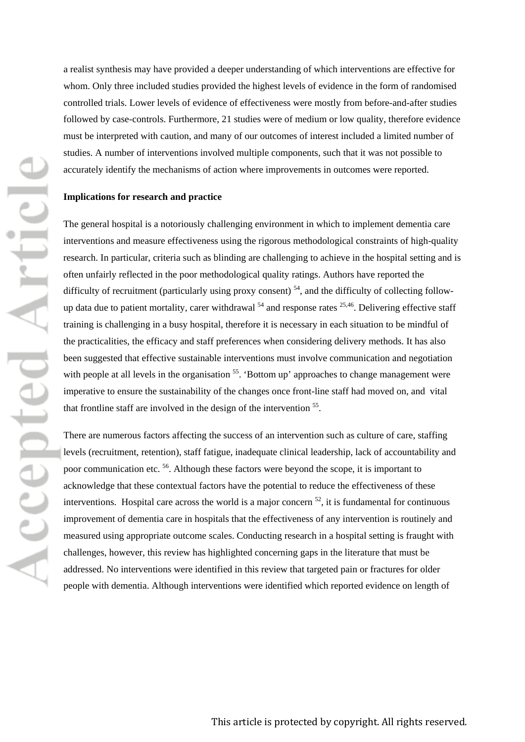a realist synthesis may have provided a deeper understanding of which interventions are effective for whom. Only three included studies provided the highest levels of evidence in the form of randomised controlled trials. Lower levels of evidence of effectiveness were mostly from before-and-after studies followed by case-controls. Furthermore, 21 studies were of medium or low quality, therefore evidence must be interpreted with caution, and many of our outcomes of interest included a limited number of studies. A number of interventions involved multiple components, such that it was not possible to accurately identify the mechanisms of action where improvements in outcomes were reported.

**Implications for research and practice**

The general hospital is a notoriously challenging environment in which to implement dementia care interventions and measure effectiveness using the rigorous methodological constraints of high-quality research. In particular, criteria such as blinding are challenging to achieve in the hospital setting and is often unfairly reflected in the poor methodological quality ratings. Authors have reported the difficulty of recruitment (particularly using proxy consent) [54], and the difficulty of collecting follow-up data due to patient mortality, carer withdrawal [54] and response rates [25,46]. Delivering effective staff training is challenging in a busy hospital, therefore it is necessary in each situation to be mindful of the practicalities, the efficacy and staff preferences when considering delivery methods. It has also been suggested that effective sustainable interventions must involve communication and negotiation with people at all levels in the organisation [55]. 'Bottom up' approaches to change management were imperative to ensure the sustainability of the changes once front-line staff had moved on, and vital that frontline staff are involved in the design of the intervention [55].

There are numerous factors affecting the success of an intervention such as culture of care, staffing levels (recruitment, retention), staff fatigue, inadequate clinical leadership, lack of accountability and poor communication etc. [56]. Although these factors were beyond the scope, it is important to acknowledge that these contextual factors have the potential to reduce the effectiveness of these interventions. Hospital care across the world is a major concern [52], it is fundamental for continuous improvement of dementia care in hospitals that the effectiveness of any intervention is routinely and measured using appropriate outcome scales. Conducting research in a hospital setting is fraught with challenges, however, this review has highlighted concerning gaps in the literature that must be addressed. No interventions were identified in this review that targeted pain or fractures for older people with dementia. Although interventions were identified which reported evidence on length of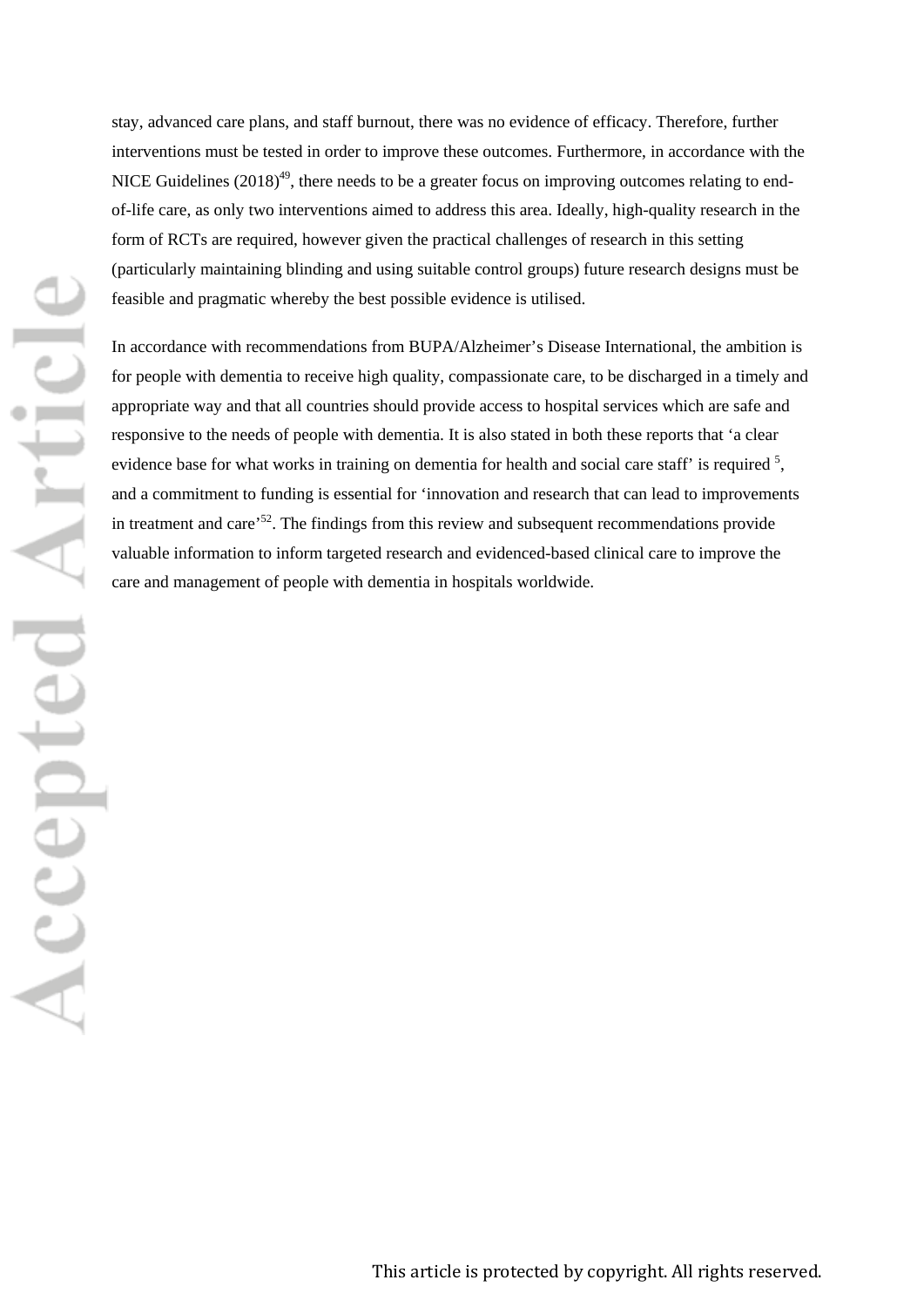stay, advanced care plans, and staff burnout, there was no evidence of efficacy. Therefore, further interventions must be tested in order to improve these outcomes. Furthermore, in accordance with the NICE Guidelines (2018)[49], there needs to be a greater focus on improving outcomes relating to end-of-life care, as only two interventions aimed to address this area. Ideally, high-quality research in the form of RCTs are required, however given the practical challenges of research in this setting (particularly maintaining blinding and using suitable control groups) future research designs must be feasible and pragmatic whereby the best possible evidence is utilised.

In accordance with recommendations from BUPA/Alzheimer's Disease International, the ambition is for people with dementia to receive high quality, compassionate care, to be discharged in a timely and appropriate way and that all countries should provide access to hospital services which are safe and responsive to the needs of people with dementia. It is also stated in both these reports that 'a clear evidence base for what works in training on dementia for health and social care staff' is required [5], and a commitment to funding is essential for 'innovation and research that can lead to improvements in treatment and care'[52]. The findings from this review and subsequent recommendations provide valuable information to inform targeted research and evidenced-based clinical care to improve the care and management of people with dementia in hospitals worldwide.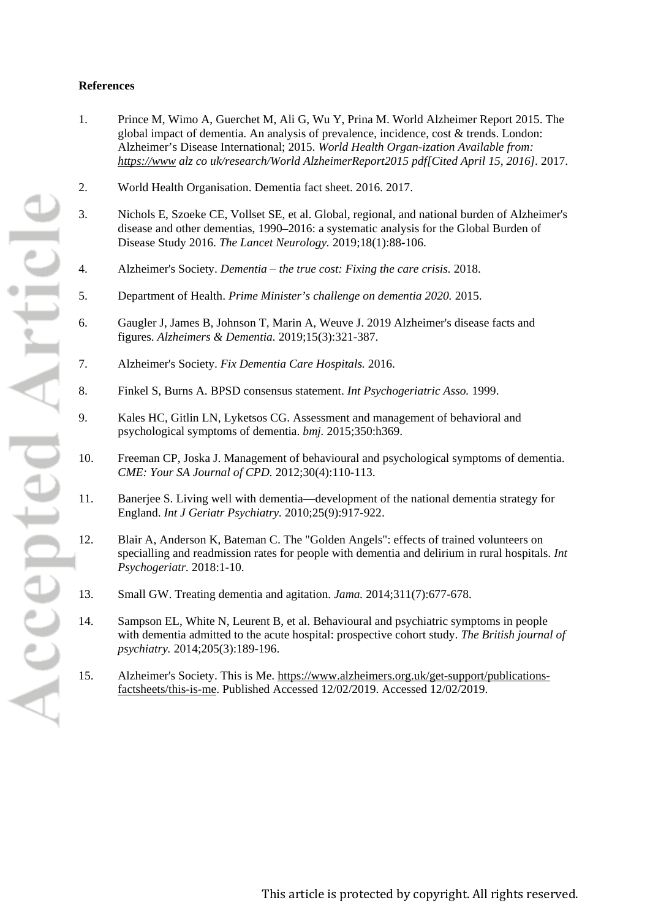**References**

1. Prince M, Wimo A, Guerchet M, Ali G, Wu Y, Prina M. World Alzheimer Report 2015. The global impact of dementia. An analysis of prevalence, incidence, cost & trends. London: Alzheimer's Disease International; 2015. *World Health Organ-ization Available from: https://www alz co uk/research/World AlzheimerReport2015 pdf[Cited April 15, 2016]*. 2017.

2. World Health Organisation. Dementia fact sheet. 2016. 2017.

3. Nichols E, Szoeke CE, Vollset SE, et al. Global, regional, and national burden of Alzheimer's disease and other dementias, 1990–2016: a systematic analysis for the Global Burden of Disease Study 2016. *The Lancet Neurology.* 2019;18(1):88-106.

4. Alzheimer's Society. *Dementia – the true cost: Fixing the care crisis.* 2018.

5. Department of Health. *Prime Minister's challenge on dementia 2020.* 2015.

6. Gaugler J, James B, Johnson T, Marin A, Weuve J. 2019 Alzheimer's disease facts and figures. *Alzheimers & Dementia.* 2019;15(3):321-387.

7. Alzheimer's Society. *Fix Dementia Care Hospitals.* 2016.

8. Finkel S, Burns A. BPSD consensus statement. *Int Psychogeriatric Asso.* 1999.

9. Kales HC, Gitlin LN, Lyketsos CG. Assessment and management of behavioral and psychological symptoms of dementia. *bmj.* 2015;350:h369.

10. Freeman CP, Joska J. Management of behavioural and psychological symptoms of dementia. *CME: Your SA Journal of CPD.* 2012;30(4):110-113.

11. Banerjee S. Living well with dementia—development of the national dementia strategy for England. *Int J Geriatr Psychiatry.* 2010;25(9):917-922.

12. Blair A, Anderson K, Bateman C. The "Golden Angels": effects of trained volunteers on specialling and readmission rates for people with dementia and delirium in rural hospitals. *Int Psychogeriatr.* 2018:1-10.

13. Small GW. Treating dementia and agitation. *Jama.* 2014;311(7):677-678.

14. Sampson EL, White N, Leurent B, et al. Behavioural and psychiatric symptoms in people with dementia admitted to the acute hospital: prospective cohort study. *The British journal of psychiatry.* 2014;205(3):189-196.

15. Alzheimer's Society. This is Me. https://www.alzheimers.org.uk/get-support/publications-factsheets/this-is-me. Published Accessed 12/02/2019. Accessed 12/02/2019.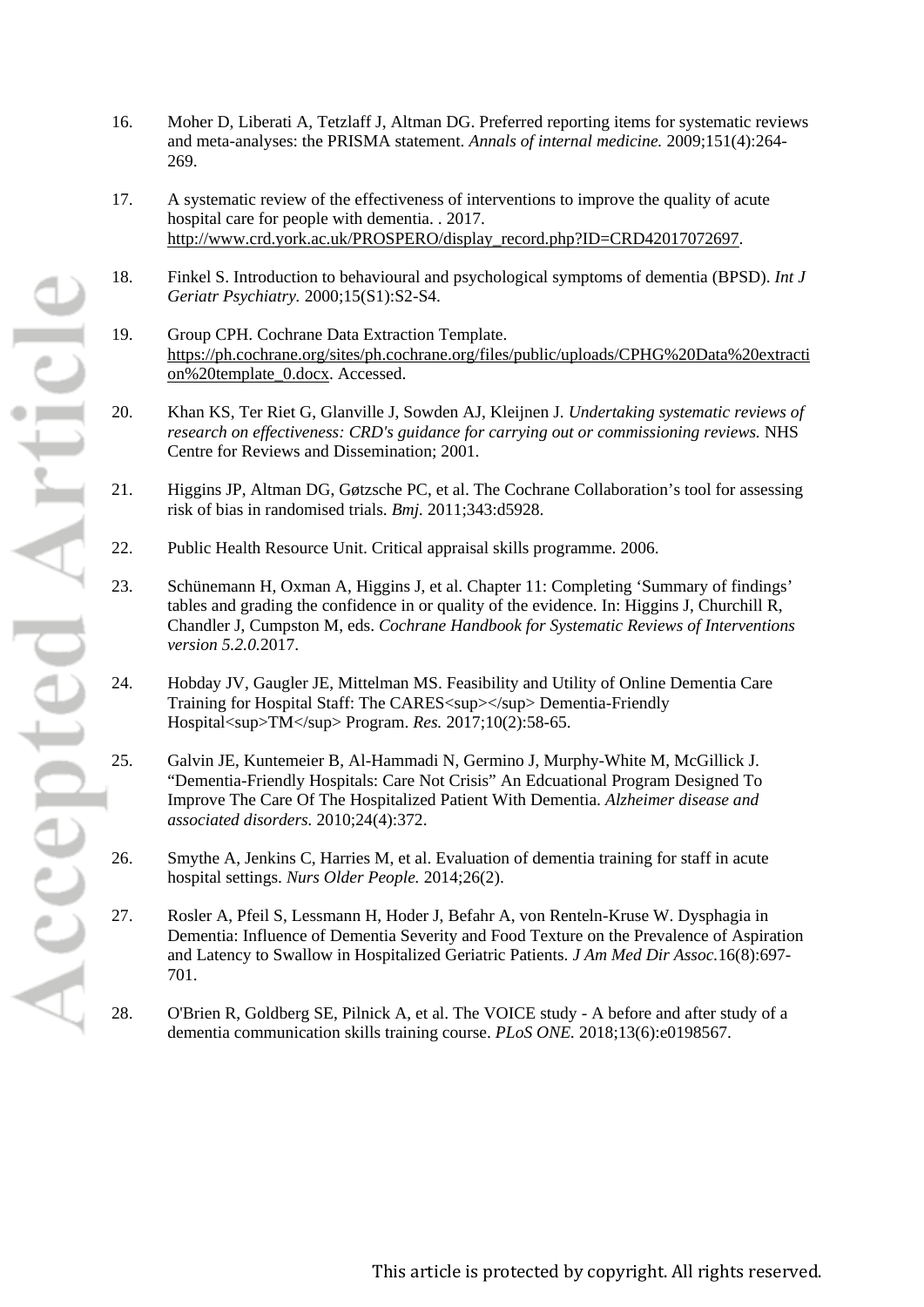16. Moher D, Liberati A, Tetzlaff J, Altman DG. Preferred reporting items for systematic reviews and meta-analyses: the PRISMA statement. *Annals of internal medicine.* 2009;151(4):264-269.

17. A systematic review of the effectiveness of interventions to improve the quality of acute hospital care for people with dementia. . 2017. http://www.crd.york.ac.uk/PROSPERO/display_record.php?ID=CRD42017072697.

18. Finkel S. Introduction to behavioural and psychological symptoms of dementia (BPSD). *Int J Geriatr Psychiatry.* 2000;15(S1):S2-S4.

19. Group CPH. Cochrane Data Extraction Template. https://ph.cochrane.org/sites/ph.cochrane.org/files/public/uploads/CPHG%20Data%20extraction%20template_0.docx. Accessed.

20. Khan KS, Ter Riet G, Glanville J, Sowden AJ, Kleijnen J. *Undertaking systematic reviews of research on effectiveness: CRD's guidance for carrying out or commissioning reviews.* NHS Centre for Reviews and Dissemination; 2001.

21. Higgins JP, Altman DG, Gøtzsche PC, et al. The Cochrane Collaboration's tool for assessing risk of bias in randomised trials. *Bmj.* 2011;343:d5928.

22. Public Health Resource Unit. Critical appraisal skills programme. 2006.

23. Schünemann H, Oxman A, Higgins J, et al. Chapter 11: Completing 'Summary of findings' tables and grading the confidence in or quality of the evidence. In: Higgins J, Churchill R, Chandler J, Cumpston M, eds. *Cochrane Handbook for Systematic Reviews of Interventions version 5.2.0.*2017.

24. Hobday JV, Gaugler JE, Mittelman MS. Feasibility and Utility of Online Dementia Care Training for Hospital Staff: The CARES<sup></sup> Dementia-Friendly Hospital<sup>TM</sup> Program. *Res.* 2017;10(2):58-65.

25. Galvin JE, Kuntemeier B, Al-Hammadi N, Germino J, Murphy-White M, McGillick J. "Dementia-Friendly Hospitals: Care Not Crisis" An Edcuational Program Designed To Improve The Care Of The Hospitalized Patient With Dementia. *Alzheimer disease and associated disorders.* 2010;24(4):372.

26. Smythe A, Jenkins C, Harries M, et al. Evaluation of dementia training for staff in acute hospital settings. *Nurs Older People.* 2014;26(2).

27. Rosler A, Pfeil S, Lessmann H, Hoder J, Befahr A, von Renteln-Kruse W. Dysphagia in Dementia: Influence of Dementia Severity and Food Texture on the Prevalence of Aspiration and Latency to Swallow in Hospitalized Geriatric Patients. *J Am Med Dir Assoc.*16(8):697-701.

28. O'Brien R, Goldberg SE, Pilnick A, et al. The VOICE study - A before and after study of a dementia communication skills training course. *PLoS ONE.* 2018;13(6):e0198567.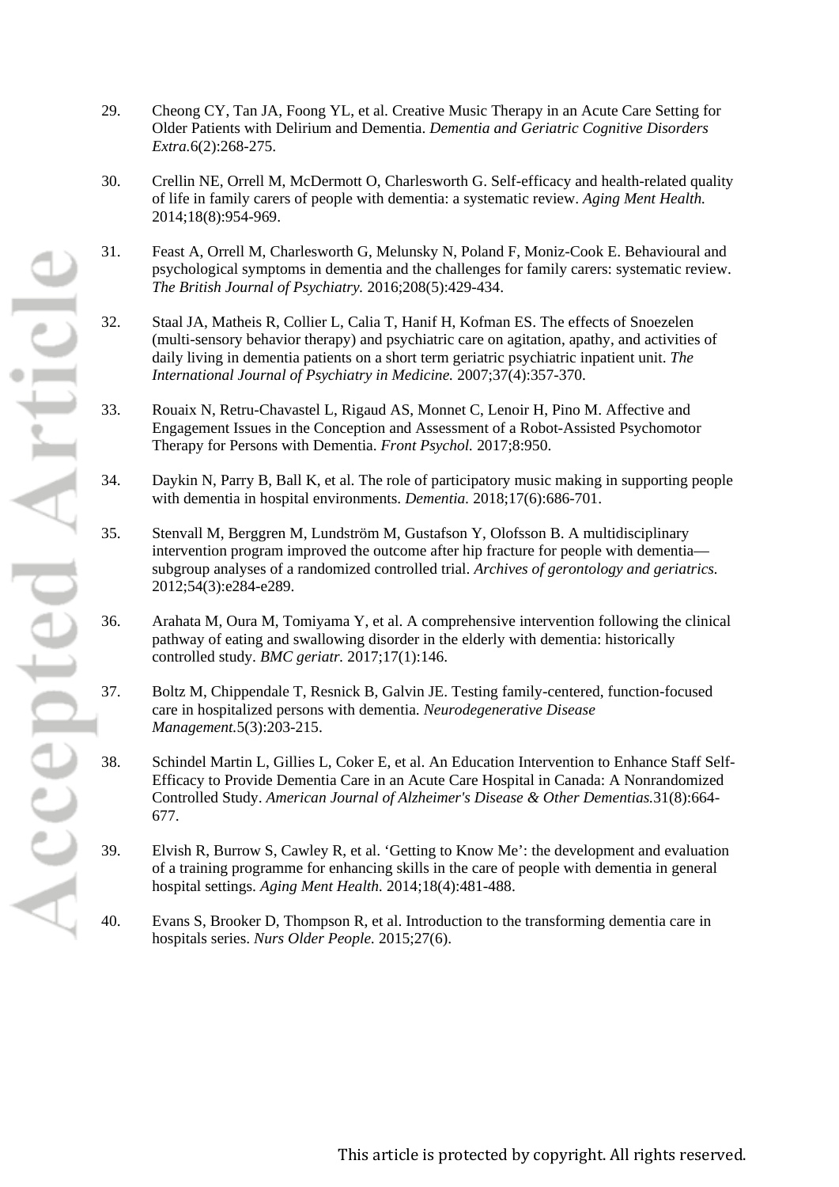29. Cheong CY, Tan JA, Foong YL, et al. Creative Music Therapy in an Acute Care Setting for Older Patients with Delirium and Dementia. *Dementia and Geriatric Cognitive Disorders Extra.*6(2):268-275.

30. Crellin NE, Orrell M, McDermott O, Charlesworth G. Self-efficacy and health-related quality of life in family carers of people with dementia: a systematic review. *Aging Ment Health.* 2014;18(8):954-969.

31. Feast A, Orrell M, Charlesworth G, Melunsky N, Poland F, Moniz-Cook E. Behavioural and psychological symptoms in dementia and the challenges for family carers: systematic review. *The British Journal of Psychiatry.* 2016;208(5):429-434.

32. Staal JA, Matheis R, Collier L, Calia T, Hanif H, Kofman ES. The effects of Snoezelen (multi-sensory behavior therapy) and psychiatric care on agitation, apathy, and activities of daily living in dementia patients on a short term geriatric psychiatric inpatient unit. *The International Journal of Psychiatry in Medicine.* 2007;37(4):357-370.

33. Rouaix N, Retru-Chavastel L, Rigaud AS, Monnet C, Lenoir H, Pino M. Affective and Engagement Issues in the Conception and Assessment of a Robot-Assisted Psychomotor Therapy for Persons with Dementia. *Front Psychol.* 2017;8:950.

34. Daykin N, Parry B, Ball K, et al. The role of participatory music making in supporting people with dementia in hospital environments. *Dementia.* 2018;17(6):686-701.

35. Stenvall M, Berggren M, Lundström M, Gustafson Y, Olofsson B. A multidisciplinary intervention program improved the outcome after hip fracture for people with dementia—subgroup analyses of a randomized controlled trial. *Archives of gerontology and geriatrics.* 2012;54(3):e284-e289.

36. Arahata M, Oura M, Tomiyama Y, et al. A comprehensive intervention following the clinical pathway of eating and swallowing disorder in the elderly with dementia: historically controlled study. *BMC geriatr.* 2017;17(1):146.

37. Boltz M, Chippendale T, Resnick B, Galvin JE. Testing family-centered, function-focused care in hospitalized persons with dementia. *Neurodegenerative Disease Management.*5(3):203-215.

38. Schindel Martin L, Gillies L, Coker E, et al. An Education Intervention to Enhance Staff Self-Efficacy to Provide Dementia Care in an Acute Care Hospital in Canada: A Nonrandomized Controlled Study. *American Journal of Alzheimer's Disease & Other Dementias.*31(8):664-677.

39. Elvish R, Burrow S, Cawley R, et al. 'Getting to Know Me': the development and evaluation of a training programme for enhancing skills in the care of people with dementia in general hospital settings. *Aging Ment Health.* 2014;18(4):481-488.

40. Evans S, Brooker D, Thompson R, et al. Introduction to the transforming dementia care in hospitals series. *Nurs Older People.* 2015;27(6).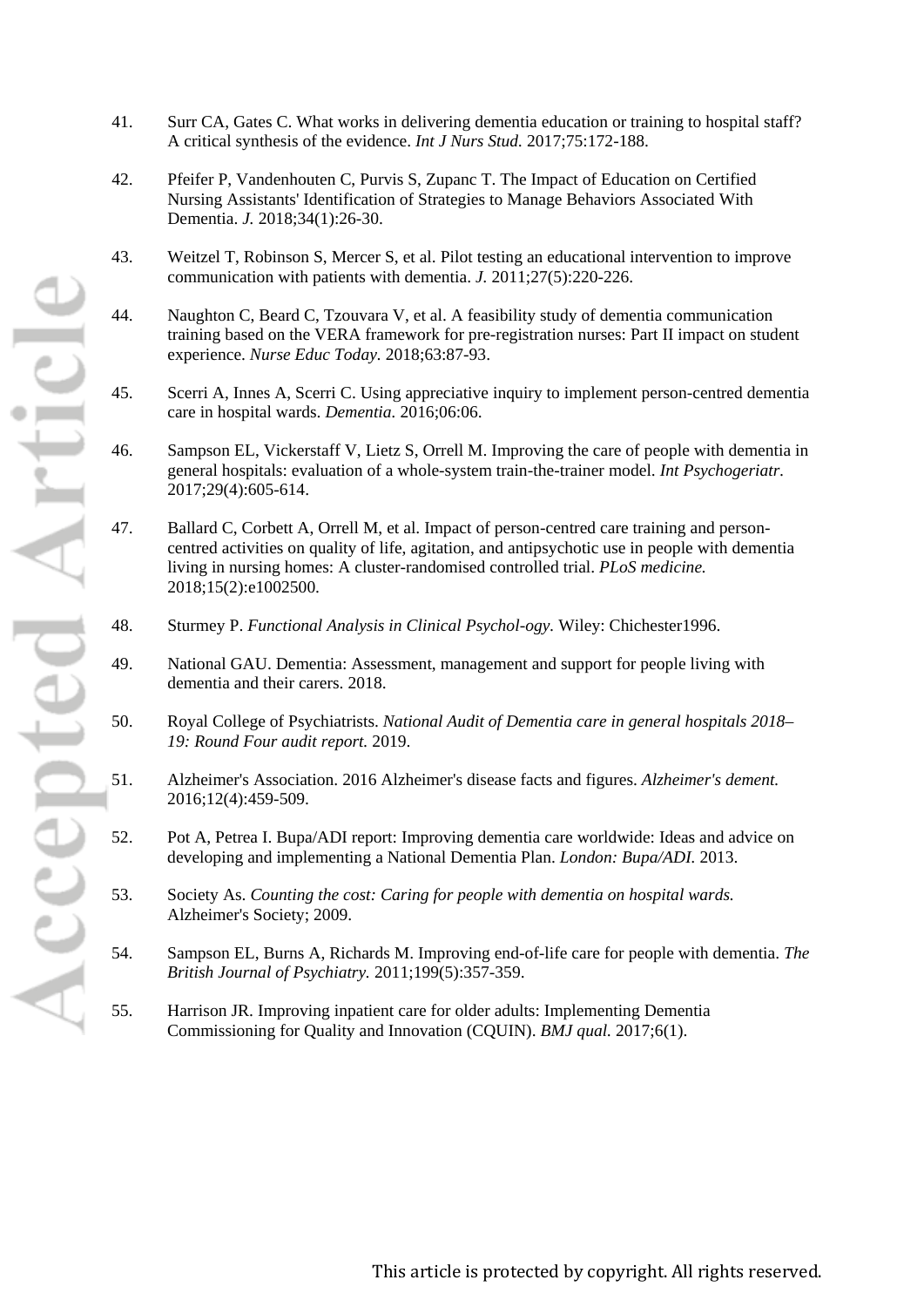41. Surr CA, Gates C. What works in delivering dementia education or training to hospital staff? A critical synthesis of the evidence. *Int J Nurs Stud.* 2017;75:172-188.

42. Pfeifer P, Vandenhouten C, Purvis S, Zupanc T. The Impact of Education on Certified Nursing Assistants' Identification of Strategies to Manage Behaviors Associated With Dementia. *J.* 2018;34(1):26-30.

43. Weitzel T, Robinson S, Mercer S, et al. Pilot testing an educational intervention to improve communication with patients with dementia. *J.* 2011;27(5):220-226.

44. Naughton C, Beard C, Tzouvara V, et al. A feasibility study of dementia communication training based on the VERA framework for pre-registration nurses: Part II impact on student experience. *Nurse Educ Today.* 2018;63:87-93.

45. Scerri A, Innes A, Scerri C. Using appreciative inquiry to implement person-centred dementia care in hospital wards. *Dementia.* 2016;06:06.

46. Sampson EL, Vickerstaff V, Lietz S, Orrell M. Improving the care of people with dementia in general hospitals: evaluation of a whole-system train-the-trainer model. *Int Psychogeriatr.* 2017;29(4):605-614.

47. Ballard C, Corbett A, Orrell M, et al. Impact of person-centred care training and person-centred activities on quality of life, agitation, and antipsychotic use in people with dementia living in nursing homes: A cluster-randomised controlled trial. *PLoS medicine.* 2018;15(2):e1002500.

48. Sturmey P. *Functional Analysis in Clinical Psychol-ogy.* Wiley: Chichester1996.

49. National GAU. Dementia: Assessment, management and support for people living with dementia and their carers. 2018.

50. Royal College of Psychiatrists. *National Audit of Dementia care in general hospitals 2018–19: Round Four audit report.* 2019.

51. Alzheimer's Association. 2016 Alzheimer's disease facts and figures. *Alzheimer's dement.* 2016;12(4):459-509.

52. Pot A, Petrea I. Bupa/ADI report: Improving dementia care worldwide: Ideas and advice on developing and implementing a National Dementia Plan. *London: Bupa/ADI.* 2013.

53. Society As. *Counting the cost: Caring for people with dementia on hospital wards.* Alzheimer's Society; 2009.

54. Sampson EL, Burns A, Richards M. Improving end-of-life care for people with dementia. *The British Journal of Psychiatry.* 2011;199(5):357-359.

55. Harrison JR. Improving inpatient care for older adults: Implementing Dementia Commissioning for Quality and Innovation (CQUIN). *BMJ qual.* 2017;6(1).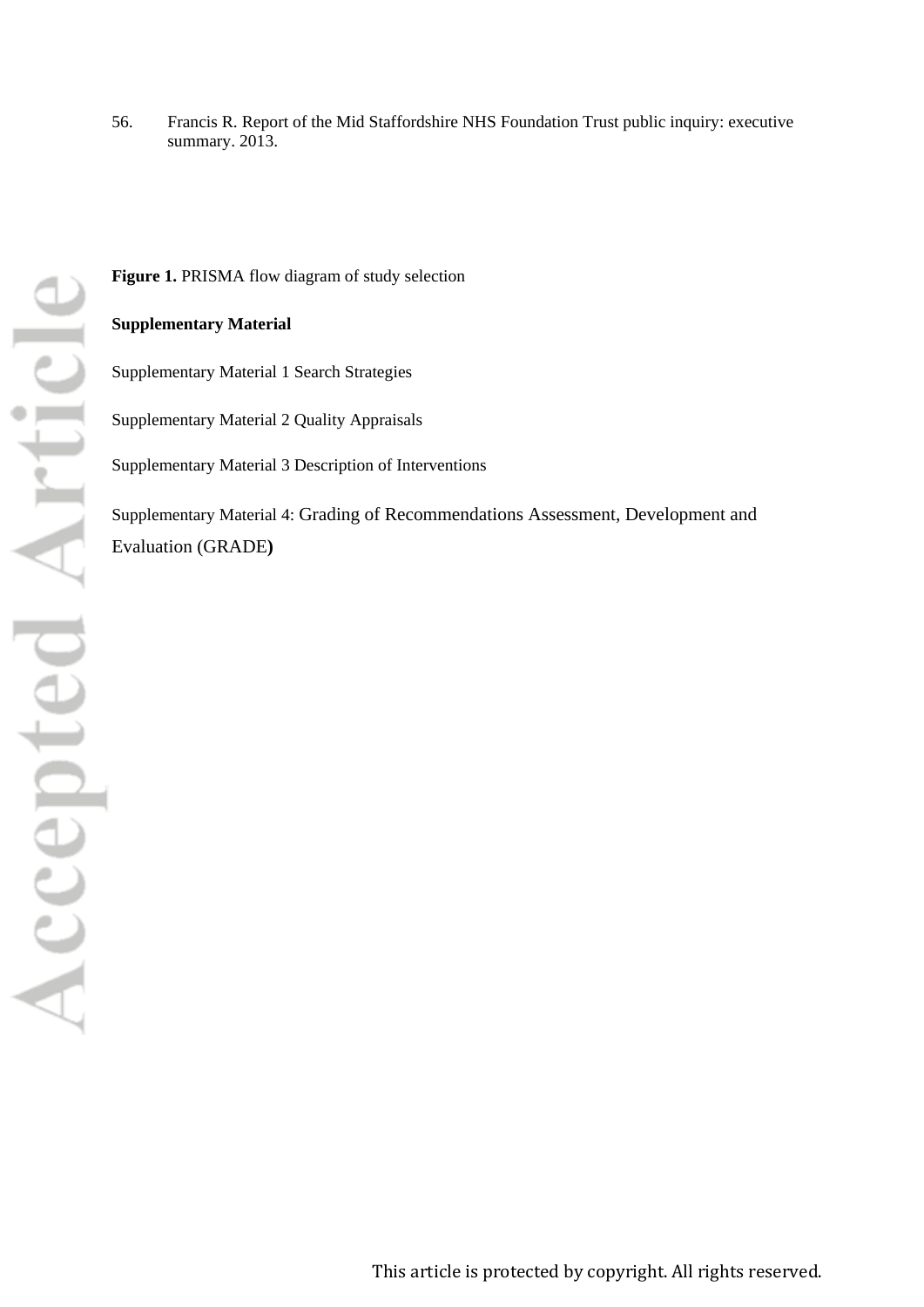56. Francis R. Report of the Mid Staffordshire NHS Foundation Trust public inquiry: executive summary. 2013.

**Figure 1.** PRISMA flow diagram of study selection

**Supplementary Material**

Supplementary Material 1 Search Strategies

Supplementary Material 2 Quality Appraisals

Supplementary Material 3 Description of Interventions

Supplementary Material 4: Grading of Recommendations Assessment, Development and Evaluation (GRADE)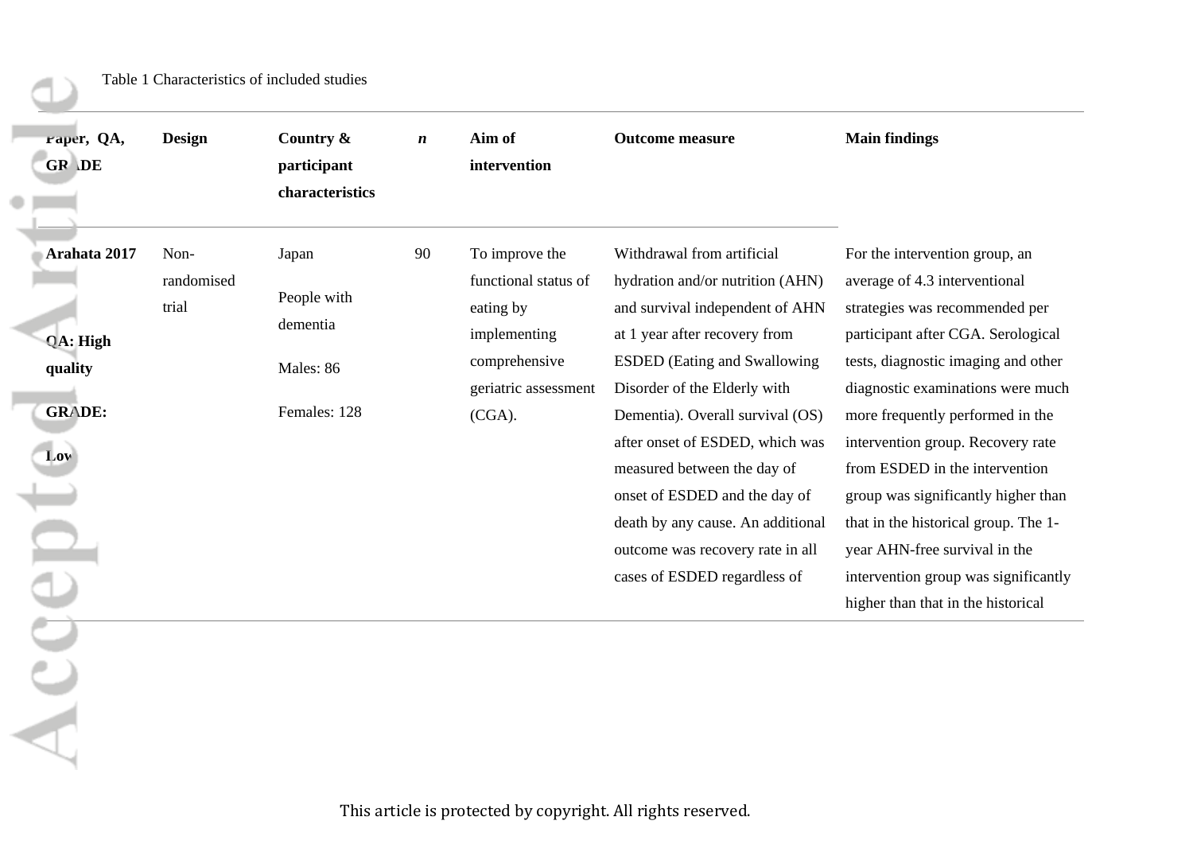Table 1 Characteristics of included studies

| Paper, QA, GRADE | Design | Country & participant characteristics | *n* | Aim of intervention | Outcome measure | Main findings |
|---|---|---|---|---|---|---|
| **Arahata 2017**<br><br>**QA: High quality**<br><br>**GRADE: Low** | Non-randomised trial | Japan<br><br>People with dementia<br><br>Males: 86<br><br>Females: 128 | 90 | To improve the functional status of eating by implementing comprehensive geriatric assessment (CGA). | Withdrawal from artificial hydration and/or nutrition (AHN) and survival independent of AHN at 1 year after recovery from ESDED (Eating and Swallowing Disorder of the Elderly with Dementia). Overall survival (OS) after onset of ESDED, which was measured between the day of onset of ESDED and the day of death by any cause. An additional outcome was recovery rate in all cases of ESDED regardless of | For the intervention group, an average of 4.3 interventional strategies was recommended per participant after CGA. Serological tests, diagnostic imaging and other diagnostic examinations were much more frequently performed in the intervention group. Recovery rate from ESDED in the intervention group was significantly higher than that in the historical group. The 1-year AHN-free survival in the intervention group was significantly higher than that in the historical |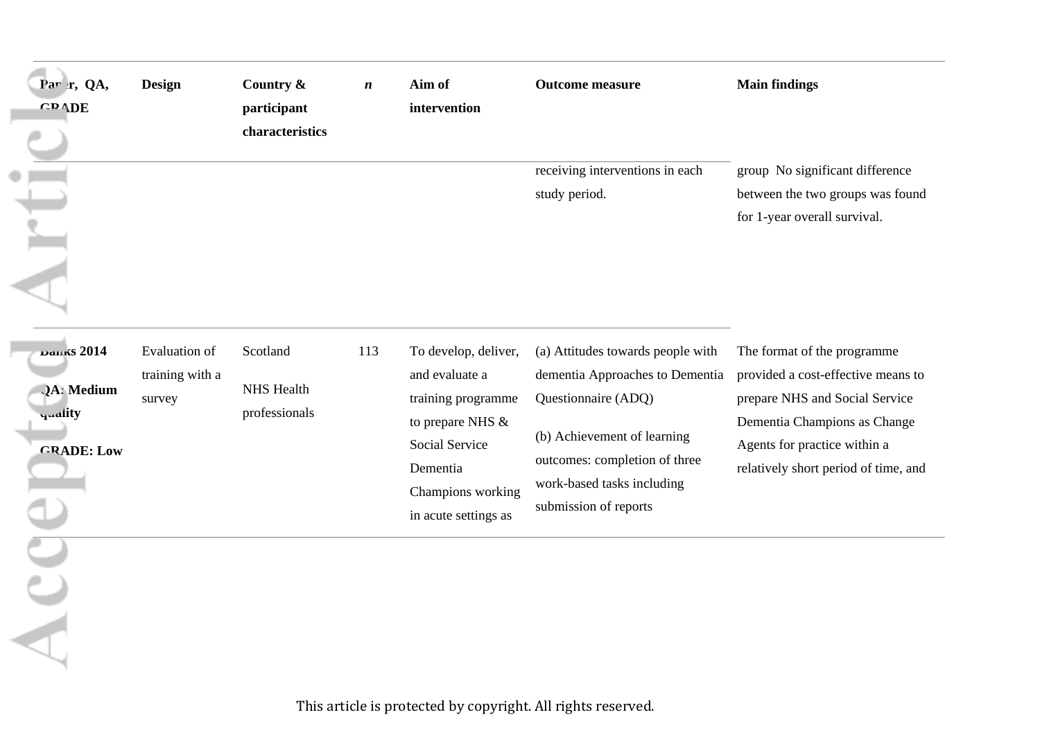| Paper, QA, GRADE | Design | Country & participant characteristics | *n* | Aim of intervention | Outcome measure | Main findings |
|---|---|---|---|---|---|---|
| | | | | | receiving interventions in each study period. | group No significant difference between the two groups was found for 1-year overall survival. |
| **Banks 2014**<br><br>**QA: Medium quality**<br><br>**GRADE: Low** | Evaluation of training with a survey | Scotland<br><br>NHS Health professionals | 113 | To develop, deliver, and evaluate a training programme to prepare NHS & Social Service Dementia Champions working in acute settings as | (a) Attitudes towards people with dementia Approaches to Dementia Questionnaire (ADQ)<br><br>(b) Achievement of learning outcomes: completion of three work-based tasks including submission of reports | The format of the programme provided a cost-effective means to prepare NHS and Social Service Dementia Champions as Change Agents for practice within a relatively short period of time, and |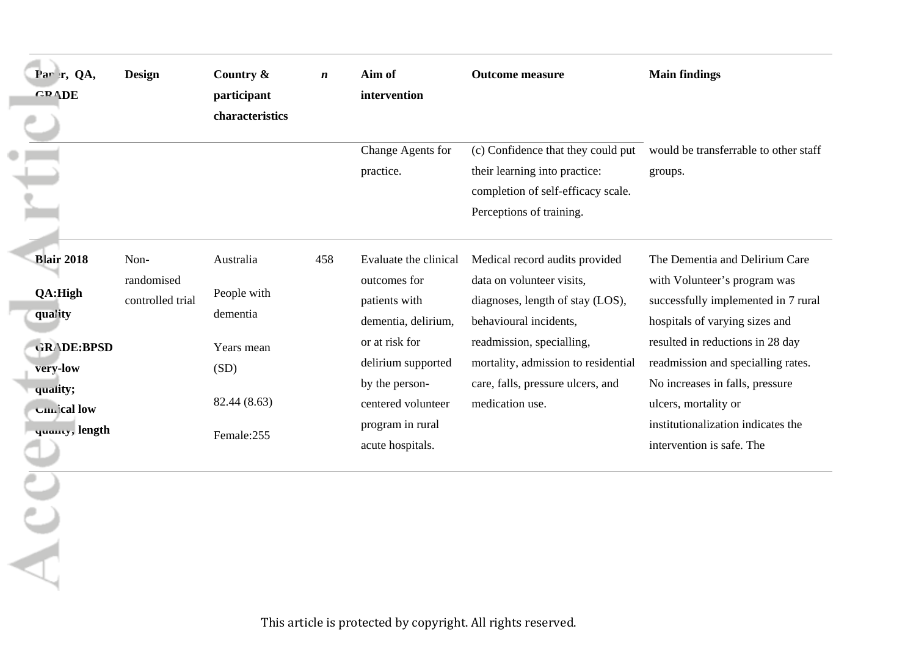| Paper, QA, GRADE | Design | Country & participant characteristics | *n* | Aim of intervention | Outcome measure | Main findings |
|---|---|---|---|---|---|---|
| | | | | Change Agents for practice. | (c) Confidence that they could put their learning into practice: completion of self-efficacy scale. Perceptions of training. | would be transferrable to other staff groups. |
| **Blair 2018** **QA:High quality** **GRADE:BPSD very-low quality; Clinical low quality, length** | Non-randomised controlled trial | Australia People with dementia Years mean (SD) 82.44 (8.63) Female:255 | 458 | Evaluate the clinical outcomes for patients with dementia, delirium, or at risk for delirium supported by the person-centered volunteer program in rural acute hospitals. | Medical record audits provided data on volunteer visits, diagnoses, length of stay (LOS), behavioural incidents, readmission, specialling, mortality, admission to residential care, falls, pressure ulcers, and medication use. | The Dementia and Delirium Care with Volunteer's program was successfully implemented in 7 rural hospitals of varying sizes and resulted in reductions in 28 day readmission and specialling rates. No increases in falls, pressure ulcers, mortality or institutionalization indicates the intervention is safe. The |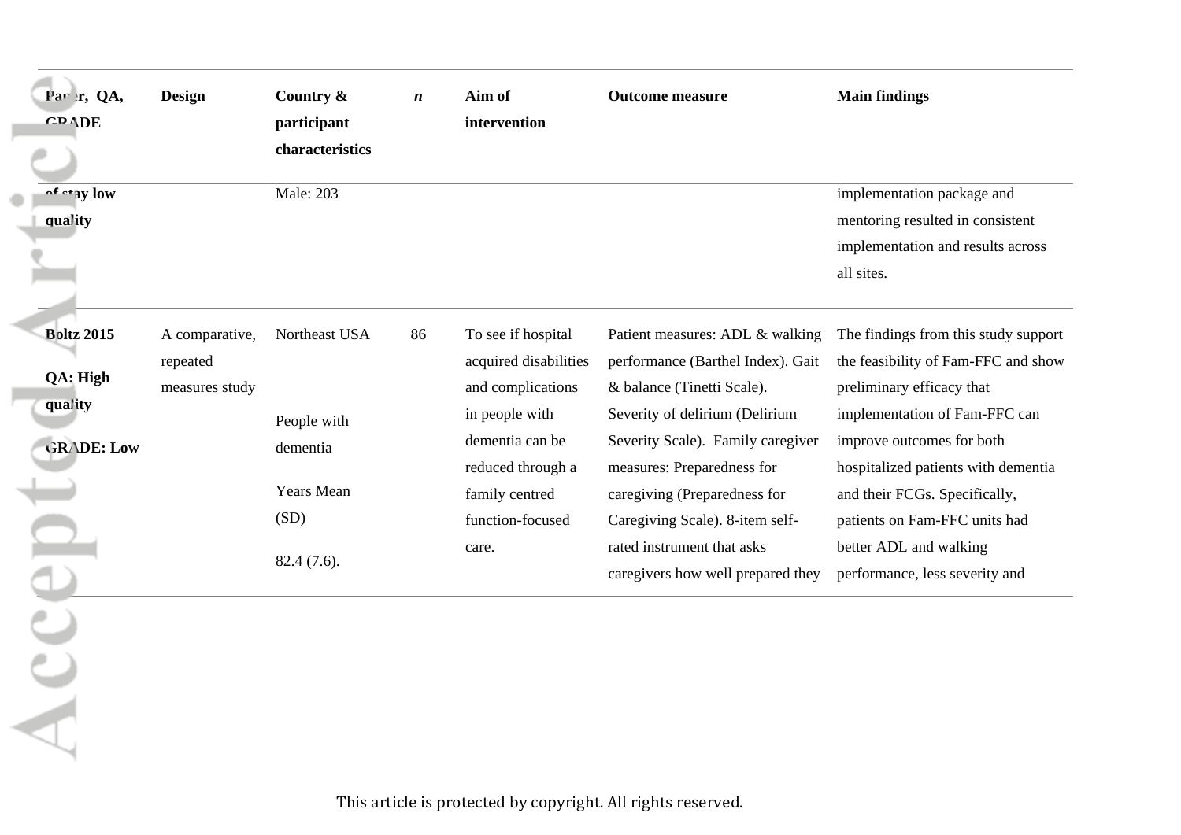| Paper, QA, GRADE | Design | Country & participant characteristics | *n* | Aim of intervention | Outcome measure | Main findings |
|---|---|---|---|---|---|---|
| **of stay low quality** | | Male: 203 | | | | implementation package and mentoring resulted in consistent implementation and results across all sites. |
| **Boltz 2015**<br><br>**QA: High quality**<br><br>**GRADE: Low** | A comparative, repeated measures study | Northeast USA<br><br>People with dementia<br><br>Years Mean (SD)<br><br>82.4 (7.6). | 86 | To see if hospital acquired disabilities and complications in people with dementia can be reduced through a family centred function-focused care. | Patient measures: ADL & walking performance (Barthel Index). Gait & balance (Tinetti Scale). Severity of delirium (Delirium Severity Scale). Family caregiver measures: Preparedness for caregiving (Preparedness for Caregiving Scale). 8-item self-rated instrument that asks caregivers how well prepared they | The findings from this study support the feasibility of Fam-FFC and show preliminary efficacy that implementation of Fam-FFC can improve outcomes for both hospitalized patients with dementia and their FCGs. Specifically, patients on Fam-FFC units had better ADL and walking performance, less severity and |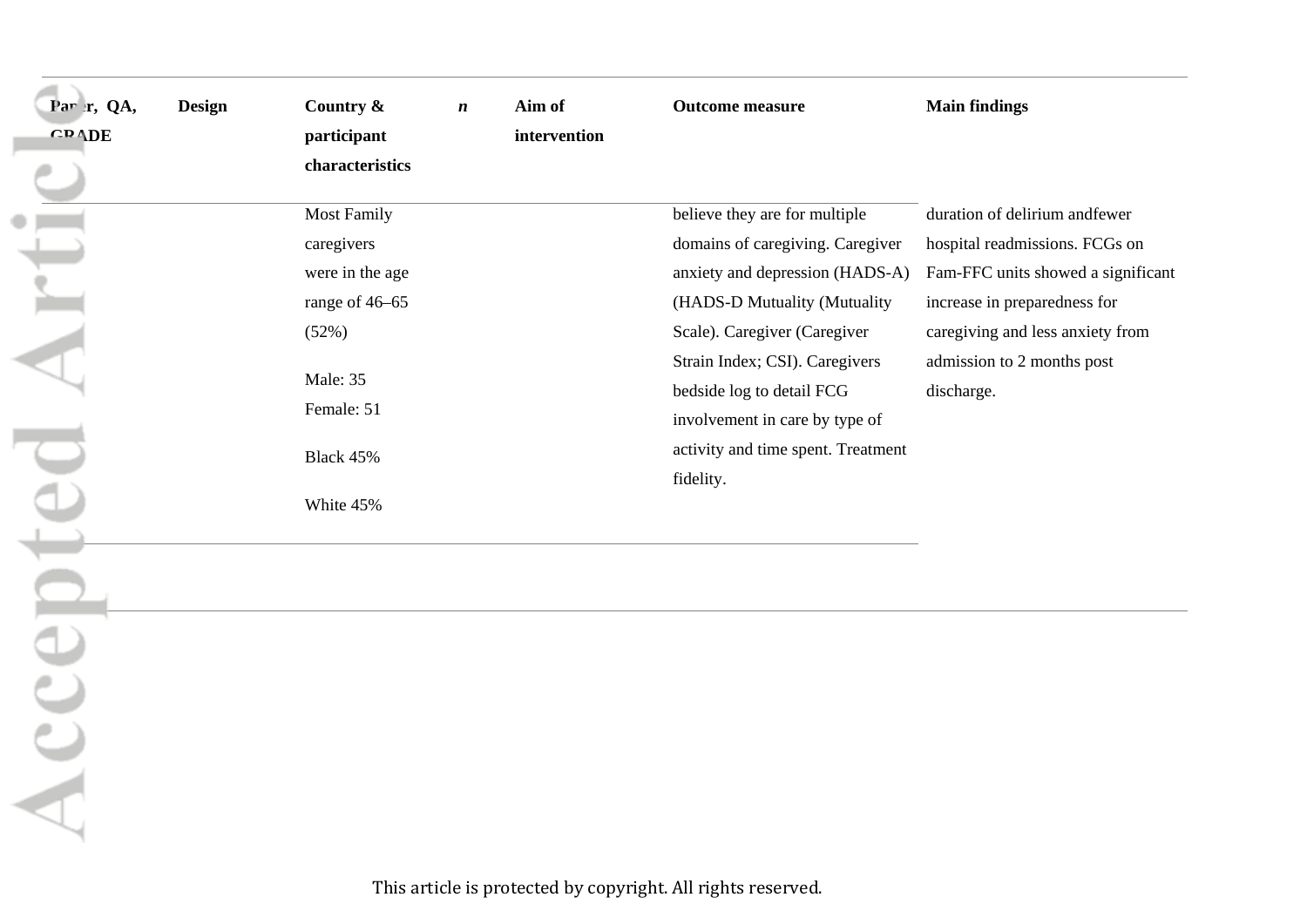| Paper, QA, GRADE | Design | Country & participant characteristics | *n* | Aim of intervention | Outcome measure | Main findings |
|---|---|---|---|---|---|---|
| | | Most Family caregivers were in the age range of 46–65 (52%)<br><br>Male: 35<br>Female: 51<br><br>Black 45%<br><br>White 45% | | | believe they are for multiple domains of caregiving. Caregiver anxiety and depression (HADS-A) (HADS-D Mutuality (Mutuality Scale). Caregiver (Caregiver Strain Index; CSI). Caregivers bedside log to detail FCG involvement in care by type of activity and time spent. Treatment fidelity. | duration of delirium andfewer hospital readmissions. FCGs on Fam-FFC units showed a significant increase in preparedness for caregiving and less anxiety from admission to 2 months post discharge. |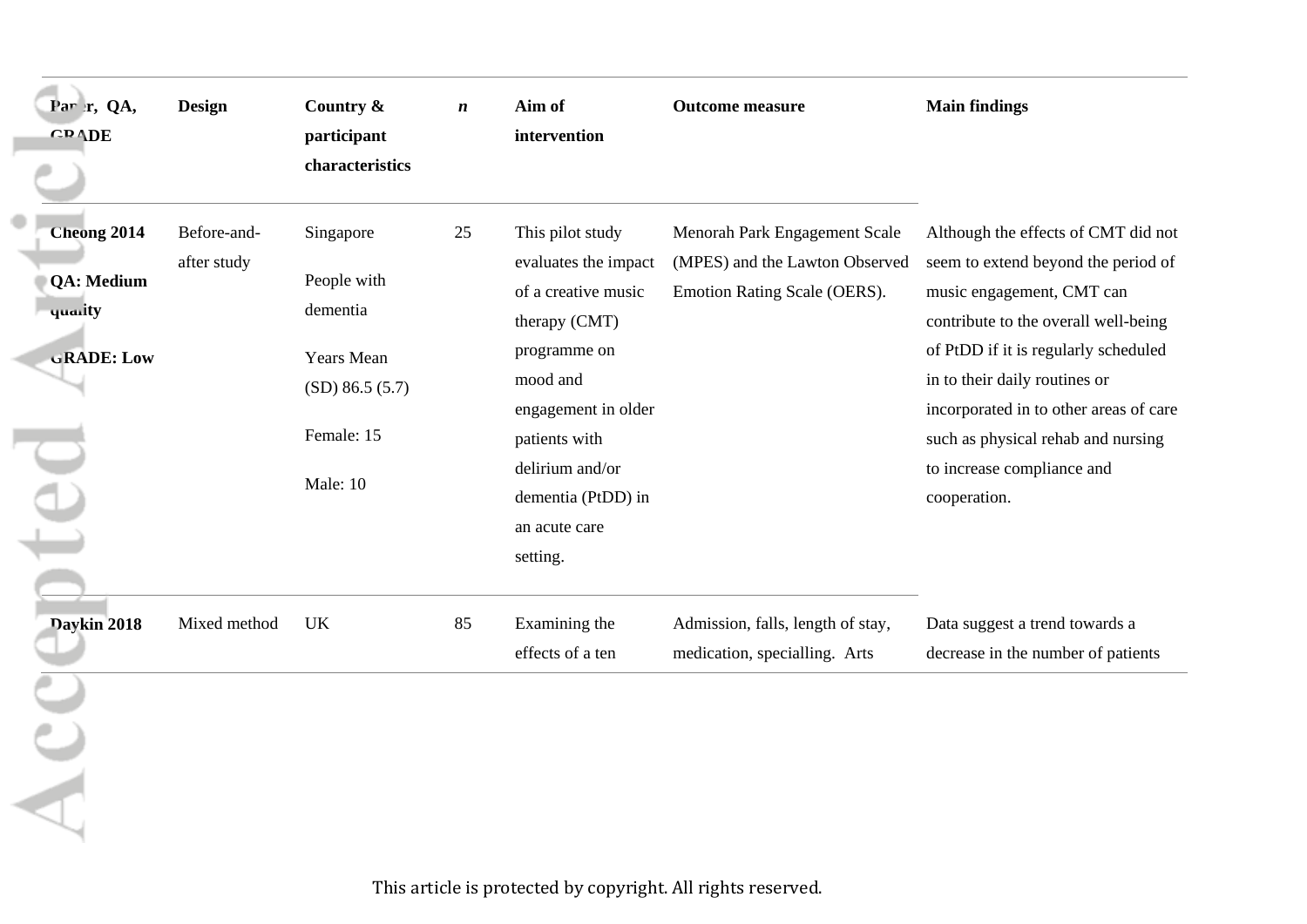| Paper, QA, GRADE | Design | Country & participant characteristics | *n* | Aim of intervention | Outcome measure | Main findings |
|---|---|---|---|---|---|---|
| **Cheong 2014**<br><br>**QA: Medium quality**<br><br>**GRADE: Low** | Before-and-after study | Singapore<br><br>People with dementia<br><br>Years Mean (SD) 86.5 (5.7)<br><br>Female: 15<br><br>Male: 10 | 25 | This pilot study evaluates the impact of a creative music therapy (CMT) programme on mood and engagement in older patients with delirium and/or dementia (PtDD) in an acute care setting. | Menorah Park Engagement Scale (MPES) and the Lawton Observed Emotion Rating Scale (OERS). | Although the effects of CMT did not seem to extend beyond the period of music engagement, CMT can contribute to the overall well-being of PtDD if it is regularly scheduled in to their daily routines or incorporated in to other areas of care such as physical rehab and nursing to increase compliance and cooperation. |
| **Daykin 2018** | Mixed method | UK | 85 | Examining the effects of a ten | Admission, falls, length of stay, medication, specialling. Arts | Data suggest a trend towards a decrease in the number of patients |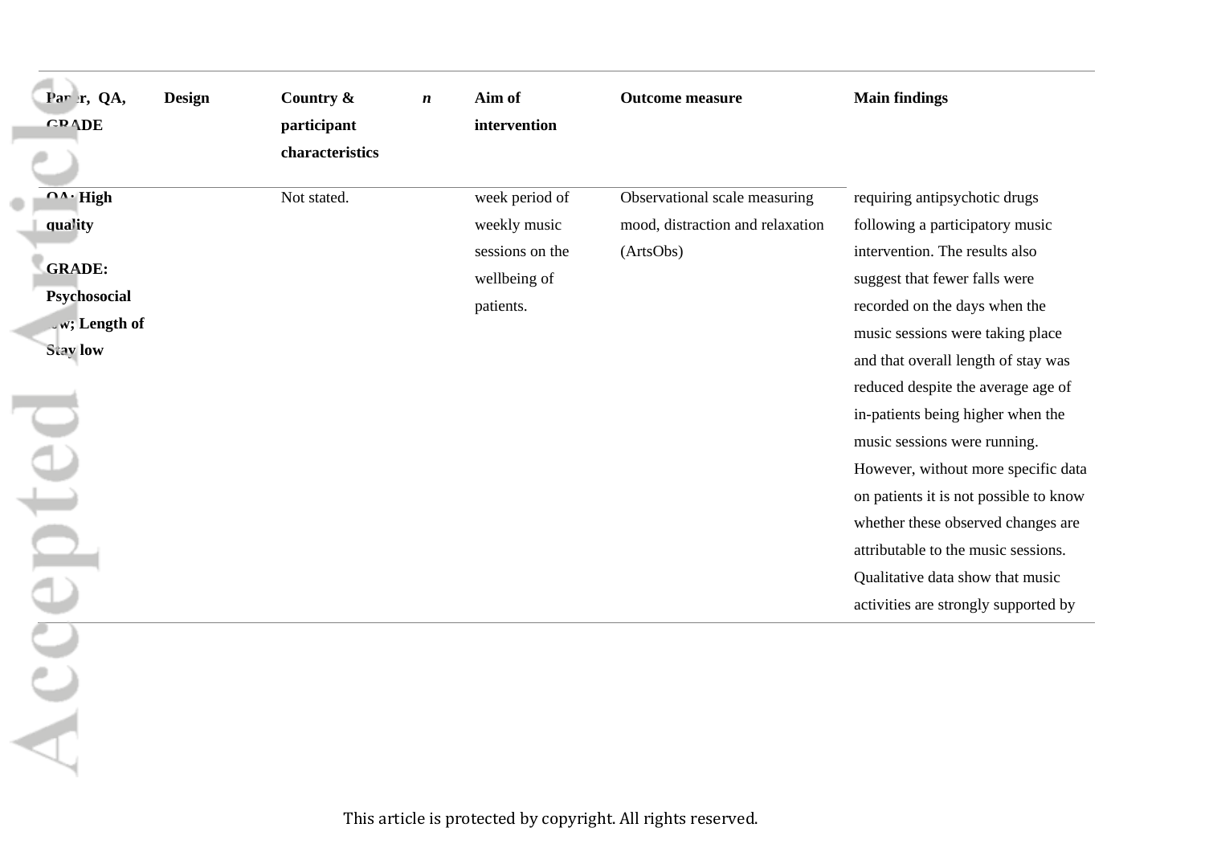| Paper, QA, GRADE | Design | Country & participant characteristics | n | Aim of intervention | Outcome measure | Main findings |
|---|---|---|---|---|---|---|
| **QA: High quality**<br><br>**GRADE: Psychosocial low; Length of Stay low** | | Not stated. | | week period of weekly music sessions on the wellbeing of patients. | Observational scale measuring mood, distraction and relaxation (ArtsObs) | requiring antipsychotic drugs following a participatory music intervention. The results also suggest that fewer falls were recorded on the days when the music sessions were taking place and that overall length of stay was reduced despite the average age of in-patients being higher when the music sessions were running. However, without more specific data on patients it is not possible to know whether these observed changes are attributable to the music sessions. Qualitative data show that music activities are strongly supported by |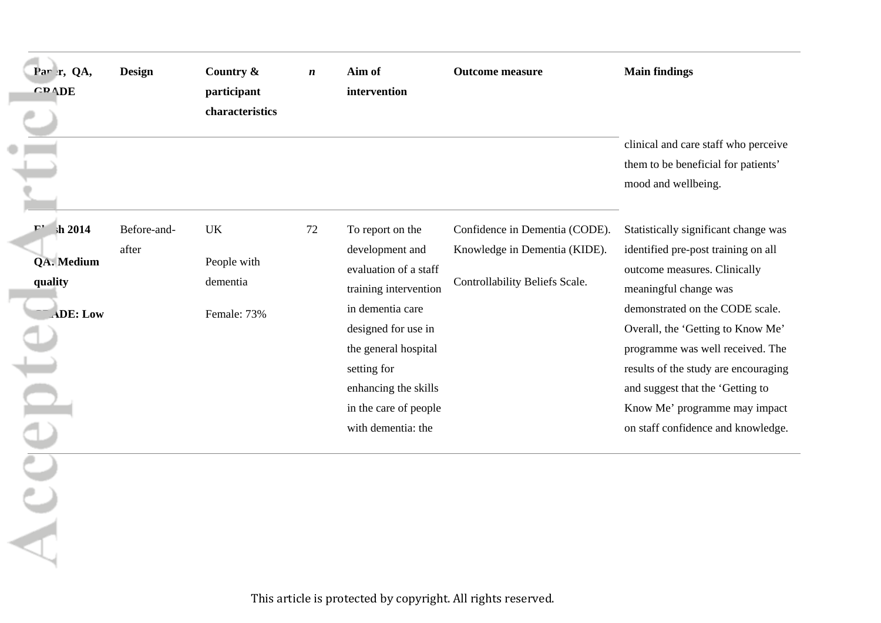| Paper, QA, GRADE | Design | Country & participant characteristics | *n* | Aim of intervention | Outcome measure | Main findings |
|---|---|---|---|---|---|---|
| | | | | | | clinical and care staff who perceive them to be beneficial for patients' mood and wellbeing. |
| **Elvish 2014**<br><br>**QA: Medium quality**<br><br>**GRADE: Low** | Before-and-after | UK<br><br>People with dementia<br><br>Female: 73% | 72 | To report on the development and evaluation of a staff training intervention in dementia care designed for use in the general hospital setting for enhancing the skills in the care of people with dementia: the | Confidence in Dementia (CODE). Knowledge in Dementia (KIDE).<br><br>Controllability Beliefs Scale. | Statistically significant change was identified pre-post training on all outcome measures. Clinically meaningful change was demonstrated on the CODE scale. Overall, the 'Getting to Know Me' programme was well received. The results of the study are encouraging and suggest that the 'Getting to Know Me' programme may impact on staff confidence and knowledge. |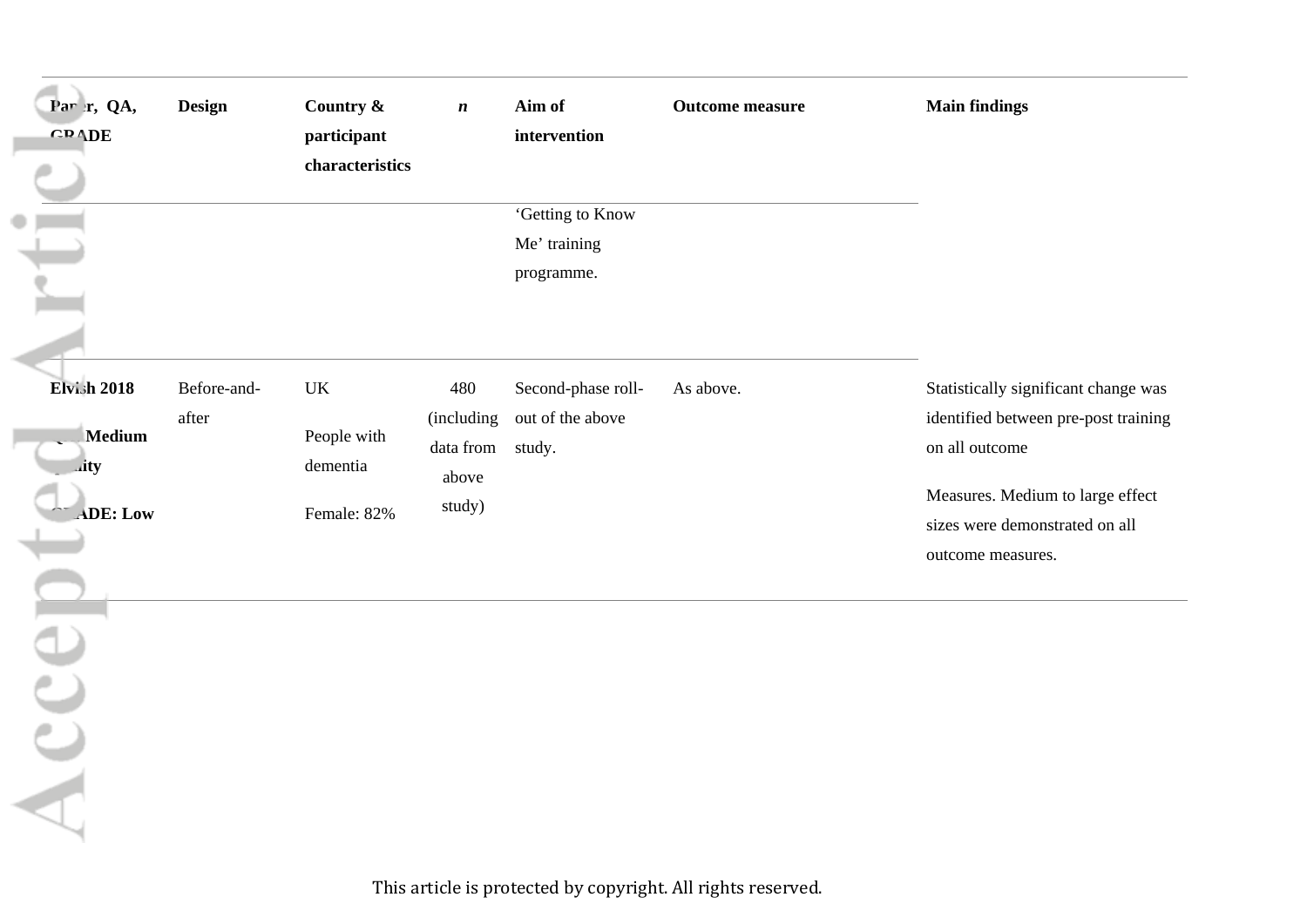| Paper, QA, GRADE | Design | Country & participant characteristics | *n* | Aim of intervention | Outcome measure | Main findings |
|---|---|---|---|---|---|---|
| | | | | 'Getting to Know Me' training programme. | | |
| **Elvish 2018**<br><br>**QA: Medium quality**<br><br>**GRADE: Low** | Before-and-after | UK<br><br>People with dementia<br><br>Female: 82% | 480 (including data from above study) | Second-phase roll-out of the above study. | As above. | Statistically significant change was identified between pre-post training on all outcome<br><br>Measures. Medium to large effect sizes were demonstrated on all outcome measures. |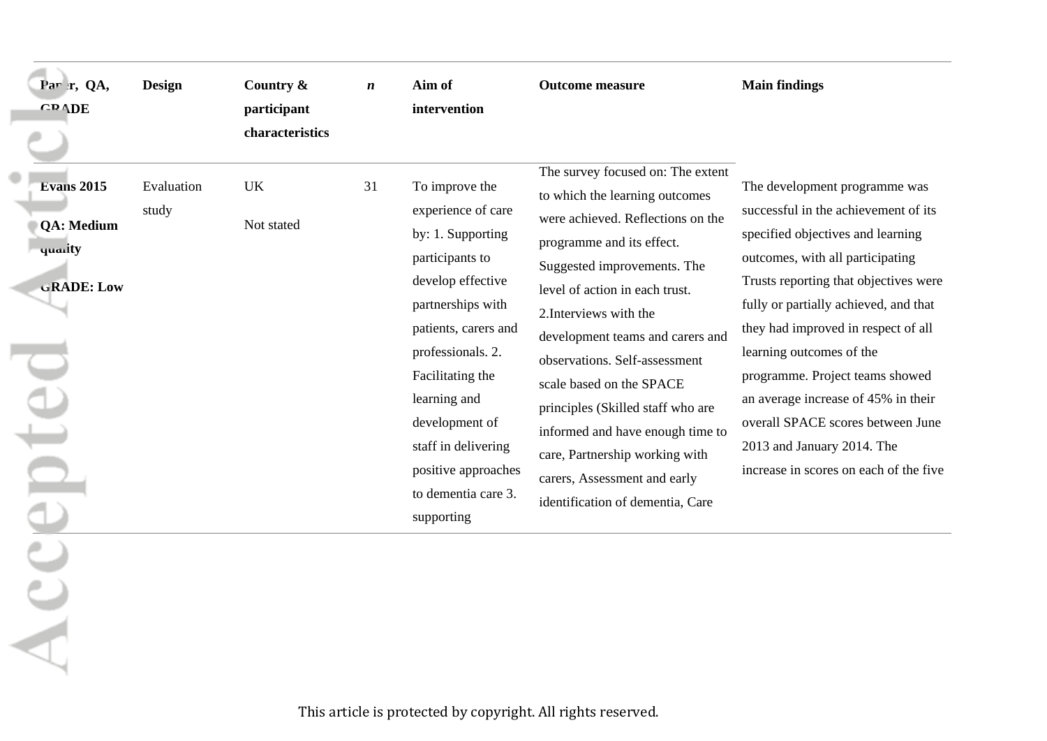| Paper, QA, GRADE | Design | Country & participant characteristics | *n* | Aim of intervention | Outcome measure | Main findings |
|---|---|---|---|---|---|---|
| **Evans 2015**<br>**QA: Medium quality**<br>**GRADE: Low** | Evaluation study | UK<br>Not stated | 31 | To improve the experience of care by: 1. Supporting participants to develop effective partnerships with patients, carers and professionals. 2. Facilitating the learning and development of staff in delivering positive approaches to dementia care 3. supporting | The survey focused on: The extent to which the learning outcomes were achieved. Reflections on the programme and its effect. Suggested improvements. The level of action in each trust. 2.Interviews with the development teams and carers and observations. Self-assessment scale based on the SPACE principles (Skilled staff who are informed and have enough time to care, Partnership working with carers, Assessment and early identification of dementia, Care | The development programme was successful in the achievement of its specified objectives and learning outcomes, with all participating Trusts reporting that objectives were fully or partially achieved, and that they had improved in respect of all learning outcomes of the programme. Project teams showed an average increase of 45% in their overall SPACE scores between June 2013 and January 2014. The increase in scores on each of the five |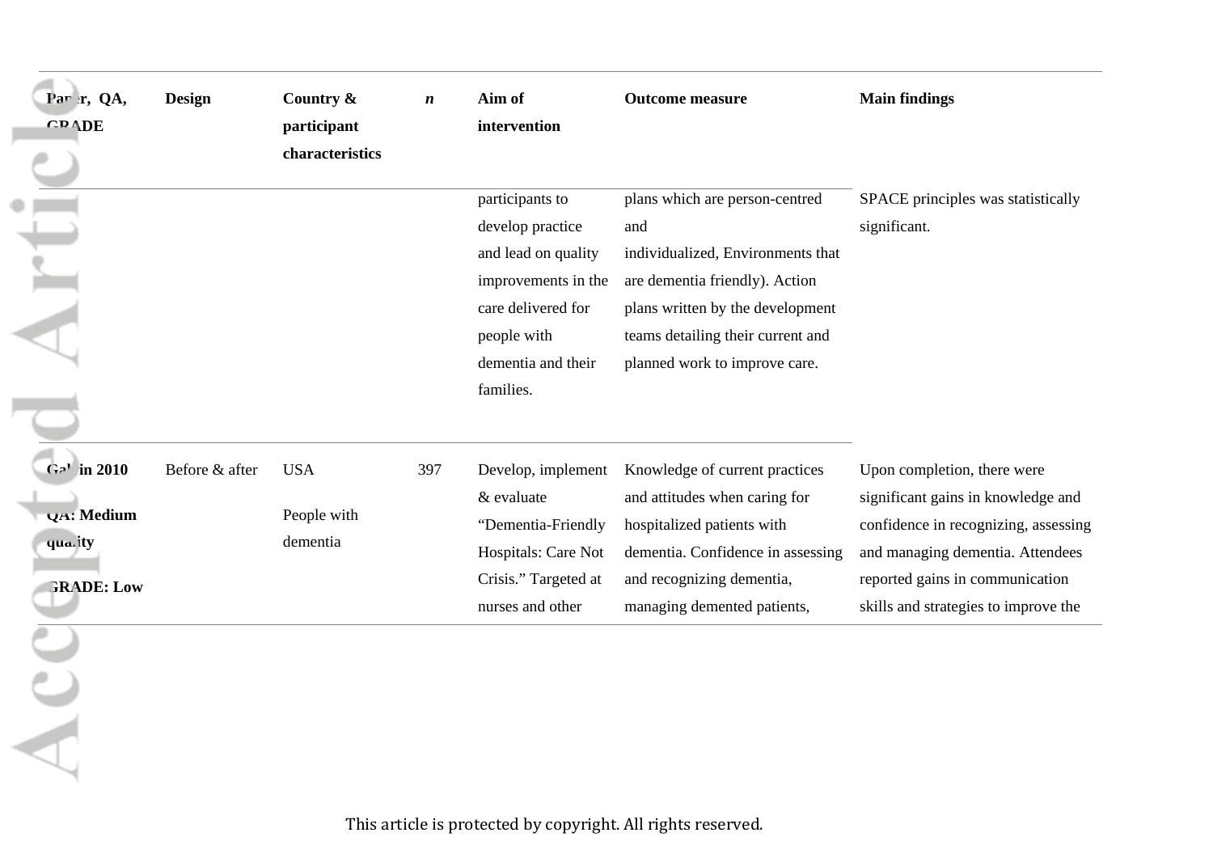| Paper, QA, GRADE | Design | Country & participant characteristics | *n* | Aim of intervention | Outcome measure | Main findings |
|---|---|---|---|---|---|---|
| | | | | participants to develop practice and lead on quality improvements in the care delivered for people with dementia and their families. | plans which are person-centred and individualized, Environments that are dementia friendly). Action plans written by the development teams detailing their current and planned work to improve care. | SPACE principles was statistically significant. |
| **Galvin 2010**<br><br>**QA: Medium quality**<br><br>**GRADE: Low** | Before & after | USA<br><br>People with dementia | 397 | Develop, implement & evaluate "Dementia-Friendly Hospitals: Care Not Crisis." Targeted at nurses and other | Knowledge of current practices and attitudes when caring for hospitalized patients with dementia. Confidence in assessing and recognizing dementia, managing demented patients, | Upon completion, there were significant gains in knowledge and confidence in recognizing, assessing and managing dementia. Attendees reported gains in communication skills and strategies to improve the |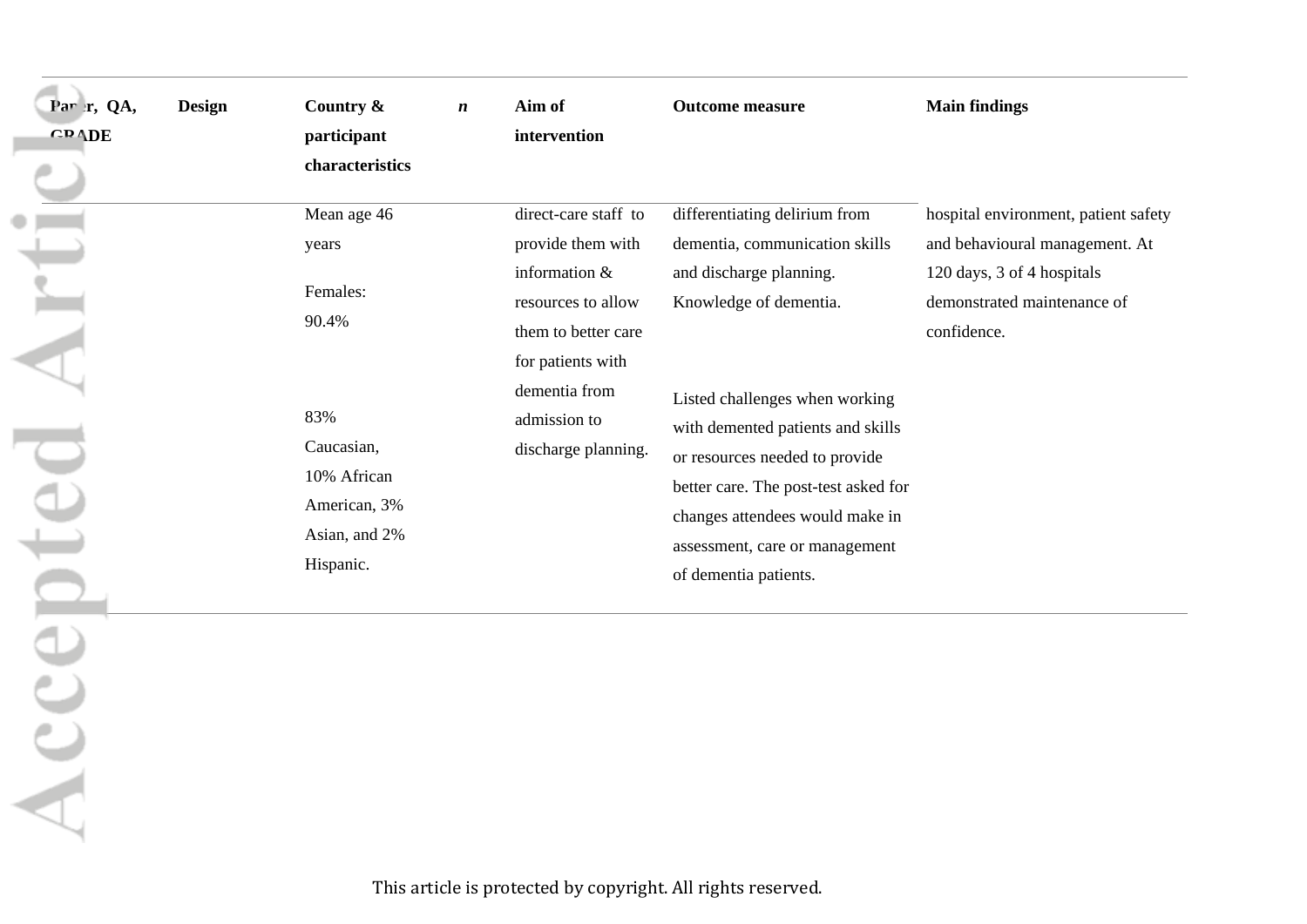| Paper, QA, GRADE | Design | Country & participant characteristics | *n* | Aim of intervention | Outcome measure | Main findings |
|---|---|---|---|---|---|---|
| | | Mean age 46 years<br><br>Females: 90.4%<br><br>83% Caucasian, 10% African American, 3% Asian, and 2% Hispanic. | | direct-care staff to provide them with information & resources to allow them to better care for patients with dementia from admission to discharge planning. | differentiating delirium from dementia, communication skills and discharge planning. Knowledge of dementia.<br><br>Listed challenges when working with demented patients and skills or resources needed to provide better care. The post-test asked for changes attendees would make in assessment, care or management of dementia patients. | hospital environment, patient safety and behavioural management. At 120 days, 3 of 4 hospitals demonstrated maintenance of confidence. |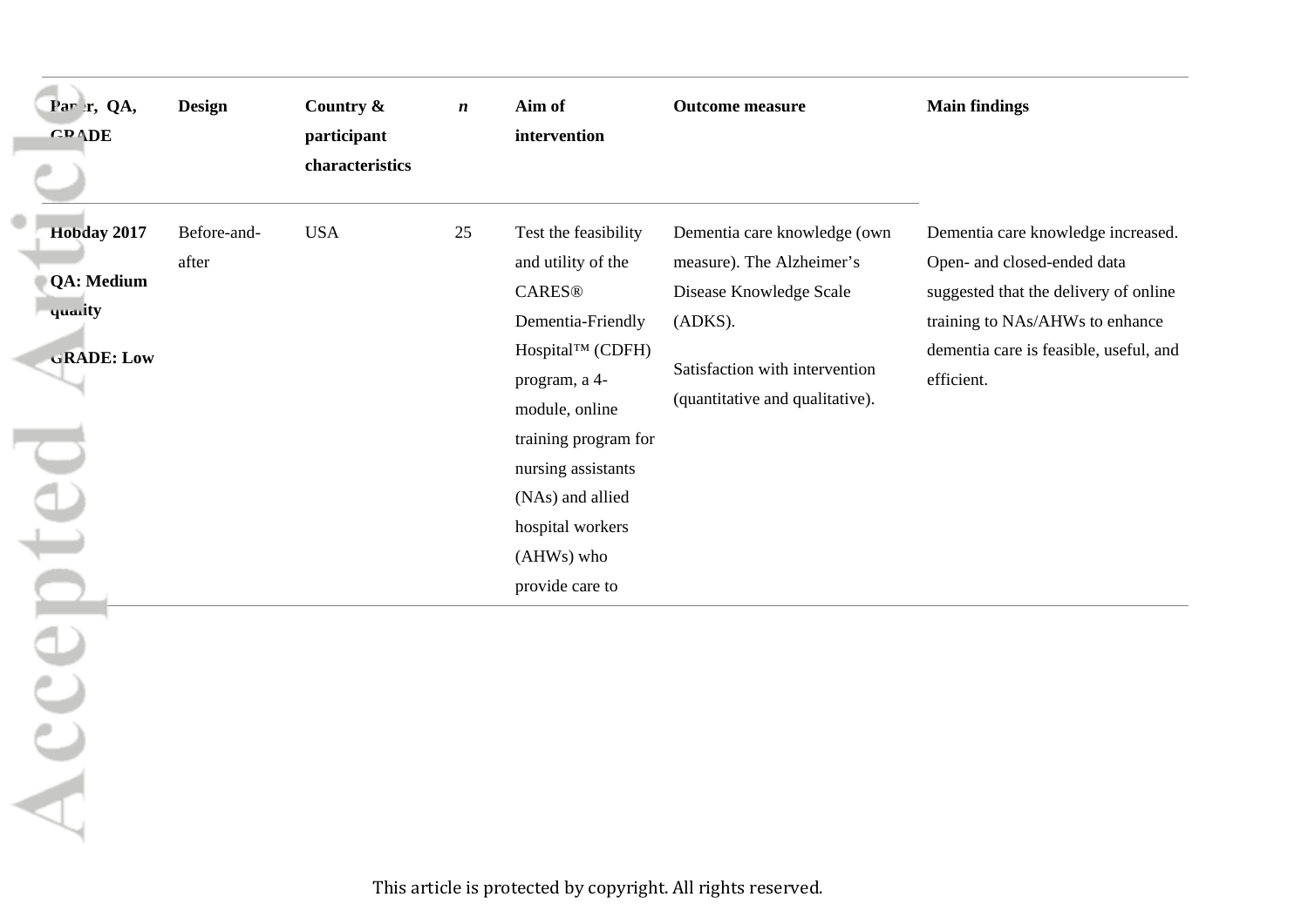| Paper, QA, GRADE | Design | Country & participant characteristics | *n* | Aim of intervention | Outcome measure | Main findings |
|---|---|---|---|---|---|---|
| **Hobday 2017**<br><br>**QA: Medium quality**<br><br>**GRADE: Low** | Before-and-after | USA | 25 | Test the feasibility and utility of the CARES® Dementia-Friendly Hospital™ (CDFH) program, a 4-module, online training program for nursing assistants (NAs) and allied hospital workers (AHWs) who provide care to | Dementia care knowledge (own measure). The Alzheimer's Disease Knowledge Scale (ADKS).<br><br>Satisfaction with intervention (quantitative and qualitative). | Dementia care knowledge increased. Open- and closed-ended data suggested that the delivery of online training to NAs/AHWs to enhance dementia care is feasible, useful, and efficient. |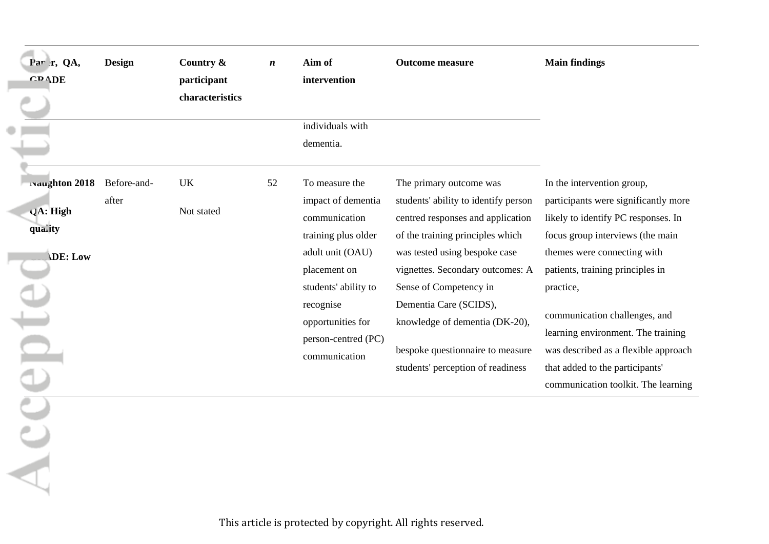| Paper, QA, GRADE | Design | Country & participant characteristics | *n* | Aim of intervention | Outcome measure | Main findings |
|---|---|---|---|---|---|---|
| | | | | individuals with dementia. | | |
| **Naughton 2018** **QA: High quality** **GRADE: Low** | Before-and-after | UK Not stated | 52 | To measure the impact of dementia communication training plus older adult unit (OAU) placement on students' ability to recognise opportunities for person-centred (PC) communication | The primary outcome was students' ability to identify person centred responses and application of the training principles which was tested using bespoke case vignettes. Secondary outcomes: A Sense of Competency in Dementia Care (SCIDS), knowledge of dementia (DK-20), bespoke questionnaire to measure students' perception of readiness | In the intervention group, participants were significantly more likely to identify PC responses. In focus group interviews (the main themes were connecting with patients, training principles in practice, communication challenges, and learning environment. The training was described as a flexible approach that added to the participants' communication toolkit. The learning |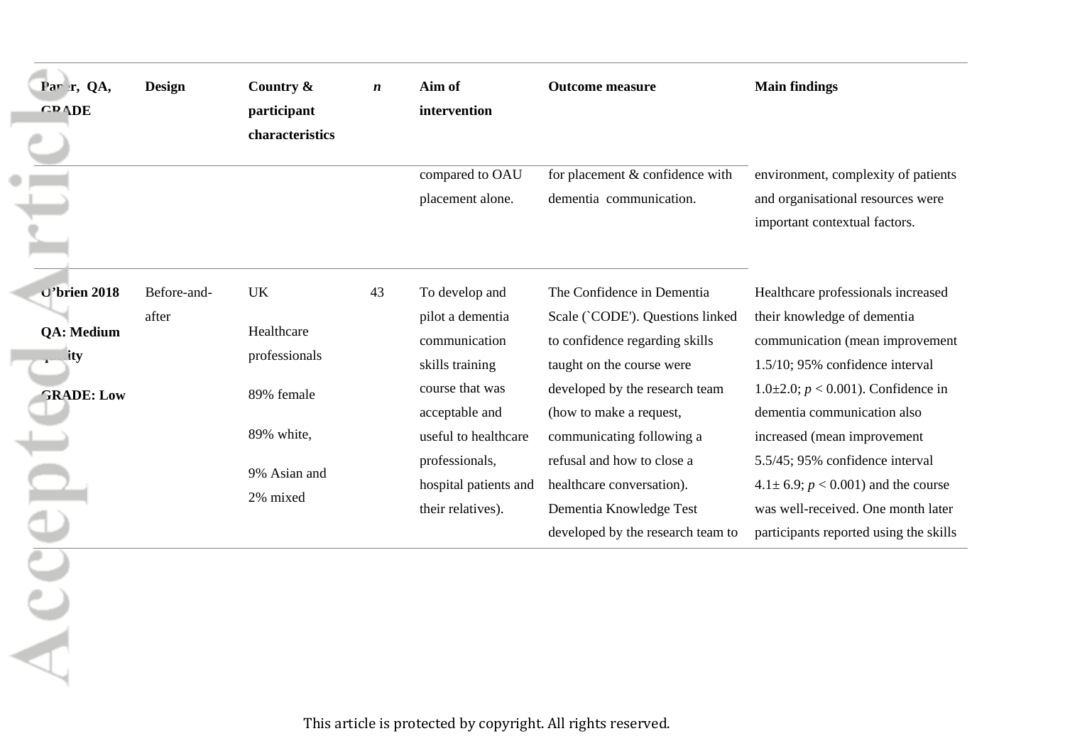| Paper, QA, GRADE | Design | Country & participant characteristics | *n* | Aim of intervention | Outcome measure | Main findings |
|---|---|---|---|---|---|---|
| | | | | compared to OAU placement alone. | for placement & confidence with dementia communication. | environment, complexity of patients and organisational resources were important contextual factors. |
| **O'brien 2018**<br><br>**QA: Medium quality**<br><br>**GRADE: Low** | Before-and-after | UK<br><br>Healthcare professionals<br><br>89% female<br><br>89% white,<br><br>9% Asian and 2% mixed | 43 | To develop and pilot a dementia communication skills training course that was acceptable and useful to healthcare professionals, hospital patients and their relatives). | The Confidence in Dementia Scale (`CODE'). Questions linked to confidence regarding skills taught on the course were developed by the research team (how to make a request, communicating following a refusal and how to close a healthcare conversation). Dementia Knowledge Test developed by the research team to | Healthcare professionals increased their knowledge of dementia communication (mean improvement 1.5/10; 95% confidence interval 1.0±2.0; $p < 0.001$). Confidence in dementia communication also increased (mean improvement 5.5/45; 95% confidence interval 4.1± 6.9; $p < 0.001$) and the course was well-received. One month later participants reported using the skills |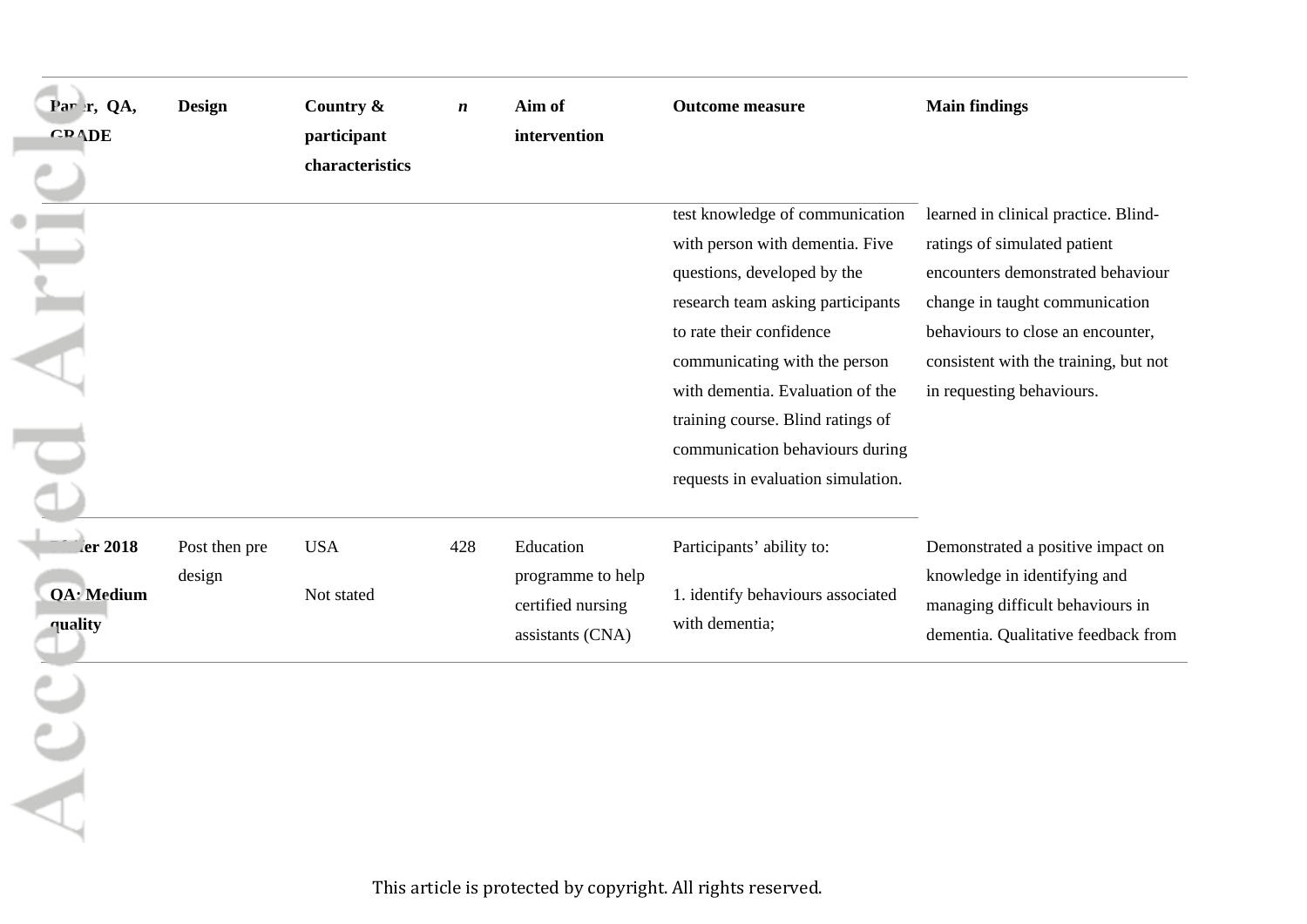| Paper, QA, GRADE | Design | Country & participant characteristics | *n* | Aim of intervention | Outcome measure | Main findings |
|---|---|---|---|---|---|---|
| | | | | | test knowledge of communication with person with dementia. Five questions, developed by the research team asking participants to rate their confidence communicating with the person with dementia. Evaluation of the training course. Blind ratings of communication behaviours during requests in evaluation simulation. | learned in clinical practice. Blind-ratings of simulated patient encounters demonstrated behaviour change in taught communication behaviours to close an encounter, consistent with the training, but not in requesting behaviours. |
| **..ler 2018**<br><br>**QA: Medium quality** | Post then pre design | USA<br><br>Not stated | 428 | Education programme to help certified nursing assistants (CNA) | Participants' ability to:<br><br>1. identify behaviours associated with dementia; | Demonstrated a positive impact on knowledge in identifying and managing difficult behaviours in dementia. Qualitative feedback from |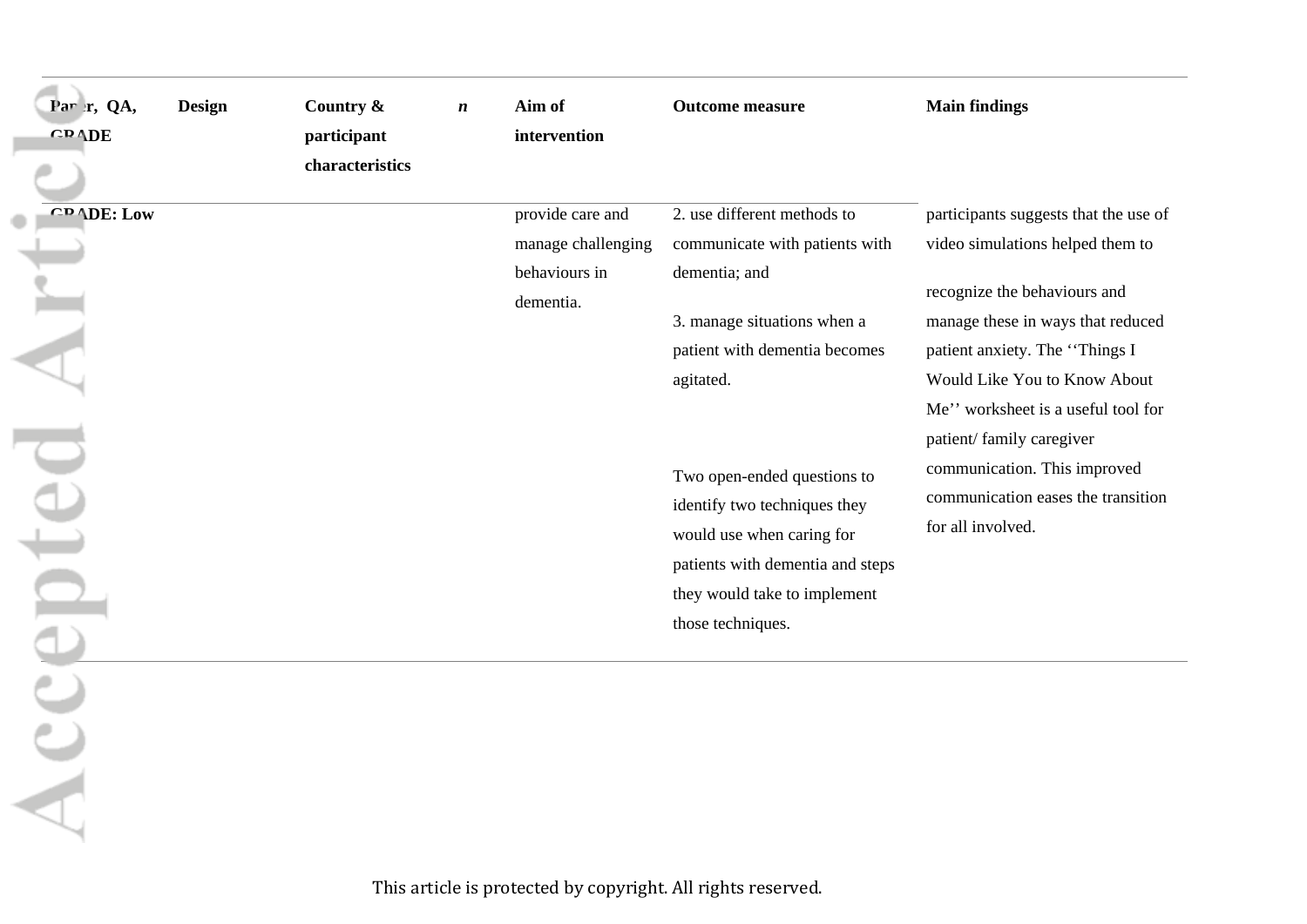| Paper, QA, GRADE | Design | Country & participant characteristics | *n* | Aim of intervention | Outcome measure | Main findings |
|---|---|---|---|---|---|---|
| GRADE: Low | | | | provide care and manage challenging behaviours in dementia. | 2. use different methods to communicate with patients with dementia; and<br><br>3. manage situations when a patient with dementia becomes agitated.<br><br>Two open-ended questions to identify two techniques they would use when caring for patients with dementia and steps they would take to implement those techniques. | participants suggests that the use of video simulations helped them to recognize the behaviours and manage these in ways that reduced patient anxiety. The ''Things I Would Like You to Know About Me'' worksheet is a useful tool for patient/ family caregiver communication. This improved communication eases the transition for all involved. |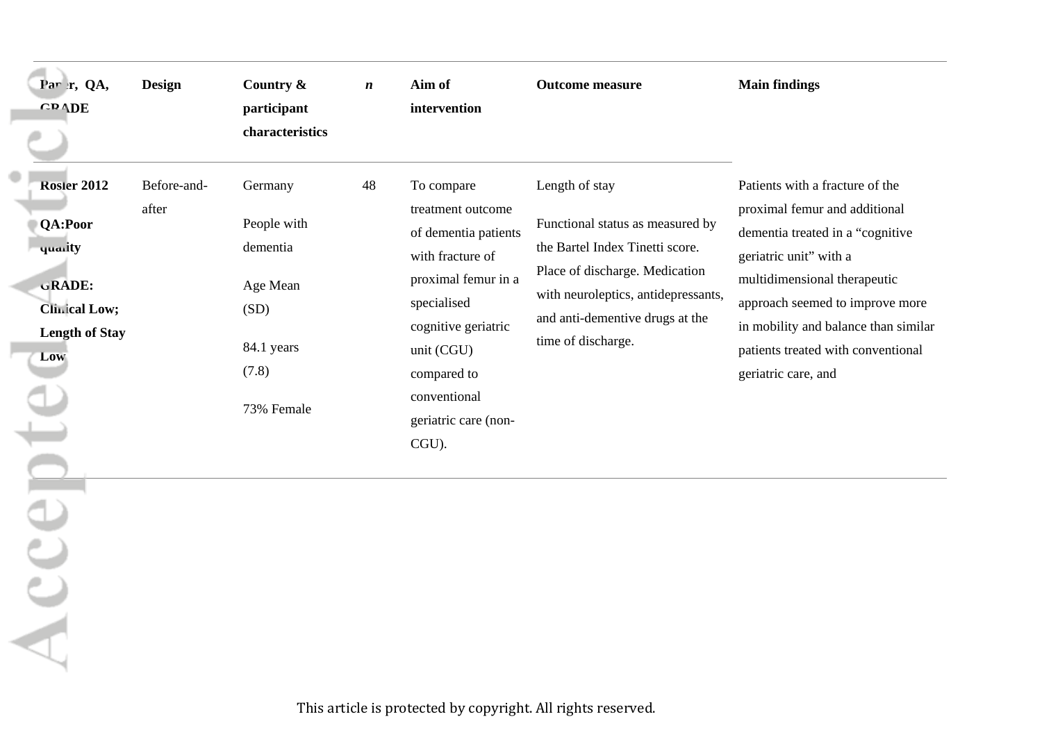| Paper, QA, GRADE | Design | Country & participant characteristics | *n* | Aim of intervention | Outcome measure | Main findings |
|---|---|---|---|---|---|---|
| **Rosler 2012**<br><br>**QA:Poor quality**<br><br>**GRADE: Clinical Low; Length of Stay Low** | Before-and-after | Germany<br><br>People with dementia<br><br>Age Mean (SD)<br><br>84.1 years (7.8)<br><br>73% Female | 48 | To compare treatment outcome of dementia patients with fracture of proximal femur in a specialised cognitive geriatric unit (CGU) compared to conventional geriatric care (non-CGU). | Length of stay<br><br>Functional status as measured by the Bartel Index Tinetti score. Place of discharge. Medication with neuroleptics, antidepressants, and anti-dementive drugs at the time of discharge. | Patients with a fracture of the proximal femur and additional dementia treated in a "cognitive geriatric unit" with a multidimensional therapeutic approach seemed to improve more in mobility and balance than similar patients treated with conventional geriatric care, and |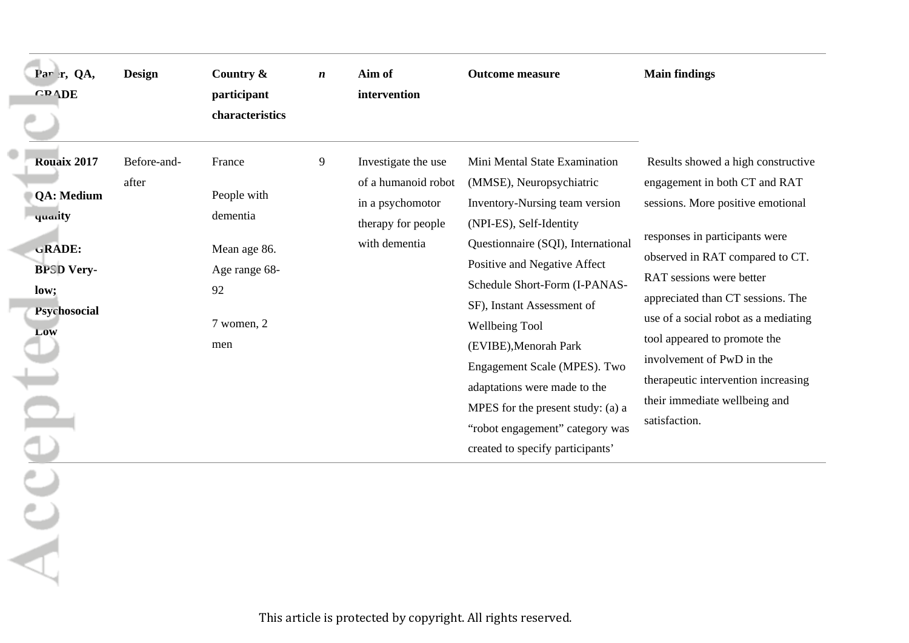| Paper, QA, GRADE | Design | Country & participant characteristics | *n* | Aim of intervention | Outcome measure | Main findings |
|---|---|---|---|---|---|---|
| **Rouaix 2017**<br><br>**QA: Medium quality**<br><br>**GRADE: BPSD Very-low; Psychosocial Low** | Before-and-after | France<br><br>People with dementia<br><br>Mean age 86. Age range 68-92<br><br>7 women, 2 men | 9 | Investigate the use of a humanoid robot in a psychomotor therapy for people with dementia | Mini Mental State Examination (MMSE), Neuropsychiatric Inventory-Nursing team version (NPI-ES), Self-Identity Questionnaire (SQI), International Positive and Negative Affect Schedule Short-Form (I-PANAS-SF), Instant Assessment of Wellbeing Tool (EVIBE),Menorah Park Engagement Scale (MPES). Two adaptations were made to the MPES for the present study: (a) a "robot engagement" category was created to specify participants' | Results showed a high constructive engagement in both CT and RAT sessions. More positive emotional responses in participants were observed in RAT compared to CT. RAT sessions were better appreciated than CT sessions. The use of a social robot as a mediating tool appeared to promote the involvement of PwD in the therapeutic intervention increasing their immediate wellbeing and satisfaction. |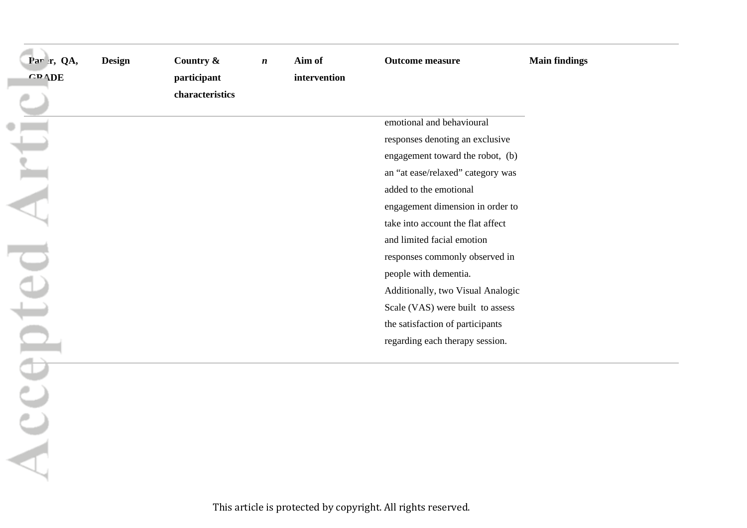| Paper, QA, GRADE | Design | Country & participant characteristics | *n* | Aim of intervention | Outcome measure | Main findings |
|---|---|---|---|---|---|---|
| | | | | | emotional and behavioural responses denoting an exclusive engagement toward the robot, (b) an "at ease/relaxed" category was added to the emotional engagement dimension in order to take into account the flat affect and limited facial emotion responses commonly observed in people with dementia. Additionally, two Visual Analogic Scale (VAS) were built to assess the satisfaction of participants regarding each therapy session. | |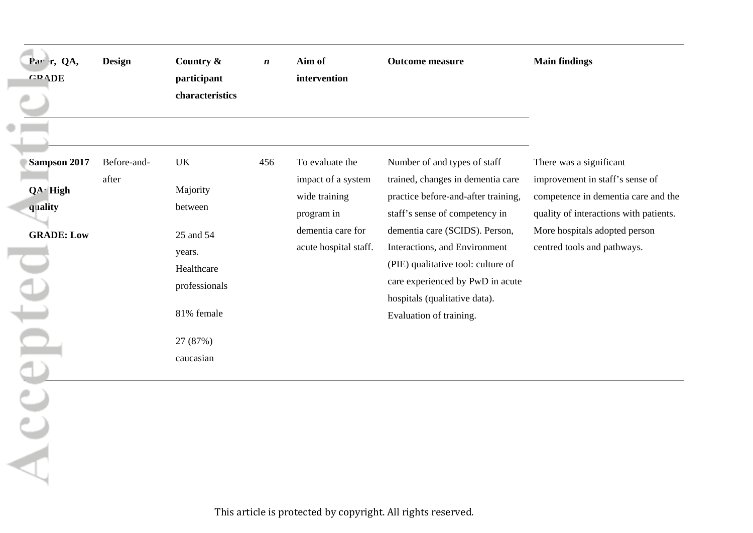| Paper, QA, GRADE | Design | Country & participant characteristics | *n* | Aim of intervention | Outcome measure | Main findings |
|---|---|---|---|---|---|---|
| **Sampson 2017** **QA: High quality** **GRADE: Low** | Before-and-after | UK Majority between 25 and 54 years. Healthcare professionals 81% female 27 (87%) caucasian | 456 | To evaluate the impact of a system wide training program in dementia care for acute hospital staff. | Number of and types of staff trained, changes in dementia care practice before-and-after training, staff's sense of competency in dementia care (SCIDS). Person, Interactions, and Environment (PIE) qualitative tool: culture of care experienced by PwD in acute hospitals (qualitative data). Evaluation of training. | There was a significant improvement in staff's sense of competence in dementia care and the quality of interactions with patients. More hospitals adopted person centred tools and pathways. |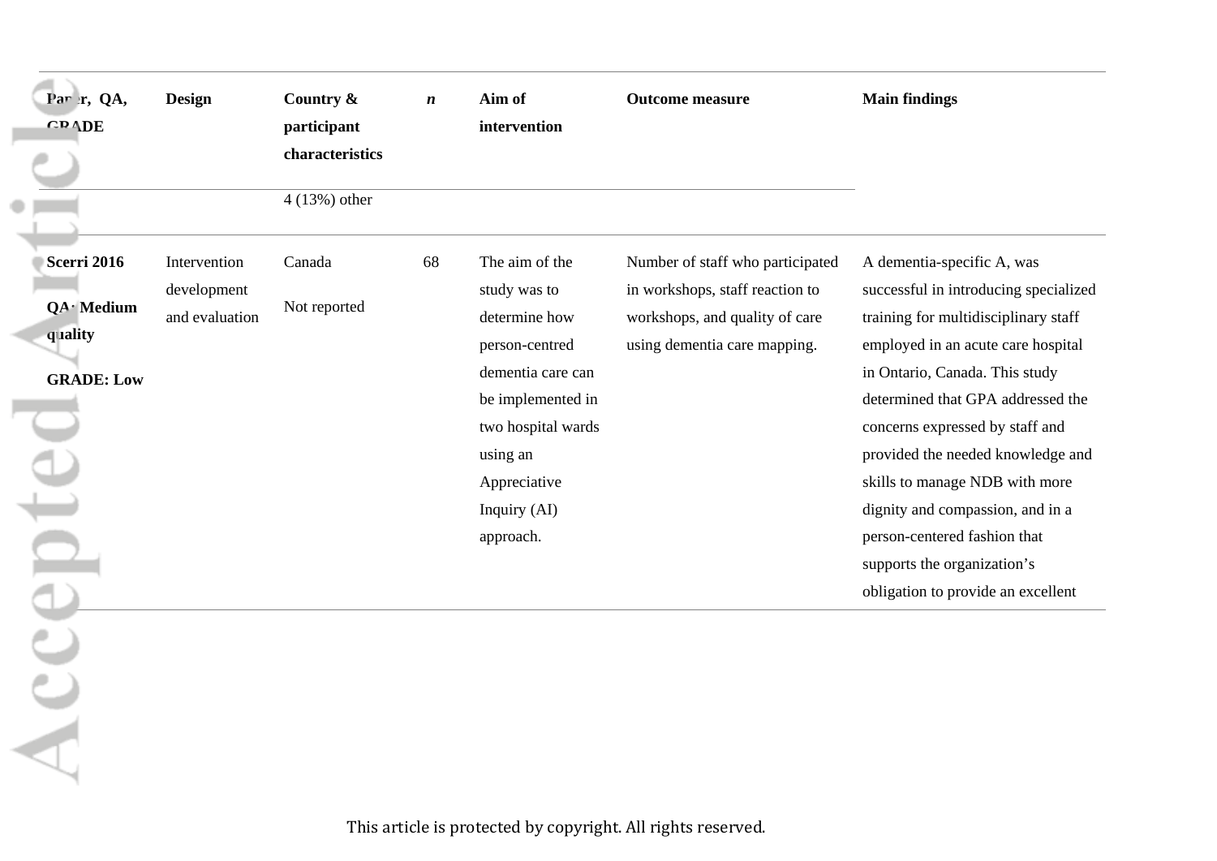| Paper, QA, GRADE | Design | Country & participant characteristics | *n* | Aim of intervention | Outcome measure | Main findings |
|---|---|---|---|---|---|---|
| | | 4 (13%) other | | | | |
| **Scerri 2016**<br><br>**QA: Medium quality**<br><br>**GRADE: Low** | Intervention development and evaluation | Canada<br><br>Not reported | 68 | The aim of the study was to determine how person-centred dementia care can be implemented in two hospital wards using an Appreciative Inquiry (AI) approach. | Number of staff who participated in workshops, staff reaction to workshops, and quality of care using dementia care mapping. | A dementia-specific A, was successful in introducing specialized training for multidisciplinary staff employed in an acute care hospital in Ontario, Canada. This study determined that GPA addressed the concerns expressed by staff and provided the needed knowledge and skills to manage NDB with more dignity and compassion, and in a person-centered fashion that supports the organization's obligation to provide an excellent |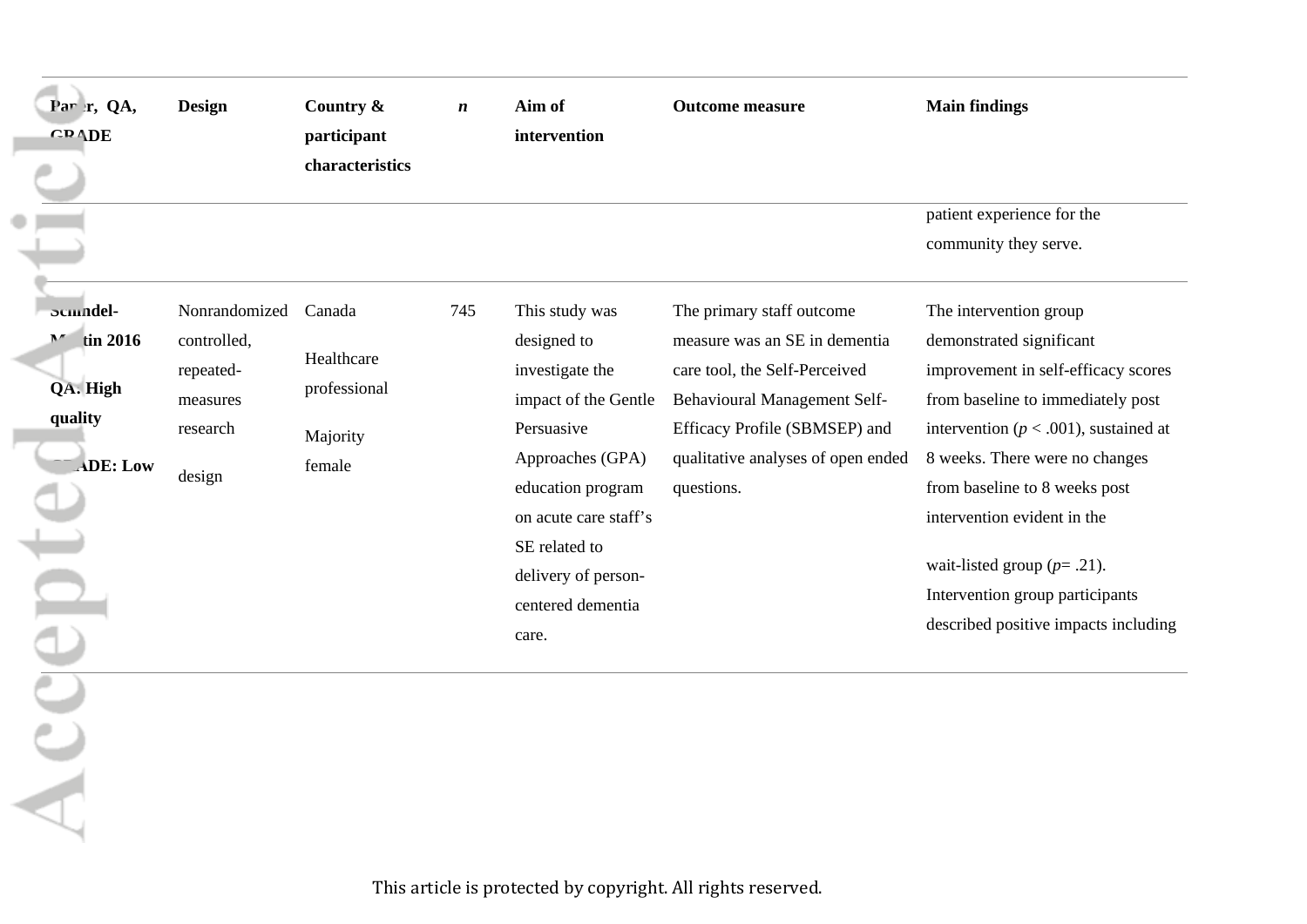| Paper, QA, GRADE | Design | Country & participant characteristics | *n* | Aim of intervention | Outcome measure | Main findings |
|---|---|---|---|---|---|---|
| | | | | | | patient experience for the community they serve. |
| **Schindel-Martin 2016**<br><br>**QA: High quality**<br><br>**GRADE: Low** | Nonrandomized controlled, repeated-measures research design | Canada<br><br>Healthcare professional<br><br>Majority female | 745 | This study was designed to investigate the impact of the Gentle Persuasive Approaches (GPA) education program on acute care staff's SE related to delivery of person-centered dementia care. | The primary staff outcome measure was an SE in dementia care tool, the Self-Perceived Behavioural Management Self-Efficacy Profile (SBMSEP) and qualitative analyses of open ended questions. | The intervention group demonstrated significant improvement in self-efficacy scores from baseline to immediately post intervention ($p < .001$), sustained at 8 weeks. There were no changes from baseline to 8 weeks post intervention evident in the wait-listed group ($p = .21$). Intervention group participants described positive impacts including |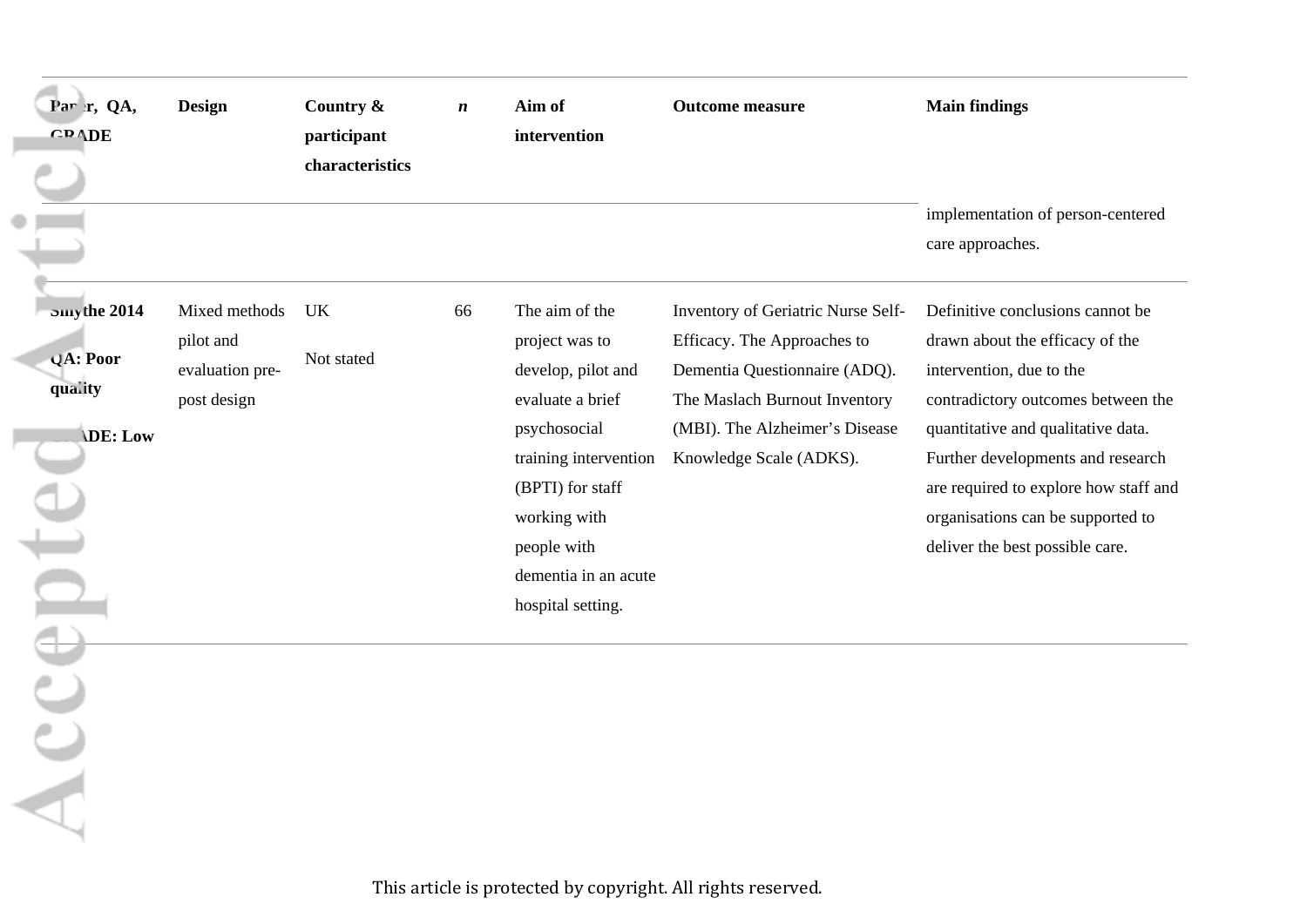| Paper, QA, GRADE | Design | Country & participant characteristics | *n* | Aim of intervention | Outcome measure | Main findings |
|---|---|---|---|---|---|---|
| | | | | | | implementation of person-centered care approaches. |
| **Smythe 2014**<br><br>**QA: Poor quality**<br><br>**GRADE: Low** | Mixed methods pilot and evaluation pre-post design | UK<br><br>Not stated | 66 | The aim of the project was to develop, pilot and evaluate a brief psychosocial training intervention (BPTI) for staff working with people with dementia in an acute hospital setting. | Inventory of Geriatric Nurse Self-Efficacy. The Approaches to Dementia Questionnaire (ADQ). The Maslach Burnout Inventory (MBI). The Alzheimer's Disease Knowledge Scale (ADKS). | Definitive conclusions cannot be drawn about the efficacy of the intervention, due to the contradictory outcomes between the quantitative and qualitative data. Further developments and research are required to explore how staff and organisations can be supported to deliver the best possible care. |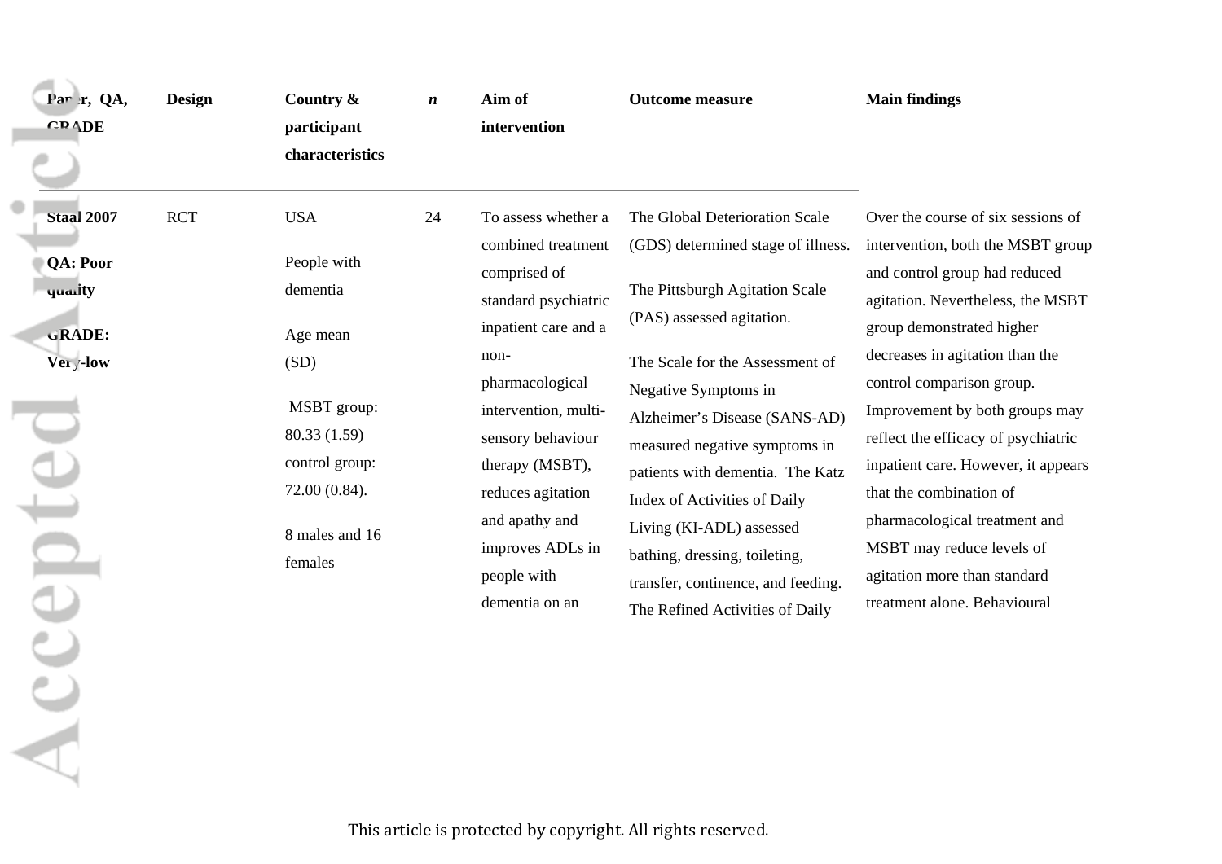| Paper, QA, GRADE | Design | Country & participant characteristics | *n* | Aim of intervention | Outcome measure | Main findings |
|---|---|---|---|---|---|---|
| **Staal 2007**<br><br>**QA: Poor quality**<br><br>**GRADE: Very-low** | RCT | USA<br><br>People with dementia<br><br>Age mean (SD)<br><br>MSBT group: 80.33 (1.59) control group: 72.00 (0.84).<br><br>8 males and 16 females | 24 | To assess whether a combined treatment comprised of standard psychiatric inpatient care and a non-pharmacological intervention, multi-sensory behaviour therapy (MSBT), reduces agitation and apathy and improves ADLs in people with dementia on an | The Global Deterioration Scale (GDS) determined stage of illness.<br><br>The Pittsburgh Agitation Scale (PAS) assessed agitation.<br><br>The Scale for the Assessment of Negative Symptoms in Alzheimer's Disease (SANS-AD) measured negative symptoms in patients with dementia. The Katz Index of Activities of Daily Living (KI-ADL) assessed bathing, dressing, toileting, transfer, continence, and feeding. The Refined Activities of Daily | Over the course of six sessions of intervention, both the MSBT group and control group had reduced agitation. Nevertheless, the MSBT group demonstrated higher decreases in agitation than the control comparison group. Improvement by both groups may reflect the efficacy of psychiatric inpatient care. However, it appears that the combination of pharmacological treatment and MSBT may reduce levels of agitation more than standard treatment alone. Behavioural |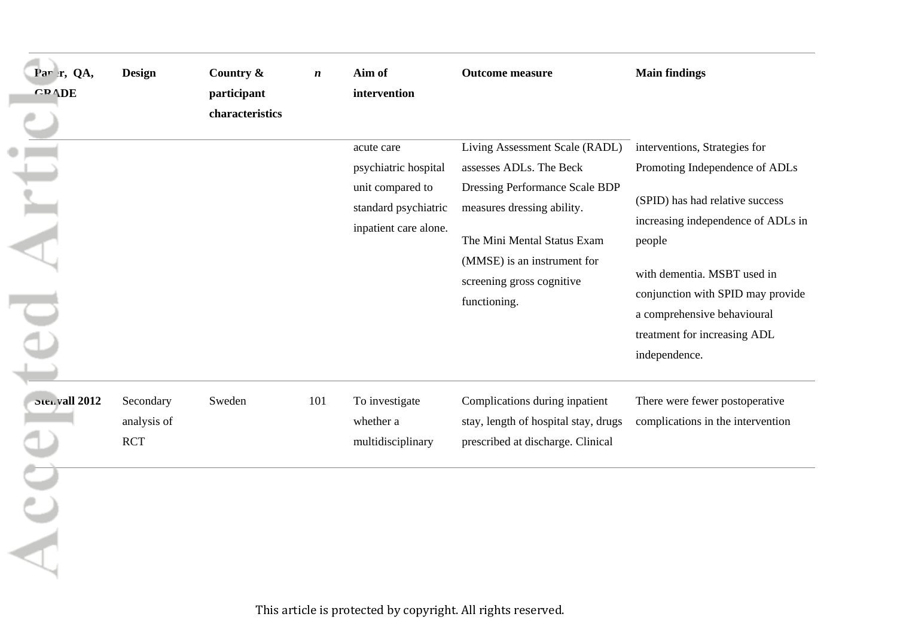| Paper, QA, GRADE | Design | Country & participant characteristics | *n* | Aim of intervention | Outcome measure | Main findings |
|---|---|---|---|---|---|---|
| | | | | acute care psychiatric hospital unit compared to standard psychiatric inpatient care alone. | Living Assessment Scale (RADL) assesses ADLs. The Beck Dressing Performance Scale BDP measures dressing ability. The Mini Mental Status Exam (MMSE) is an instrument for screening gross cognitive functioning. | interventions, Strategies for Promoting Independence of ADLs (SPID) has had relative success increasing independence of ADLs in people with dementia. MSBT used in conjunction with SPID may provide a comprehensive behavioural treatment for increasing ADL independence. |
| Stenvall 2012 | Secondary analysis of RCT | Sweden | 101 | To investigate whether a multidisciplinary | Complications during inpatient stay, length of hospital stay, drugs prescribed at discharge. Clinical | There were fewer postoperative complications in the intervention |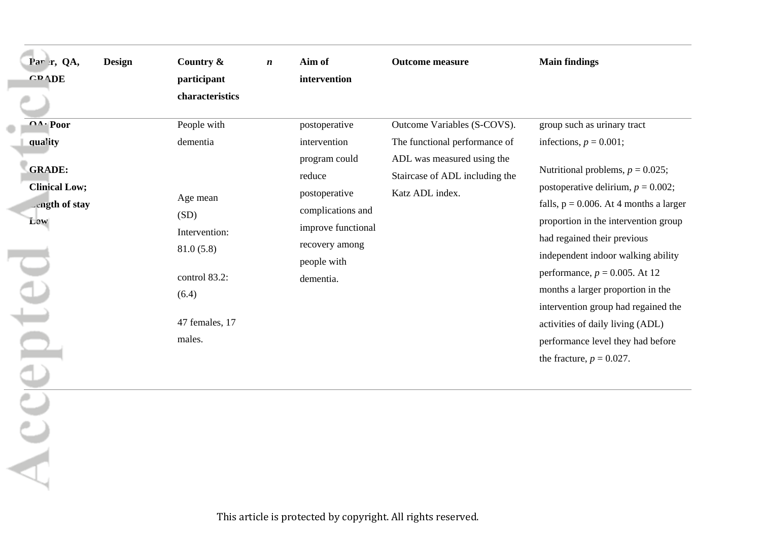| Paper, QA, GRADE | Design | Country & participant characteristics | *n* | Aim of intervention | Outcome measure | Main findings |
|---|---|---|---|---|---|---|
| **QA: Poor quality**<br><br>**GRADE: Clinical Low; Length of stay Low** | | People with dementia<br><br>Age mean (SD) Intervention: 81.0 (5.8)<br><br>control 83.2: (6.4)<br><br>47 females, 17 males. | | postoperative intervention program could reduce postoperative complications and improve functional recovery among people with dementia. | Outcome Variables (S-COVS). The functional performance of ADL was measured using the Staircase of ADL including the Katz ADL index. | group such as urinary tract infections, *p* = 0.001;<br><br>Nutritional problems, *p* = 0.025; postoperative delirium, *p* = 0.002; falls, p = 0.006. At 4 months a larger proportion in the intervention group had regained their previous independent indoor walking ability performance, *p* = 0.005. At 12 months a larger proportion in the intervention group had regained the activities of daily living (ADL) performance level they had before the fracture, *p* = 0.027. |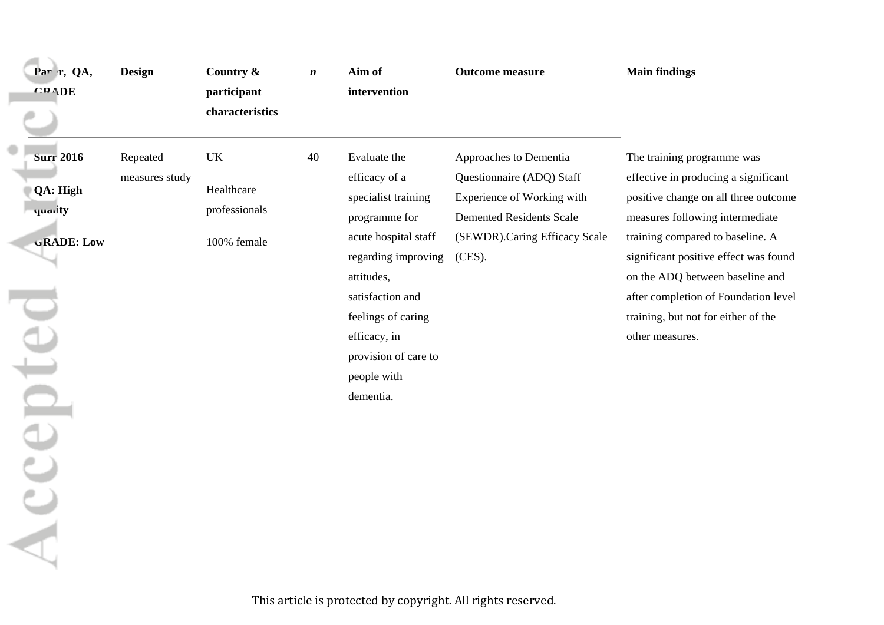| Paper, QA, GRADE | Design | Country & participant characteristics | *n* | Aim of intervention | Outcome measure | Main findings |
|---|---|---|---|---|---|---|
| **Surr 2016**<br><br>**QA: High quality**<br><br>**GRADE: Low** | Repeated measures study | UK<br><br>Healthcare professionals<br><br>100% female | 40 | Evaluate the efficacy of a specialist training programme for acute hospital staff regarding improving attitudes, satisfaction and feelings of caring efficacy, in provision of care to people with dementia. | Approaches to Dementia Questionnaire (ADQ) Staff Experience of Working with Demented Residents Scale (SEWDR).Caring Efficacy Scale (CES). | The training programme was effective in producing a significant positive change on all three outcome measures following intermediate training compared to baseline. A significant positive effect was found on the ADQ between baseline and after completion of Foundation level training, but not for either of the other measures. |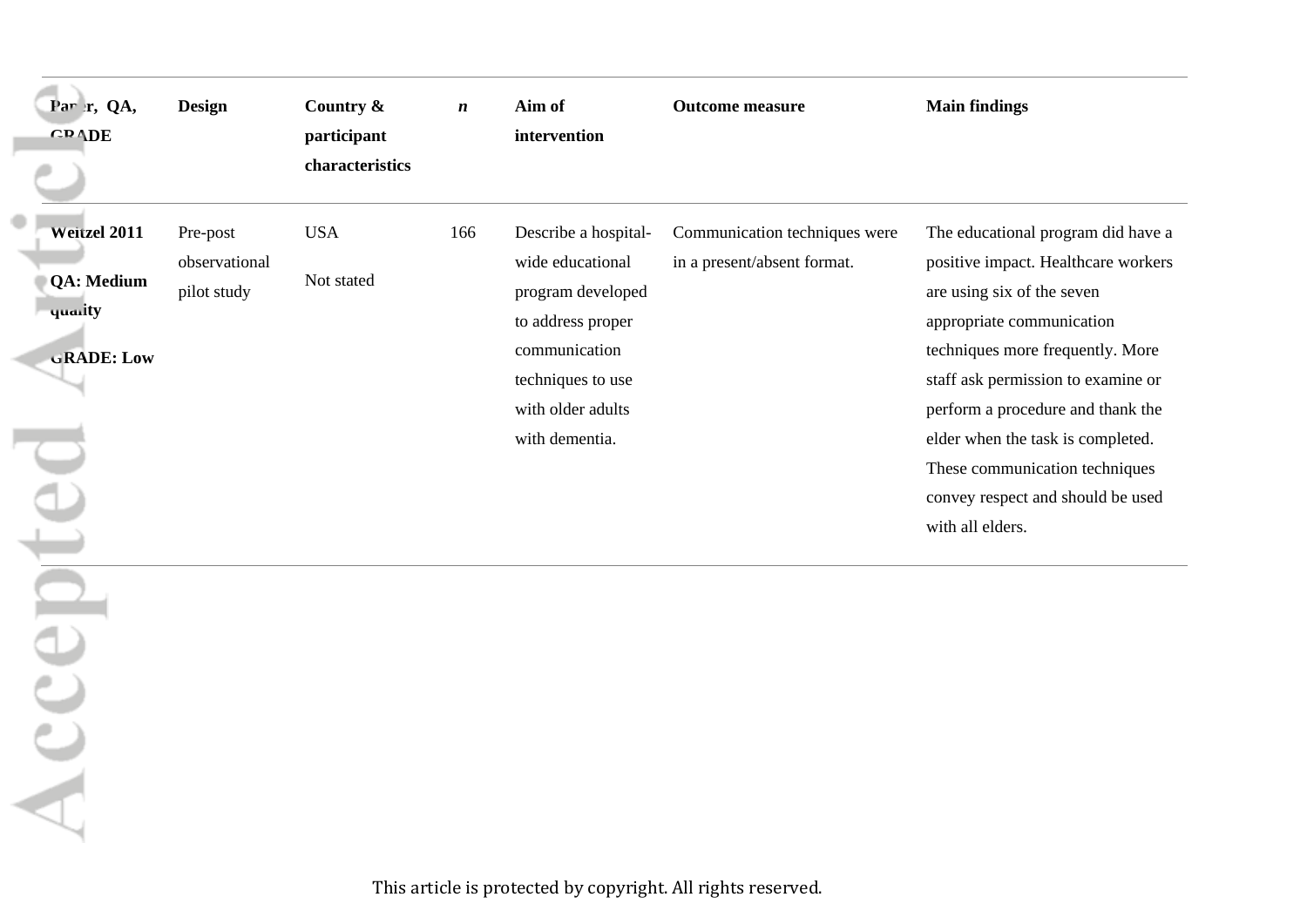| Paper, QA, GRADE | Design | Country & participant characteristics | *n* | Aim of intervention | Outcome measure | Main findings |
|---|---|---|---|---|---|---|
| **Weitzel 2011**<br><br>**QA: Medium quality**<br><br>**GRADE: Low** | Pre-post observational pilot study | USA<br><br>Not stated | 166 | Describe a hospital-wide educational program developed to address proper communication techniques to use with older adults with dementia. | Communication techniques were in a present/absent format. | The educational program did have a positive impact. Healthcare workers are using six of the seven appropriate communication techniques more frequently. More staff ask permission to examine or perform a procedure and thank the elder when the task is completed. These communication techniques convey respect and should be used with all elders. |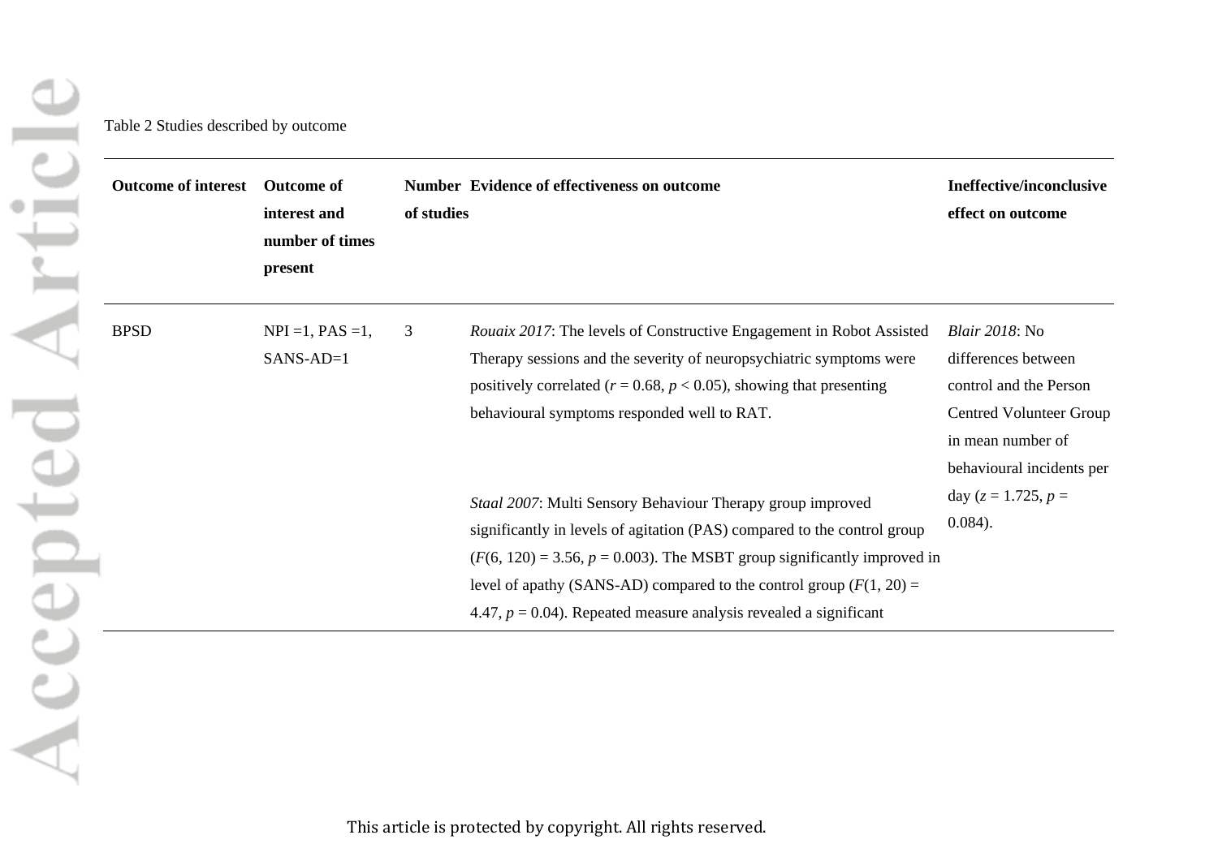Table 2 Studies described by outcome

| Outcome of interest | Outcome of interest and number of times present | Number of studies | Evidence of effectiveness on outcome | Ineffective/inconclusive effect on outcome |
|---|---|---|---|---|
| BPSD | NPI =1, PAS =1, SANS-AD=1 | 3 | *Rouaix 2017*: The levels of Constructive Engagement in Robot Assisted Therapy sessions and the severity of neuropsychiatric symptoms were positively correlated ($r$ = 0.68, $p$ < 0.05), showing that presenting behavioural symptoms responded well to RAT.<br><br>*Staal 2007*: Multi Sensory Behaviour Therapy group improved significantly in levels of agitation (PAS) compared to the control group ($F$(6, 120) = 3.56, $p$ = 0.003). The MSBT group significantly improved in level of apathy (SANS-AD) compared to the control group ($F$(1, 20) = 4.47, $p$ = 0.04). Repeated measure analysis revealed a significant | *Blair 2018*: No differences between control and the Person Centred Volunteer Group in mean number of behavioural incidents per day ($z$ = 1.725, $p$ = 0.084). |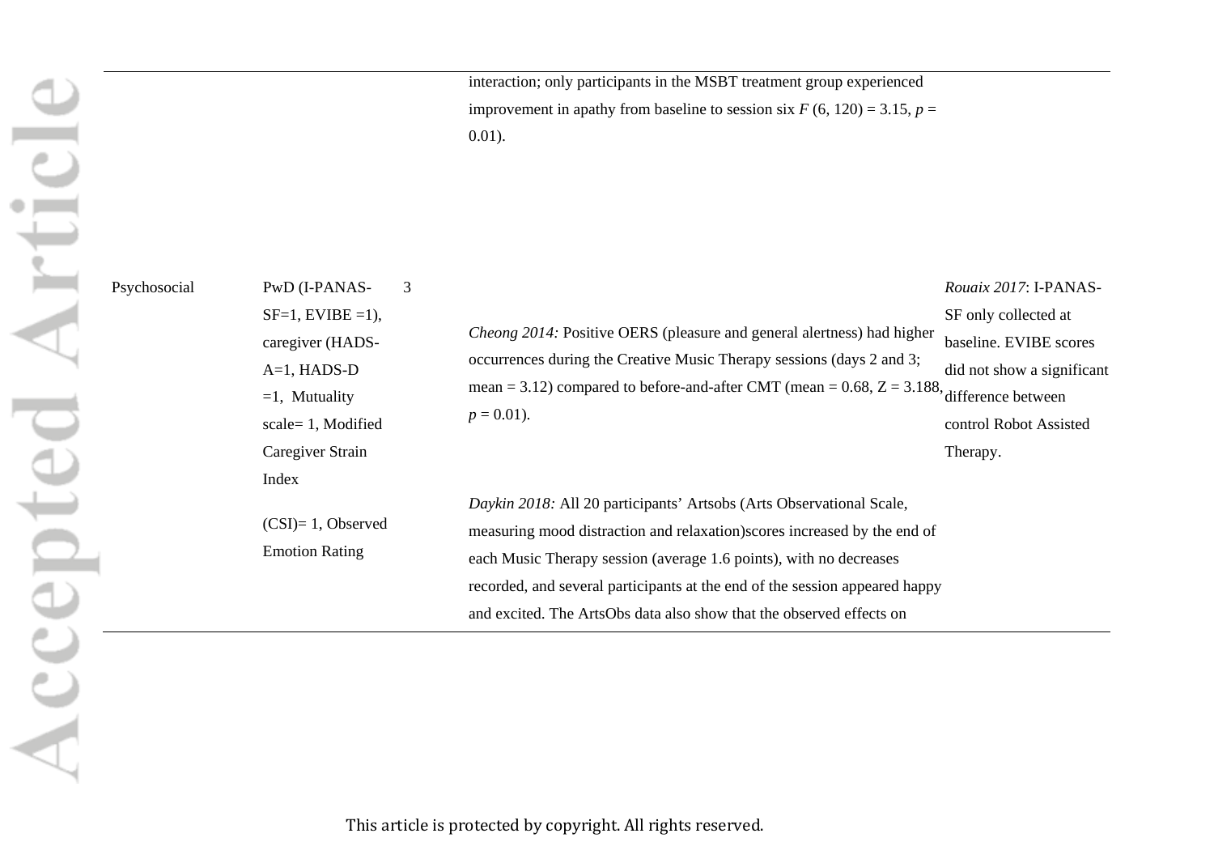| | | | | |
|---|---|---|---|---|
| | | | interaction; only participants in the MSBT treatment group experienced improvement in apathy from baseline to session six $F$ (6, 120) = 3.15, $p$ = 0.01). | |
| Psychosocial | PwD (I-PANAS-SF=1, EVIBE =1), caregiver (HADS-A=1, HADS-D =1, Mutuality scale= 1, Modified Caregiver Strain Index (CSI)= 1, Observed Emotion Rating | 3 | *Cheong 2014:* Positive OERS (pleasure and general alertness) had higher occurrences during the Creative Music Therapy sessions (days 2 and 3; mean = 3.12) compared to before-and-after CMT (mean = 0.68, Z = 3.188, $p$ = 0.01).<br><br>*Daykin 2018:* All 20 participants' Artsobs (Arts Observational Scale, measuring mood distraction and relaxation)scores increased by the end of each Music Therapy session (average 1.6 points), with no decreases recorded, and several participants at the end of the session appeared happy and excited. The ArtsObs data also show that the observed effects on | *Rouaix 2017*: I-PANAS-SF only collected at baseline. EVIBE scores did not show a significant difference between control Robot Assisted Therapy. |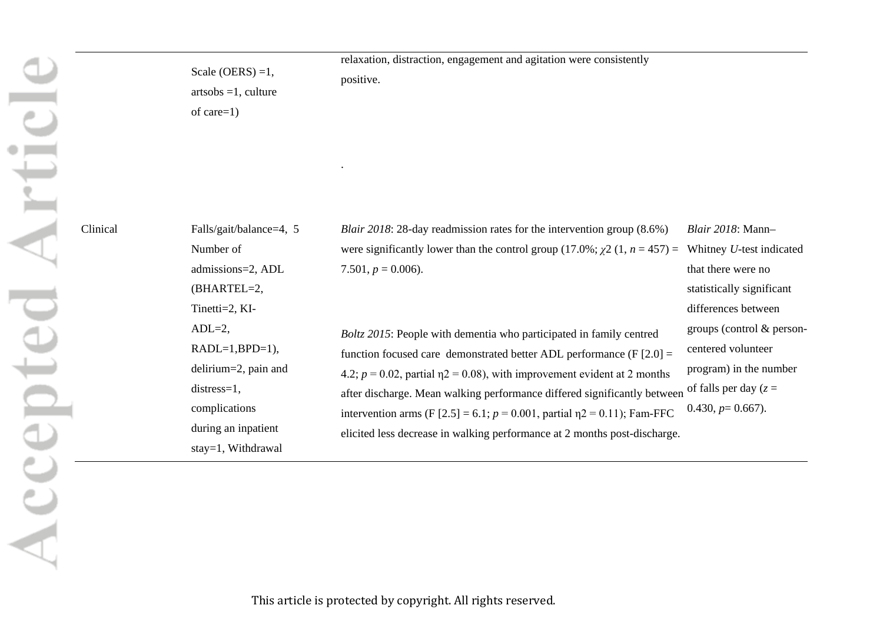| | | | |
|---|---|---|---|
| | Scale (OERS) =1, artsobs =1, culture of care=1) | relaxation, distraction, engagement and agitation were consistently positive.<br><br>. | |
| Clinical | Falls/gait/balance=4, 5 Number of admissions=2, ADL (BHARTEL=2, Tinetti=2, KI-ADL=2, RADL=1,BPD=1), delirium=2, pain and distress=1, complications during an inpatient stay=1, Withdrawal | *Blair 2018*: 28-day readmission rates for the intervention group (8.6%) were significantly lower than the control group (17.0%; $\chi 2$ (1, $n$ = 457) = 7.501, $p$ = 0.006).<br><br>*Boltz 2015*: People with dementia who participated in family centred function focused care demonstrated better ADL performance (F [2.0] = 4.2; $p$ = 0.02, partial η2 = 0.08), with improvement evident at 2 months after discharge. Mean walking performance differed significantly between intervention arms (F [2.5] = 6.1; $p$ = 0.001, partial η2 = 0.11); Fam-FFC elicited less decrease in walking performance at 2 months post-discharge. | *Blair 2018*: Mann–Whitney *U*-test indicated that there were no statistically significant differences between groups (control & person-centered volunteer program) in the number of falls per day ($z$ = 0.430, $p$= 0.667). |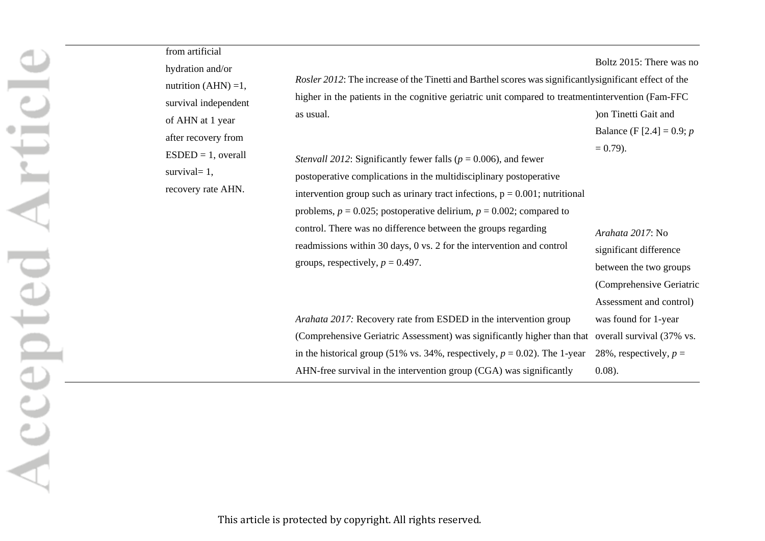| | | | |
|---|---|---|---|
| | from artificial hydration and/or nutrition (AHN) =1, survival independent of AHN at 1 year after recovery from ESDED = 1, overall survival= 1, recovery rate AHN. | *Rosler 2012*: The increase of the Tinetti and Barthel scores was significantly higher in the patients in the cognitive geriatric unit compared to treatment as usual.<br><br>*Stenvall 2012*: Significantly fewer falls ($p = 0.006$), and fewer postoperative complications in the multidisciplinary postoperative intervention group such as urinary tract infections, $p = 0.001$; nutritional problems, $p = 0.025$; postoperative delirium, $p = 0.002$; compared to control. There was no difference between the groups regarding readmissions within 30 days, 0 vs. 2 for the intervention and control groups, respectively, $p = 0.497$.<br><br>*Arahata 2017:* Recovery rate from ESDED in the intervention group (Comprehensive Geriatric Assessment) was significantly higher than that in the historical group (51% vs. 34%, respectively, $p = 0.02$). The 1-year AHN-free survival in the intervention group (CGA) was significantly | Boltz 2015: There was no significant effect of the intervention (Fam-FFC )on Tinetti Gait and Balance (F [2.4] = 0.9; $p = 0.79$).<br><br>*Arahata 2017*: No significant difference between the two groups (Comprehensive Geriatric Assessment and control) was found for 1-year overall survival (37% vs. 28%, respectively, $p = 0.08$). |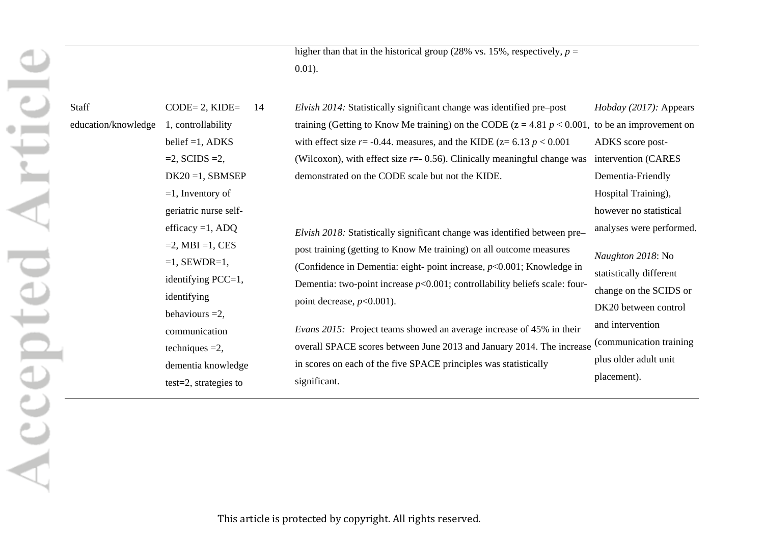| | | | | |
|---|---|---|---|---|
| | | | higher than that in the historical group (28% vs. 15%, respectively, $p$ = 0.01). | |
| Staff education/knowledge | CODE= 2, KIDE= 1, controllability belief =1, ADKS =2, SCIDS =2, DK20 =1, SBMSEP =1, Inventory of geriatric nurse self-efficacy =1, ADQ =2, MBI =1, CES =1, SEWDR=1, identifying PCC=1, identifying behaviours =2, communication techniques =2, dementia knowledge test=2, strategies to | 14 | *Elvish 2014:* Statistically significant change was identified pre–post training (Getting to Know Me training) on the CODE (z = 4.81 $p < 0.001$, with effect size $r$= -0.44. measures, and the KIDE (z= 6.13 $p < 0.001$ (Wilcoxon), with effect size $r$=- 0.56). Clinically meaningful change was demonstrated on the CODE scale but not the KIDE.<br><br>*Elvish 2018:* Statistically significant change was identified between pre–post training (getting to Know Me training) on all outcome measures (Confidence in Dementia: eight- point increase, $p$<0.001; Knowledge in Dementia: two-point increase $p$<0.001; controllability beliefs scale: four-point decrease, $p$<0.001).<br><br>*Evans 2015:* Project teams showed an average increase of 45% in their overall SPACE scores between June 2013 and January 2014. The increase in scores on each of the five SPACE principles was statistically significant. | *Hobday (2017):* Appears to be an improvement on ADKS score post-intervention (CARES Dementia-Friendly Hospital Training), however no statistical analyses were performed.<br><br>*Naughton 2018*: No statistically different change on the SCIDS or DK20 between control and intervention (communication training plus older adult unit placement). |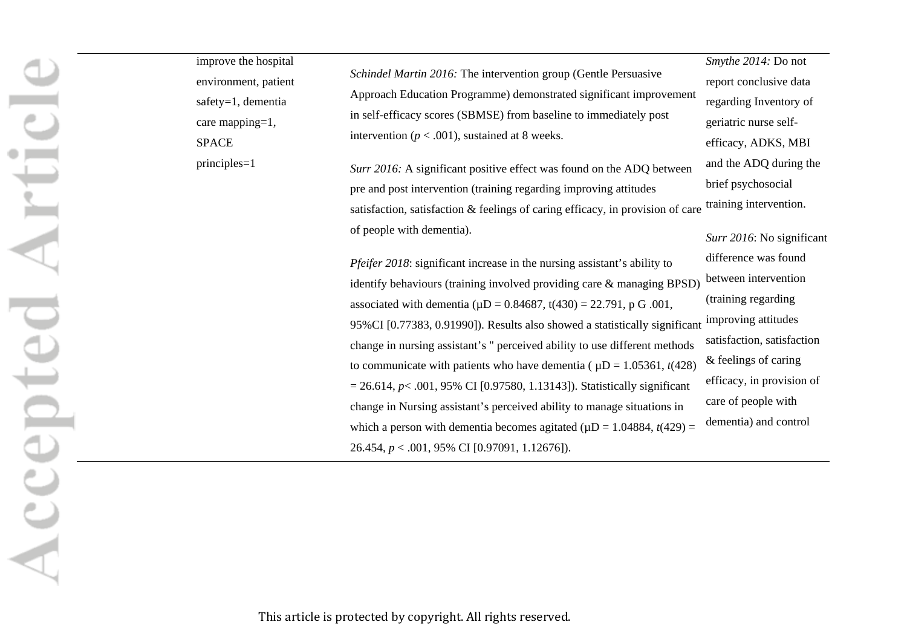| | | | |
|---|---|---|---|
| | improve the hospital environment, patient safety=1, dementia care mapping=1, SPACE principles=1 | *Schindel Martin 2016:* The intervention group (Gentle Persuasive Approach Education Programme) demonstrated significant improvement in self-efficacy scores (SBMSE) from baseline to immediately post intervention ($p < .001$), sustained at 8 weeks.<br><br>*Surr 2016:* A significant positive effect was found on the ADQ between pre and post intervention (training regarding improving attitudes satisfaction, satisfaction & feelings of caring efficacy, in provision of care of people with dementia).<br><br>*Pfeifer 2018*: significant increase in the nursing assistant's ability to identify behaviours (training involved providing care & managing BPSD) associated with dementia ($\mu D = 0.84687$, $t(430) = 22.791$, p G .001, 95%CI [0.77383, 0.91990]). Results also showed a statistically significant change in nursing assistant's " perceived ability to use different methods to communicate with patients who have dementia ( $\mu D = 1.05361$, $t(428) = 26.614$, $p< .001$, 95% CI [0.97580, 1.13143]). Statistically significant change in Nursing assistant's perceived ability to manage situations in which a person with dementia becomes agitated ($\mu D = 1.04884$, $t(429) = 26.454$, $p < .001$, 95% CI [0.97091, 1.12676]). | *Smythe 2014:* Do not report conclusive data regarding Inventory of geriatric nurse self-efficacy, ADKS, MBI and the ADQ during the brief psychosocial training intervention.<br><br>*Surr 2016*: No significant difference was found between intervention (training regarding improving attitudes satisfaction, satisfaction & feelings of caring efficacy, in provision of care of people with dementia) and control |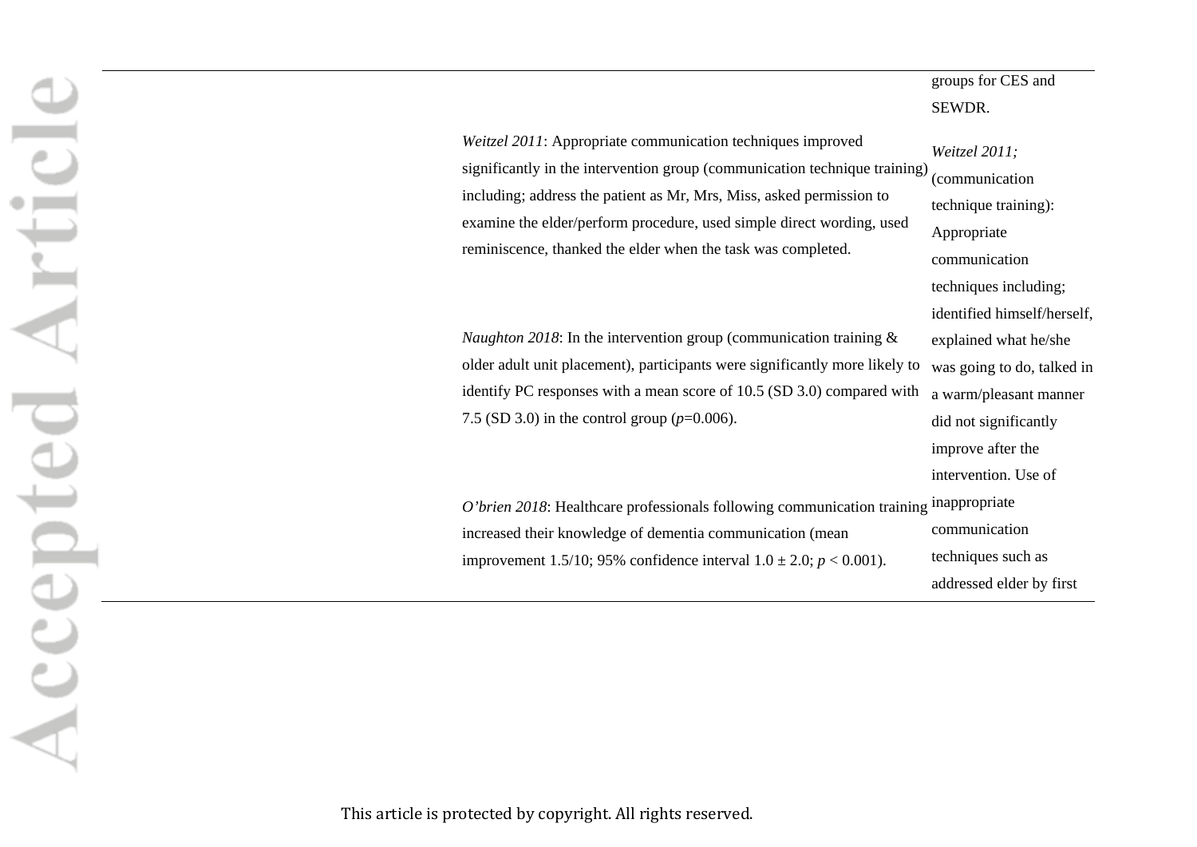| | | |
|---|---|---|
| | | groups for CES and SEWDR. |
| | *Weitzel 2011*: Appropriate communication techniques improved significantly in the intervention group (communication technique training) including; address the patient as Mr, Mrs, Miss, asked permission to examine the elder/perform procedure, used simple direct wording, used reminiscence, thanked the elder when the task was completed.<br><br>*Naughton 2018*: In the intervention group (communication training & older adult unit placement), participants were significantly more likely to identify PC responses with a mean score of 10.5 (SD 3.0) compared with 7.5 (SD 3.0) in the control group ($p$=0.006).<br><br>*O'brien 2018*: Healthcare professionals following communication training increased their knowledge of dementia communication (mean improvement 1.5/10; 95% confidence interval 1.0 ± 2.0; $p$ < 0.001). | *Weitzel 2011;* (communication technique training): Appropriate communication techniques including; identified himself/herself, explained what he/she was going to do, talked in a warm/pleasant manner did not significantly improve after the intervention. Use of inappropriate communication techniques such as addressed elder by first |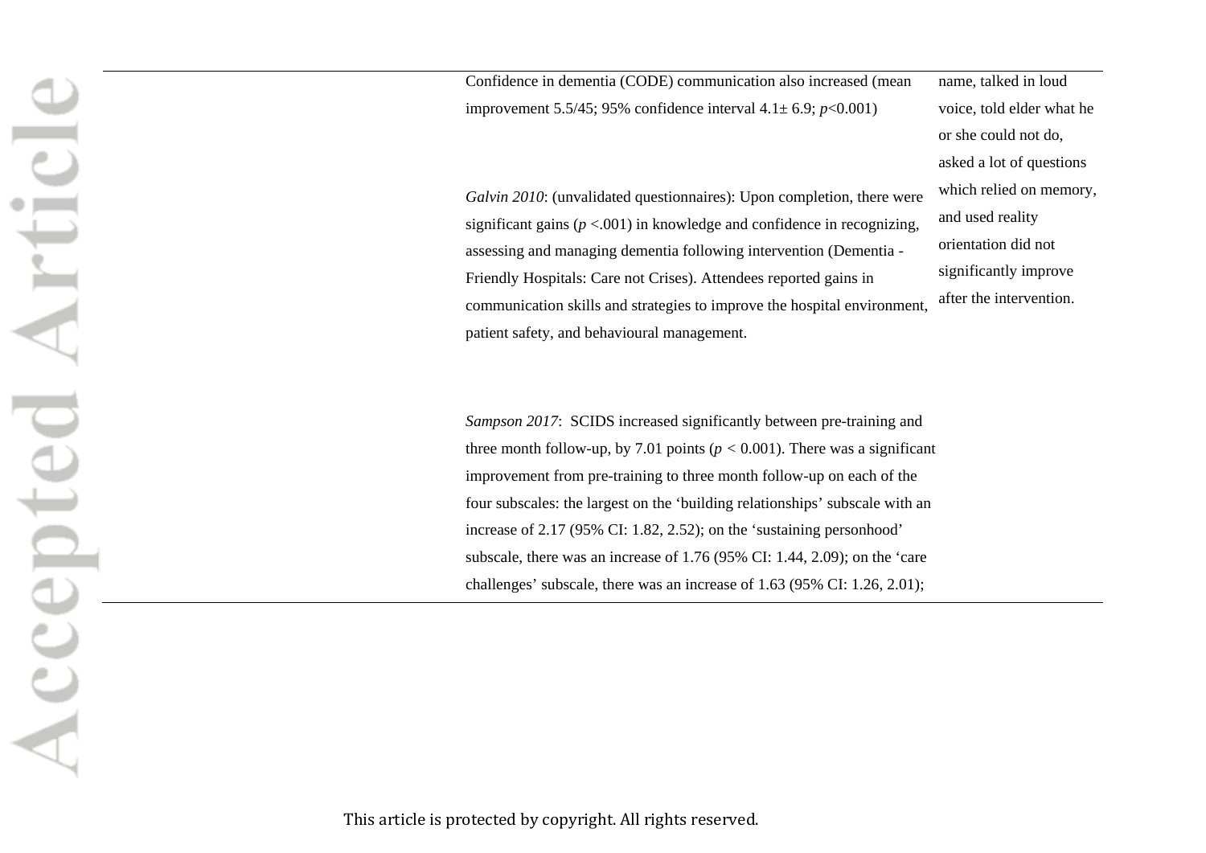| | | |
|---|---|---|
| | Confidence in dementia (CODE) communication also increased (mean improvement 5.5/45; 95% confidence interval 4.1± 6.9; $p$<0.001)<br><br>*Galvin 2010*: (unvalidated questionnaires): Upon completion, there were significant gains ($p$ <.001) in knowledge and confidence in recognizing, assessing and managing dementia following intervention (Dementia - Friendly Hospitals: Care not Crises). Attendees reported gains in communication skills and strategies to improve the hospital environment, patient safety, and behavioural management.<br><br>*Sampson 2017*: SCIDS increased significantly between pre-training and three month follow-up, by 7.01 points ($p$ < 0.001). There was a significant improvement from pre-training to three month follow-up on each of the four subscales: the largest on the 'building relationships' subscale with an increase of 2.17 (95% CI: 1.82, 2.52); on the 'sustaining personhood' subscale, there was an increase of 1.76 (95% CI: 1.44, 2.09); on the 'care challenges' subscale, there was an increase of 1.63 (95% CI: 1.26, 2.01); | name, talked in loud voice, told elder what he or she could not do, asked a lot of questions which relied on memory, and used reality orientation did not significantly improve after the intervention. |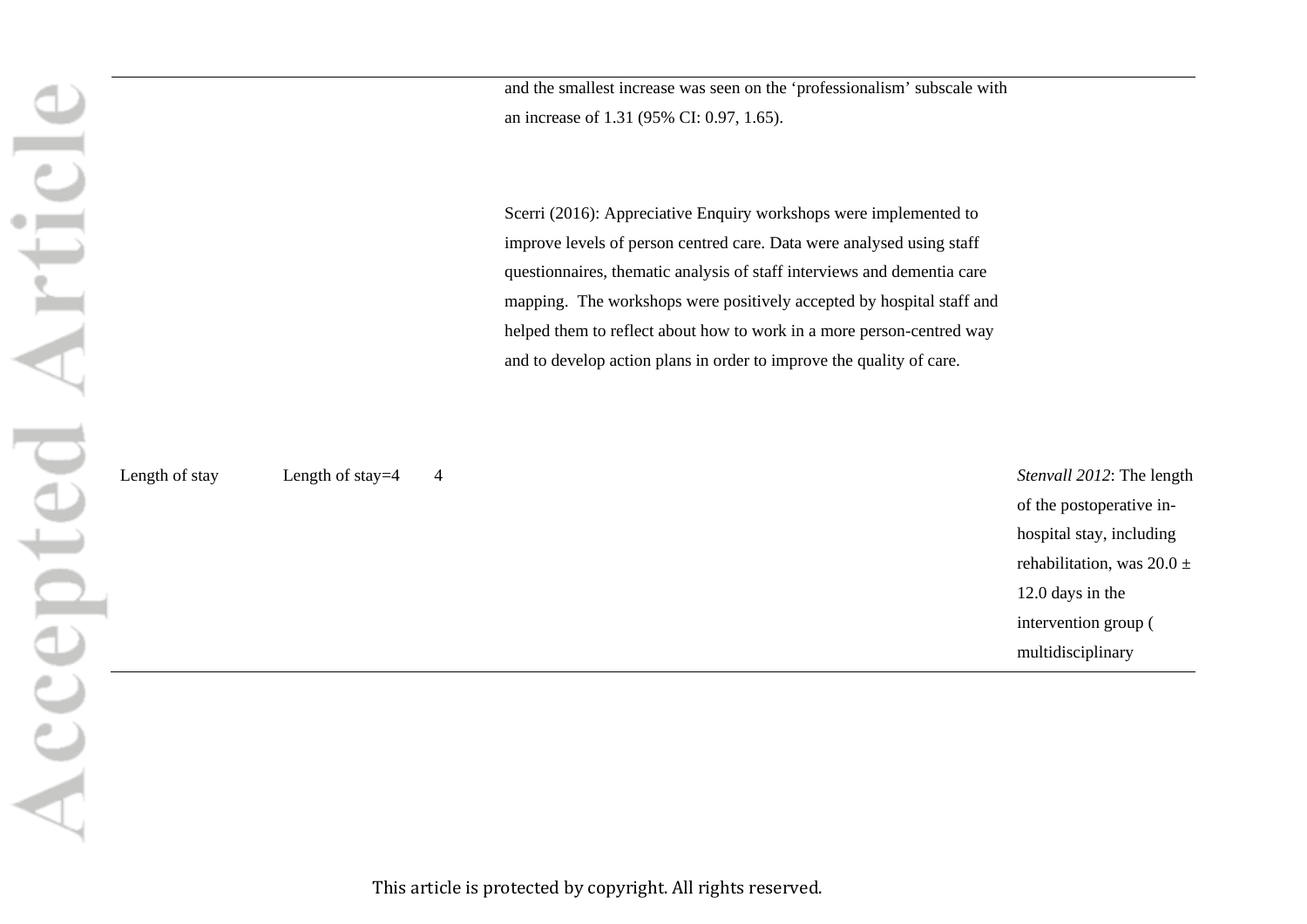| | | | | |
|---|---|---|---|---|
| | | | and the smallest increase was seen on the 'professionalism' subscale with an increase of 1.31 (95% CI: 0.97, 1.65).<br><br>Scerri (2016): Appreciative Enquiry workshops were implemented to improve levels of person centred care. Data were analysed using staff questionnaires, thematic analysis of staff interviews and dementia care mapping. The workshops were positively accepted by hospital staff and helped them to reflect about how to work in a more person-centred way and to develop action plans in order to improve the quality of care. | |
| Length of stay | Length of stay=4 | 4 | | *Stenvall 2012*: The length of the postoperative in-hospital stay, including rehabilitation, was 20.0 ± 12.0 days in the intervention group ( multidisciplinary |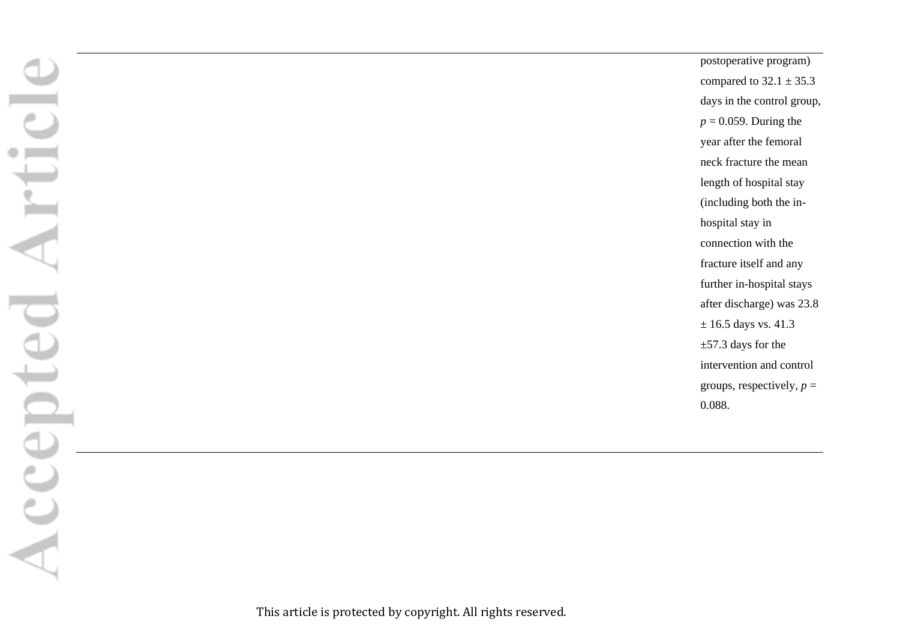postoperative program) compared to 32.1 ± 35.3 days in the control group, $p = 0.059$. During the year after the femoral neck fracture the mean length of hospital stay (including both the in-hospital stay in connection with the fracture itself and any further in-hospital stays after discharge) was 23.8 ± 16.5 days vs. 41.3 ±57.3 days for the intervention and control groups, respectively, $p = 0.088$.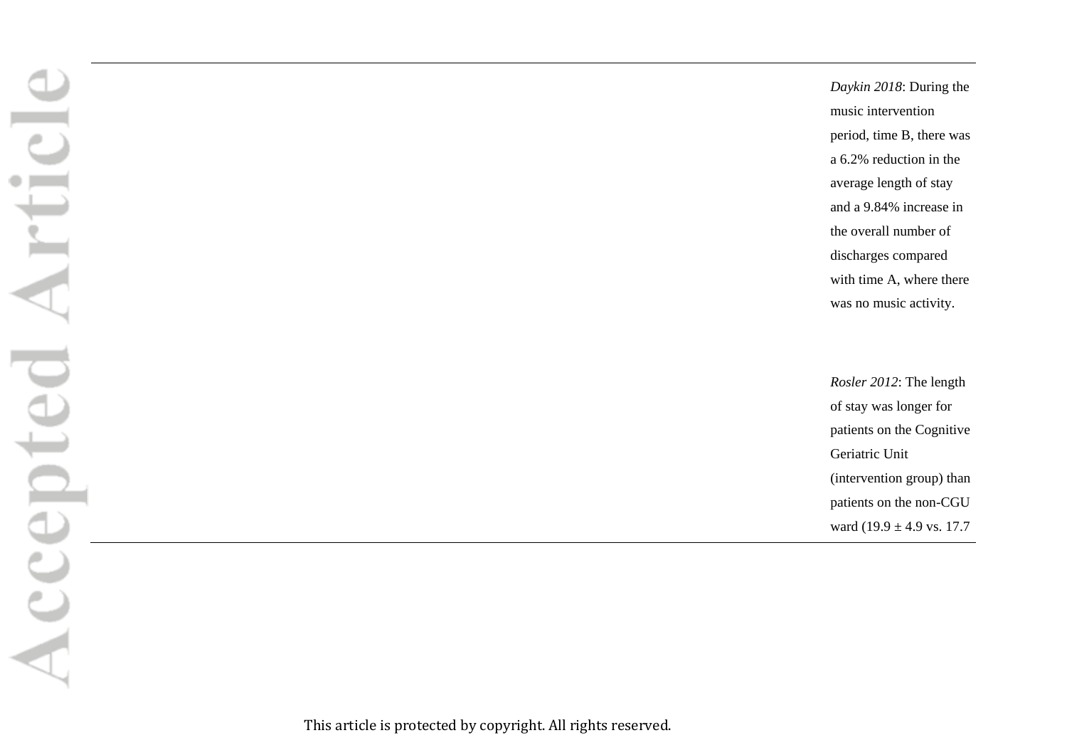*Daykin 2018*: During the music intervention period, time B, there was a 6.2% reduction in the average length of stay and a 9.84% increase in the overall number of discharges compared with time A, where there was no music activity.

*Rosler 2012*: The length of stay was longer for patients on the Cognitive Geriatric Unit (intervention group) than patients on the non-CGU ward (19.9 ± 4.9 vs. 17.7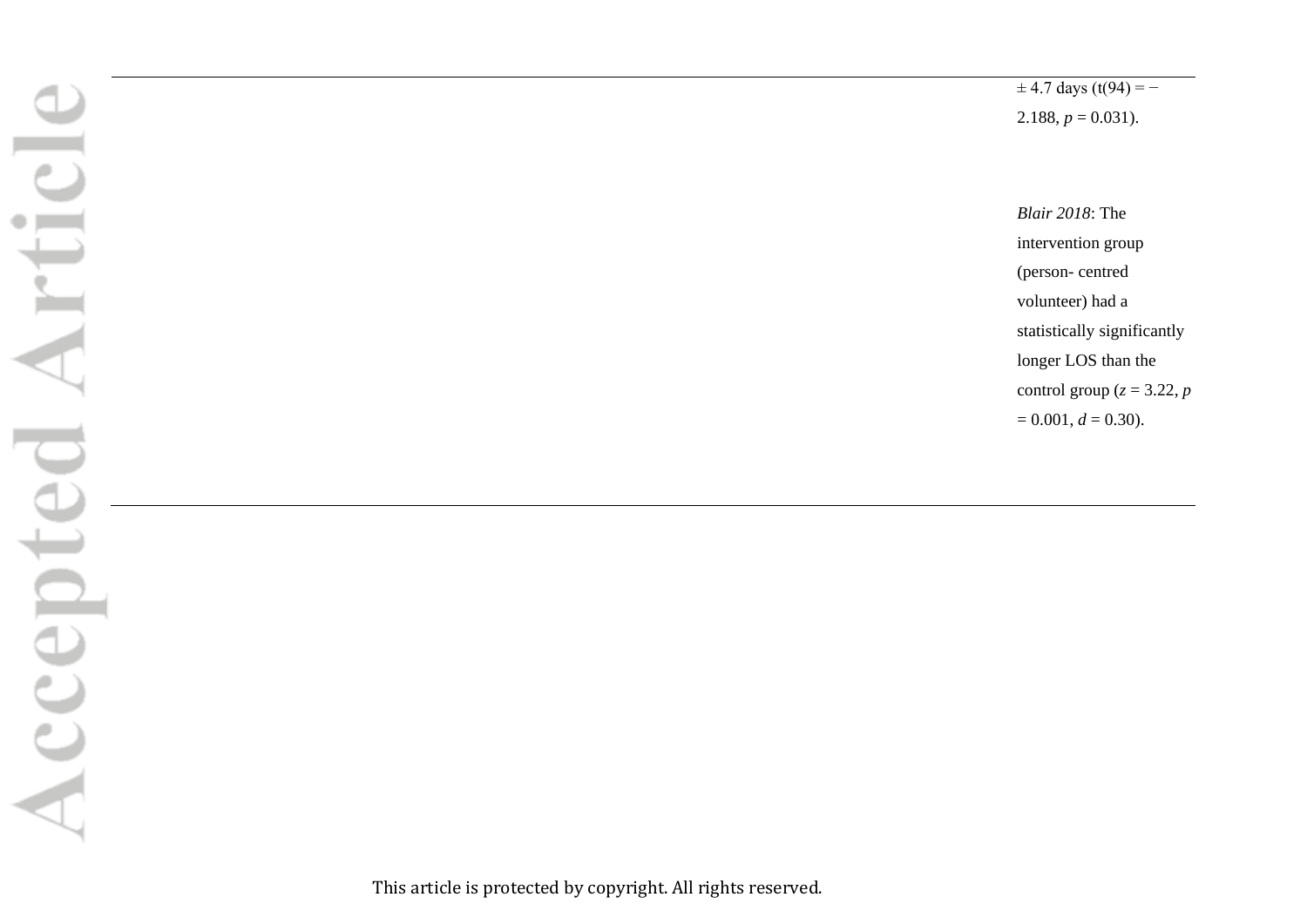± 4.7 days (t(94) = −2.188, $p = 0.031$).

*Blair 2018*: The intervention group (person- centred volunteer) had a statistically significantly longer LOS than the control group ($z = 3.22$, $p = 0.001$, $d = 0.30$).